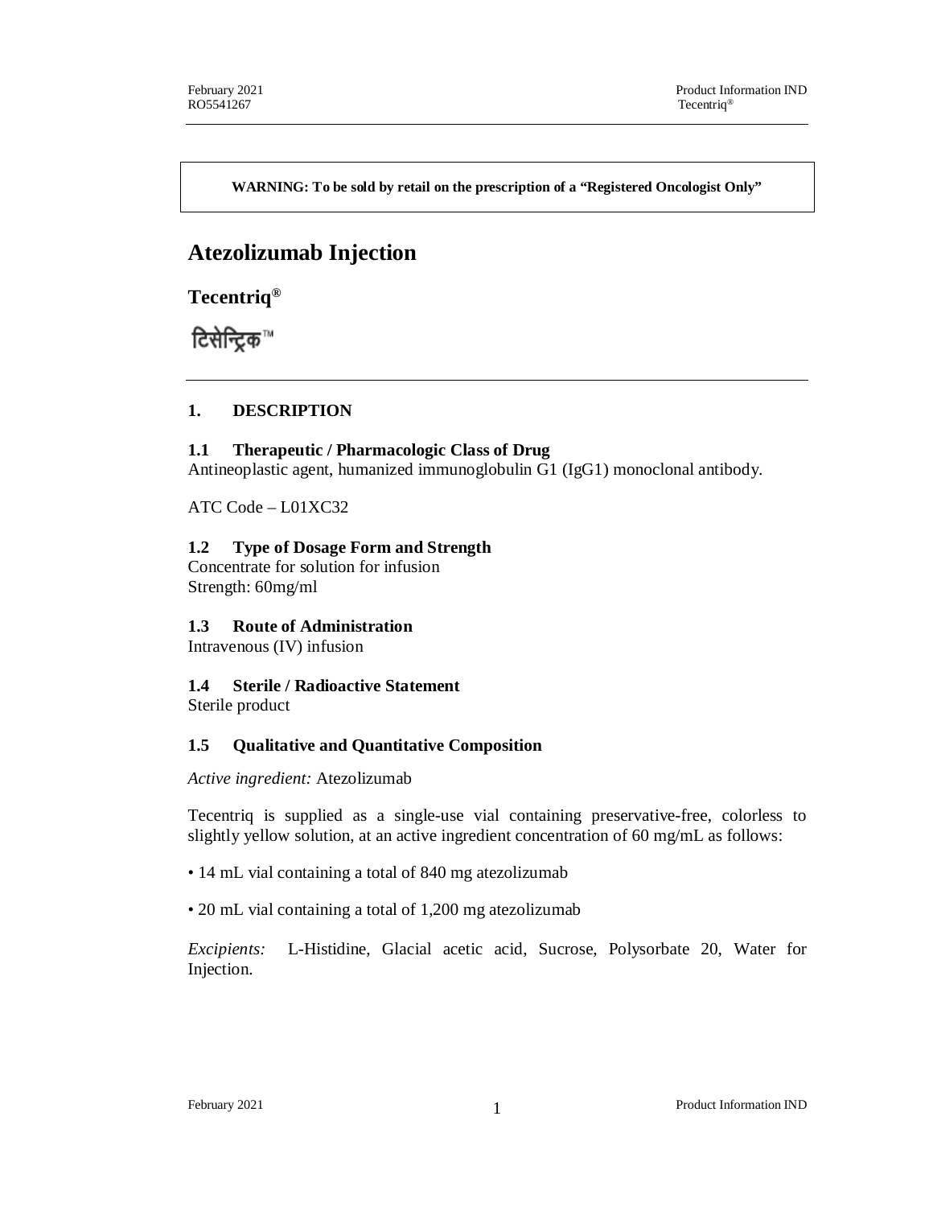**WARNING: To be sold by retail on the prescription of a "Registered Oncologist Only"**

# Atezolizumab Injection

## Tecentriq®

टिसेन्ट्रिक™

## 1. DESCRIPTION

### 1.1 Therapeutic / Pharmacologic Class of Drug

Antineoplastic agent, humanized immunoglobulin G1 (IgG1) monoclonal antibody.

ATC Code – L01XC32

### 1.2 Type of Dosage Form and Strength

Concentrate for solution for infusion
Strength: 60mg/ml

### 1.3 Route of Administration

Intravenous (IV) infusion

### 1.4 Sterile / Radioactive Statement

Sterile product

### 1.5 Qualitative and Quantitative Composition

*Active ingredient:* Atezolizumab

Tecentriq is supplied as a single-use vial containing preservative-free, colorless to slightly yellow solution, at an active ingredient concentration of 60 mg/mL as follows:

• 14 mL vial containing a total of 840 mg atezolizumab

• 20 mL vial containing a total of 1,200 mg atezolizumab

*Excipients:* L-Histidine, Glacial acetic acid, Sucrose, Polysorbate 20, Water for Injection.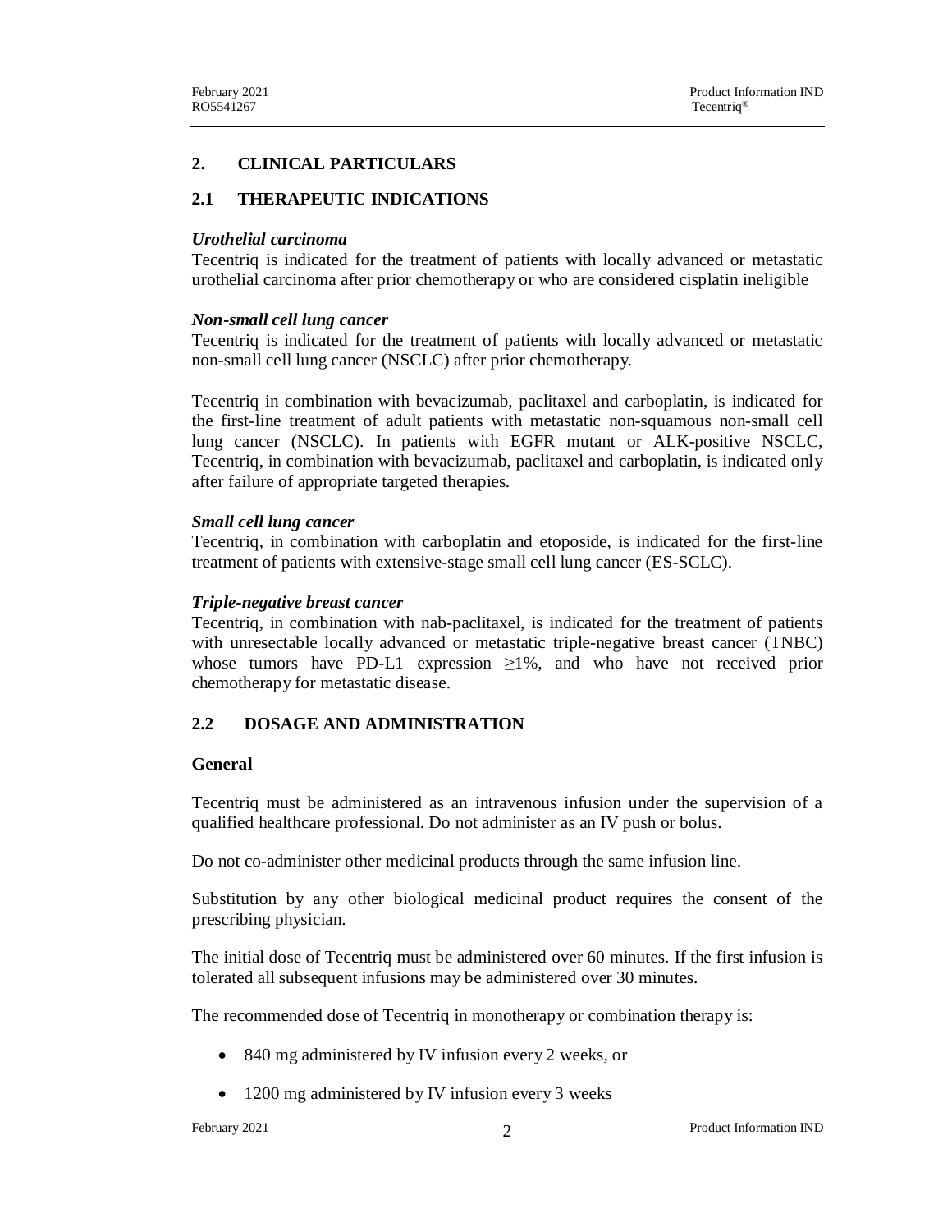## 2. CLINICAL PARTICULARS

### 2.1 THERAPEUTIC INDICATIONS

***Urothelial carcinoma***

Tecentriq is indicated for the treatment of patients with locally advanced or metastatic urothelial carcinoma after prior chemotherapy or who are considered cisplatin ineligible

***Non-small cell lung cancer***

Tecentriq is indicated for the treatment of patients with locally advanced or metastatic non-small cell lung cancer (NSCLC) after prior chemotherapy.

Tecentriq in combination with bevacizumab, paclitaxel and carboplatin, is indicated for the first-line treatment of adult patients with metastatic non-squamous non-small cell lung cancer (NSCLC). In patients with EGFR mutant or ALK-positive NSCLC, Tecentriq, in combination with bevacizumab, paclitaxel and carboplatin, is indicated only after failure of appropriate targeted therapies.

***Small cell lung cancer***

Tecentriq, in combination with carboplatin and etoposide, is indicated for the first-line treatment of patients with extensive-stage small cell lung cancer (ES-SCLC).

***Triple-negative breast cancer***

Tecentriq, in combination with nab-paclitaxel, is indicated for the treatment of patients with unresectable locally advanced or metastatic triple-negative breast cancer (TNBC) whose tumors have PD-L1 expression $\geq$1%, and who have not received prior chemotherapy for metastatic disease.

### 2.2 DOSAGE AND ADMINISTRATION

**General**

Tecentriq must be administered as an intravenous infusion under the supervision of a qualified healthcare professional. Do not administer as an IV push or bolus.

Do not co-administer other medicinal products through the same infusion line.

Substitution by any other biological medicinal product requires the consent of the prescribing physician.

The initial dose of Tecentriq must be administered over 60 minutes. If the first infusion is tolerated all subsequent infusions may be administered over 30 minutes.

The recommended dose of Tecentriq in monotherapy or combination therapy is:

- 840 mg administered by IV infusion every 2 weeks, or
- 1200 mg administered by IV infusion every 3 weeks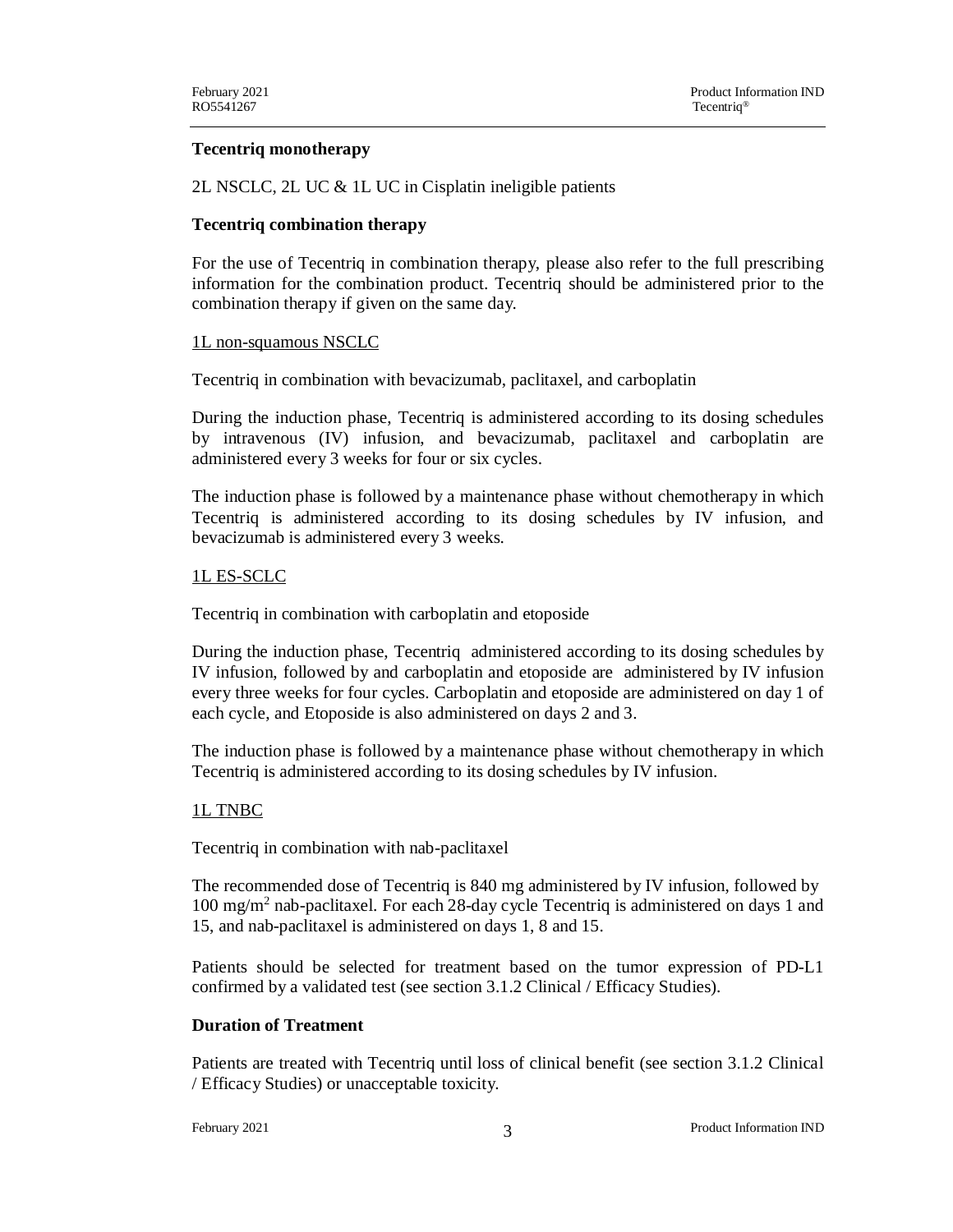**Tecentriq monotherapy**

2L NSCLC, 2L UC & 1L UC in Cisplatin ineligible patients

**Tecentriq combination therapy**

For the use of Tecentriq in combination therapy, please also refer to the full prescribing information for the combination product. Tecentriq should be administered prior to the combination therapy if given on the same day.

1L non-squamous NSCLC

Tecentriq in combination with bevacizumab, paclitaxel, and carboplatin

During the induction phase, Tecentriq is administered according to its dosing schedules by intravenous (IV) infusion, and bevacizumab, paclitaxel and carboplatin are administered every 3 weeks for four or six cycles.

The induction phase is followed by a maintenance phase without chemotherapy in which Tecentriq is administered according to its dosing schedules by IV infusion, and bevacizumab is administered every 3 weeks.

1L ES-SCLC

Tecentriq in combination with carboplatin and etoposide

During the induction phase, Tecentriq administered according to its dosing schedules by IV infusion, followed by and carboplatin and etoposide are administered by IV infusion every three weeks for four cycles. Carboplatin and etoposide are administered on day 1 of each cycle, and Etoposide is also administered on days 2 and 3.

The induction phase is followed by a maintenance phase without chemotherapy in which Tecentriq is administered according to its dosing schedules by IV infusion.

1L TNBC

Tecentriq in combination with nab-paclitaxel

The recommended dose of Tecentriq is 840 mg administered by IV infusion, followed by 100 mg/m$^2$ nab-paclitaxel. For each 28-day cycle Tecentriq is administered on days 1 and 15, and nab-paclitaxel is administered on days 1, 8 and 15.

Patients should be selected for treatment based on the tumor expression of PD-L1 confirmed by a validated test (see section 3.1.2 Clinical / Efficacy Studies).

**Duration of Treatment**

Patients are treated with Tecentriq until loss of clinical benefit (see section 3.1.2 Clinical / Efficacy Studies) or unacceptable toxicity.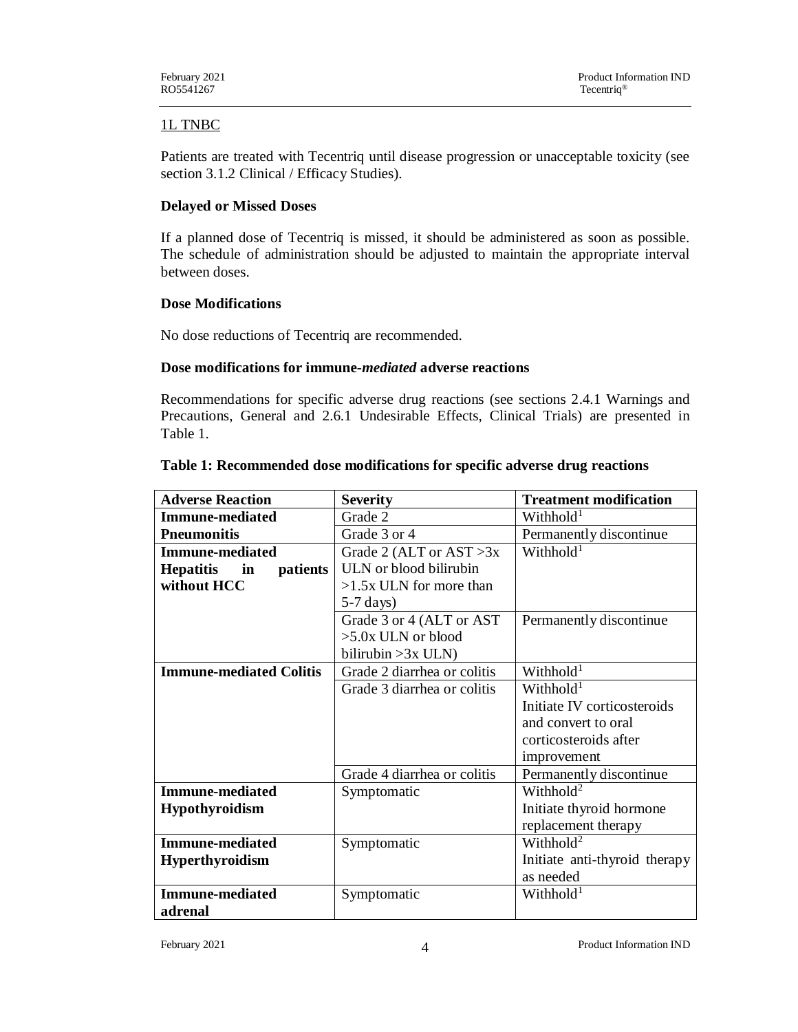1L TNBC

Patients are treated with Tecentriq until disease progression or unacceptable toxicity (see section 3.1.2 Clinical / Efficacy Studies).

**Delayed or Missed Doses**

If a planned dose of Tecentriq is missed, it should be administered as soon as possible. The schedule of administration should be adjusted to maintain the appropriate interval between doses.

**Dose Modifications**

No dose reductions of Tecentriq are recommended.

**Dose modifications for immune-*mediated* adverse reactions**

Recommendations for specific adverse drug reactions (see sections 2.4.1 Warnings and Precautions, General and 2.6.1 Undesirable Effects, Clinical Trials) are presented in Table 1.

**Table 1: Recommended dose modifications for specific adverse drug reactions**

| Adverse Reaction | Severity | Treatment modification |
|---|---|---|
| **Immune-mediated Pneumonitis** | Grade 2 | Withhold[1] |
| | Grade 3 or 4 | Permanently discontinue |
| **Immune-mediated Hepatitis in patients without HCC** | Grade 2 (ALT or AST >3x ULN or blood bilirubin >1.5x ULN for more than 5-7 days) | Withhold[1] |
| | Grade 3 or 4 (ALT or AST >5.0x ULN or blood bilirubin >3x ULN) | Permanently discontinue |
| **Immune-mediated Colitis** | Grade 2 diarrhea or colitis | Withhold[1] |
| | Grade 3 diarrhea or colitis | Withhold[1] Initiate IV corticosteroids and convert to oral corticosteroids after improvement |
| | Grade 4 diarrhea or colitis | Permanently discontinue |
| **Immune-mediated Hypothyroidism** | Symptomatic | Withhold[2] Initiate thyroid hormone replacement therapy |
| **Immune-mediated Hyperthyroidism** | Symptomatic | Withhold[2] Initiate anti-thyroid therapy as needed |
| **Immune-mediated adrenal** | Symptomatic | Withhold[1] |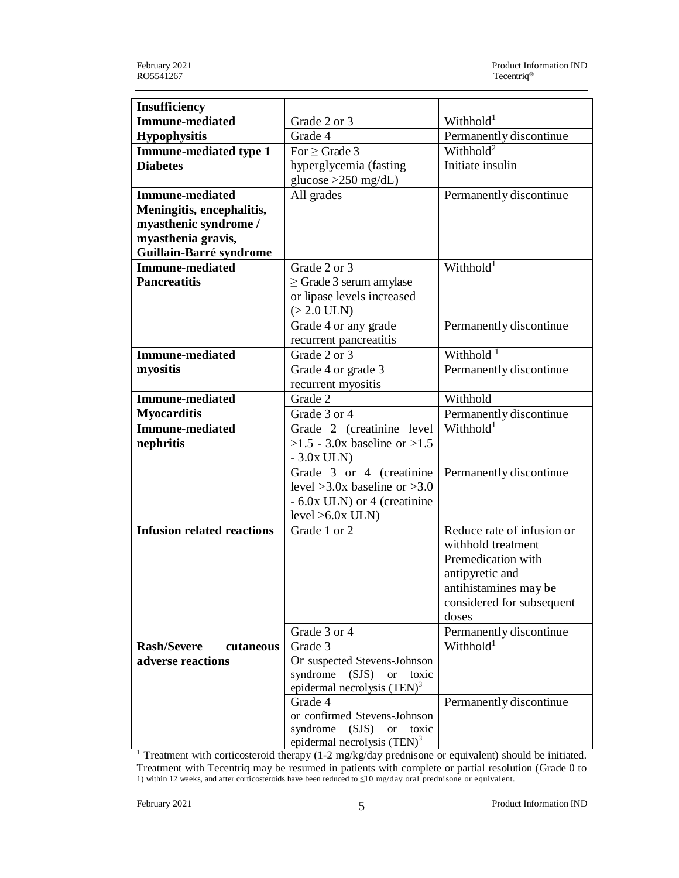| **Insufficiency** | | |
|---|---|---|
| **Immune-mediated Hypophysitis** | Grade 2 or 3 | Withhold[1] |
| | Grade 4 | Permanently discontinue |
| **Immune-mediated type 1 Diabetes** | For ≥ Grade 3 hyperglycemia (fasting glucose >250 mg/dL) | Withhold[2] Initiate insulin |
| **Immune-mediated Meningitis, encephalitis, myasthenic syndrome / myasthenia gravis, Guillain-Barré syndrome** | All grades | Permanently discontinue |
| **Immune-mediated Pancreatitis** | Grade 2 or 3 ≥ Grade 3 serum amylase or lipase levels increased (> 2.0 ULN) | Withhold[1] |
| | Grade 4 or any grade recurrent pancreatitis | Permanently discontinue |
| **Immune-mediated myositis** | Grade 2 or 3 | Withhold [1] |
| | Grade 4 or grade 3 recurrent myositis | Permanently discontinue |
| **Immune-mediated Myocarditis** | Grade 2 | Withhold |
| | Grade 3 or 4 | Permanently discontinue |
| **Immune-mediated nephritis** | Grade 2 (creatinine level >1.5 - 3.0x baseline or >1.5 - 3.0x ULN) | Withhold[1] |
| | Grade 3 or 4 (creatinine level >3.0x baseline or >3.0 - 6.0x ULN) or 4 (creatinine level >6.0x ULN) | Permanently discontinue |
| **Infusion related reactions** | Grade 1 or 2 | Reduce rate of infusion or withhold treatment Premedication with antipyretic and antihistamines may be considered for subsequent doses |
| | Grade 3 or 4 | Permanently discontinue |
| **Rash/Severe cutaneous adverse reactions** | Grade 3 Or suspected Stevens-Johnson syndrome (SJS) or toxic epidermal necrolysis (TEN)[3] | Withhold[1] |
| | Grade 4 or confirmed Stevens-Johnson syndrome (SJS) or toxic epidermal necrolysis (TEN)[3] | Permanently discontinue |

[1] Treatment with corticosteroid therapy (1-2 mg/kg/day prednisone or equivalent) should be initiated. Treatment with Tecentriq may be resumed in patients with complete or partial resolution (Grade 0 to 1) within 12 weeks, and after corticosteroids have been reduced to ≤10 mg/day oral prednisone or equivalent.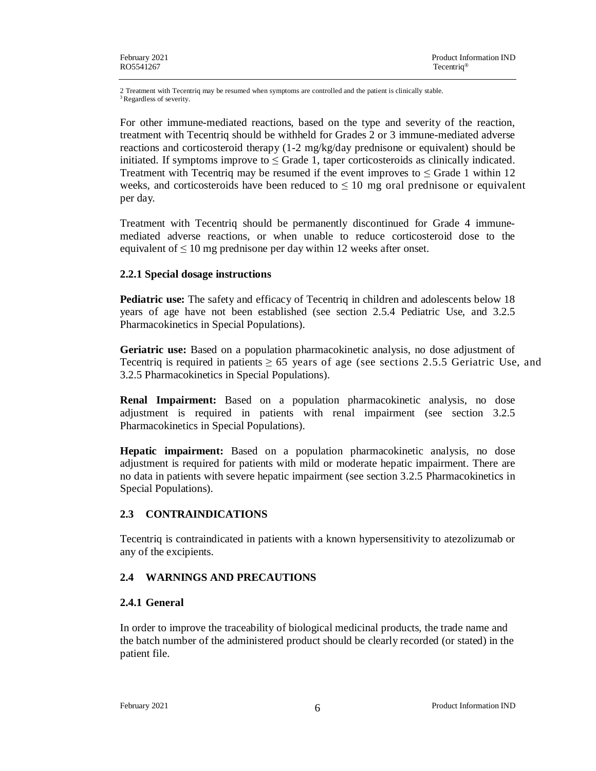2 Treatment with Tecentriq may be resumed when symptoms are controlled and the patient is clinically stable.
[3] Regardless of severity.

For other immune-mediated reactions, based on the type and severity of the reaction, treatment with Tecentriq should be withheld for Grades 2 or 3 immune-mediated adverse reactions and corticosteroid therapy (1-2 mg/kg/day prednisone or equivalent) should be initiated. If symptoms improve to ≤ Grade 1, taper corticosteroids as clinically indicated. Treatment with Tecentriq may be resumed if the event improves to ≤ Grade 1 within 12 weeks, and corticosteroids have been reduced to ≤ 10 mg oral prednisone or equivalent per day.

Treatment with Tecentriq should be permanently discontinued for Grade 4 immune-mediated adverse reactions, or when unable to reduce corticosteroid dose to the equivalent of ≤ 10 mg prednisone per day within 12 weeks after onset.

### 2.2.1 Special dosage instructions

**Pediatric use:** The safety and efficacy of Tecentriq in children and adolescents below 18 years of age have not been established (see section 2.5.4 Pediatric Use, and 3.2.5 Pharmacokinetics in Special Populations).

**Geriatric use:** Based on a population pharmacokinetic analysis, no dose adjustment of Tecentriq is required in patients ≥ 65 years of age (see sections 2.5.5 Geriatric Use, and 3.2.5 Pharmacokinetics in Special Populations).

**Renal Impairment:** Based on a population pharmacokinetic analysis, no dose adjustment is required in patients with renal impairment (see section 3.2.5 Pharmacokinetics in Special Populations).

**Hepatic impairment:** Based on a population pharmacokinetic analysis, no dose adjustment is required for patients with mild or moderate hepatic impairment. There are no data in patients with severe hepatic impairment (see section 3.2.5 Pharmacokinetics in Special Populations).

## 2.3 CONTRAINDICATIONS

Tecentriq is contraindicated in patients with a known hypersensitivity to atezolizumab or any of the excipients.

## 2.4 WARNINGS AND PRECAUTIONS

### 2.4.1 General

In order to improve the traceability of biological medicinal products, the trade name and the batch number of the administered product should be clearly recorded (or stated) in the patient file.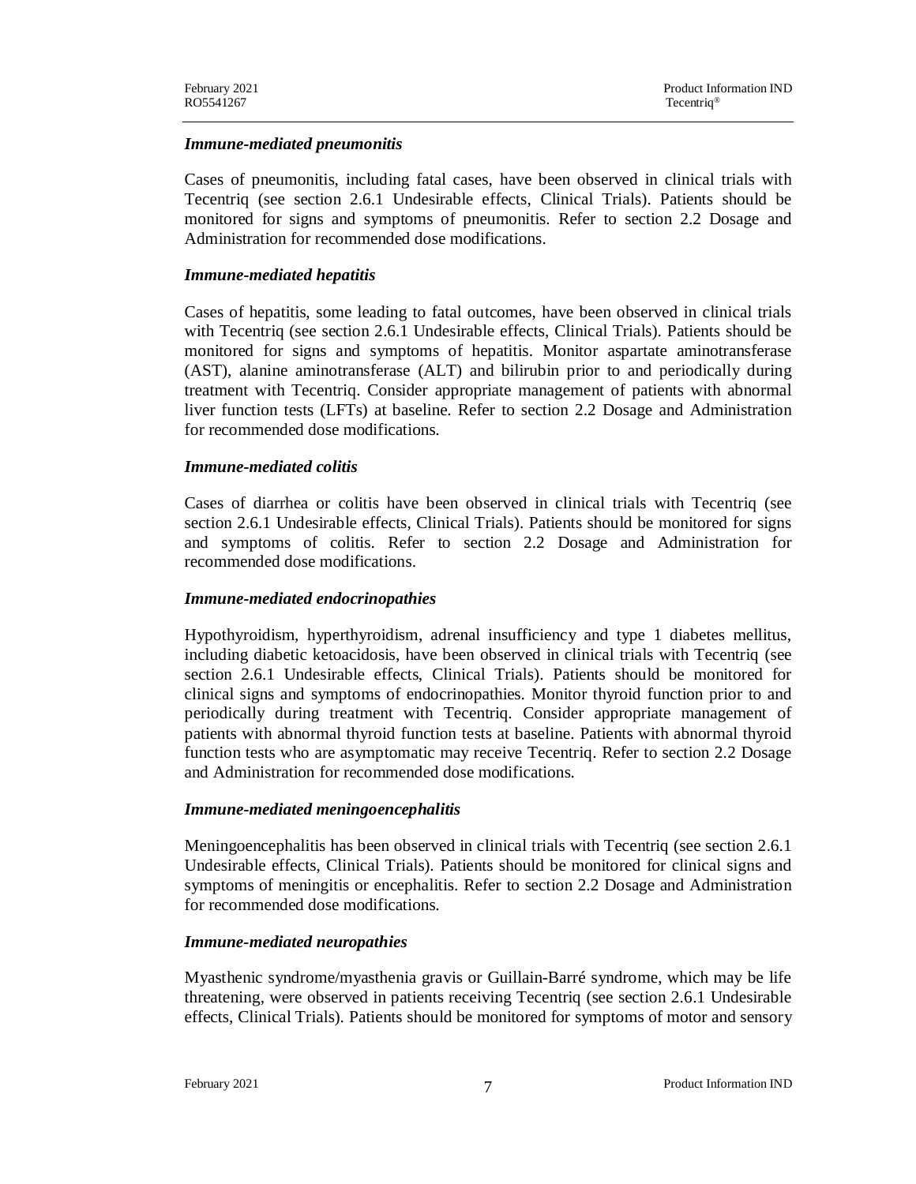***Immune-mediated pneumonitis***

Cases of pneumonitis, including fatal cases, have been observed in clinical trials with Tecentriq (see section 2.6.1 Undesirable effects, Clinical Trials). Patients should be monitored for signs and symptoms of pneumonitis. Refer to section 2.2 Dosage and Administration for recommended dose modifications.

***Immune-mediated hepatitis***

Cases of hepatitis, some leading to fatal outcomes, have been observed in clinical trials with Tecentriq (see section 2.6.1 Undesirable effects, Clinical Trials). Patients should be monitored for signs and symptoms of hepatitis. Monitor aspartate aminotransferase (AST), alanine aminotransferase (ALT) and bilirubin prior to and periodically during treatment with Tecentriq. Consider appropriate management of patients with abnormal liver function tests (LFTs) at baseline. Refer to section 2.2 Dosage and Administration for recommended dose modifications.

***Immune-mediated colitis***

Cases of diarrhea or colitis have been observed in clinical trials with Tecentriq (see section 2.6.1 Undesirable effects, Clinical Trials). Patients should be monitored for signs and symptoms of colitis. Refer to section 2.2 Dosage and Administration for recommended dose modifications.

***Immune-mediated endocrinopathies***

Hypothyroidism, hyperthyroidism, adrenal insufficiency and type 1 diabetes mellitus, including diabetic ketoacidosis, have been observed in clinical trials with Tecentriq (see section 2.6.1 Undesirable effects, Clinical Trials). Patients should be monitored for clinical signs and symptoms of endocrinopathies. Monitor thyroid function prior to and periodically during treatment with Tecentriq. Consider appropriate management of patients with abnormal thyroid function tests at baseline. Patients with abnormal thyroid function tests who are asymptomatic may receive Tecentriq. Refer to section 2.2 Dosage and Administration for recommended dose modifications.

***Immune-mediated meningoencephalitis***

Meningoencephalitis has been observed in clinical trials with Tecentriq (see section 2.6.1 Undesirable effects, Clinical Trials). Patients should be monitored for clinical signs and symptoms of meningitis or encephalitis. Refer to section 2.2 Dosage and Administration for recommended dose modifications.

***Immune-mediated neuropathies***

Myasthenic syndrome/myasthenia gravis or Guillain-Barré syndrome, which may be life threatening, were observed in patients receiving Tecentriq (see section 2.6.1 Undesirable effects, Clinical Trials). Patients should be monitored for symptoms of motor and sensory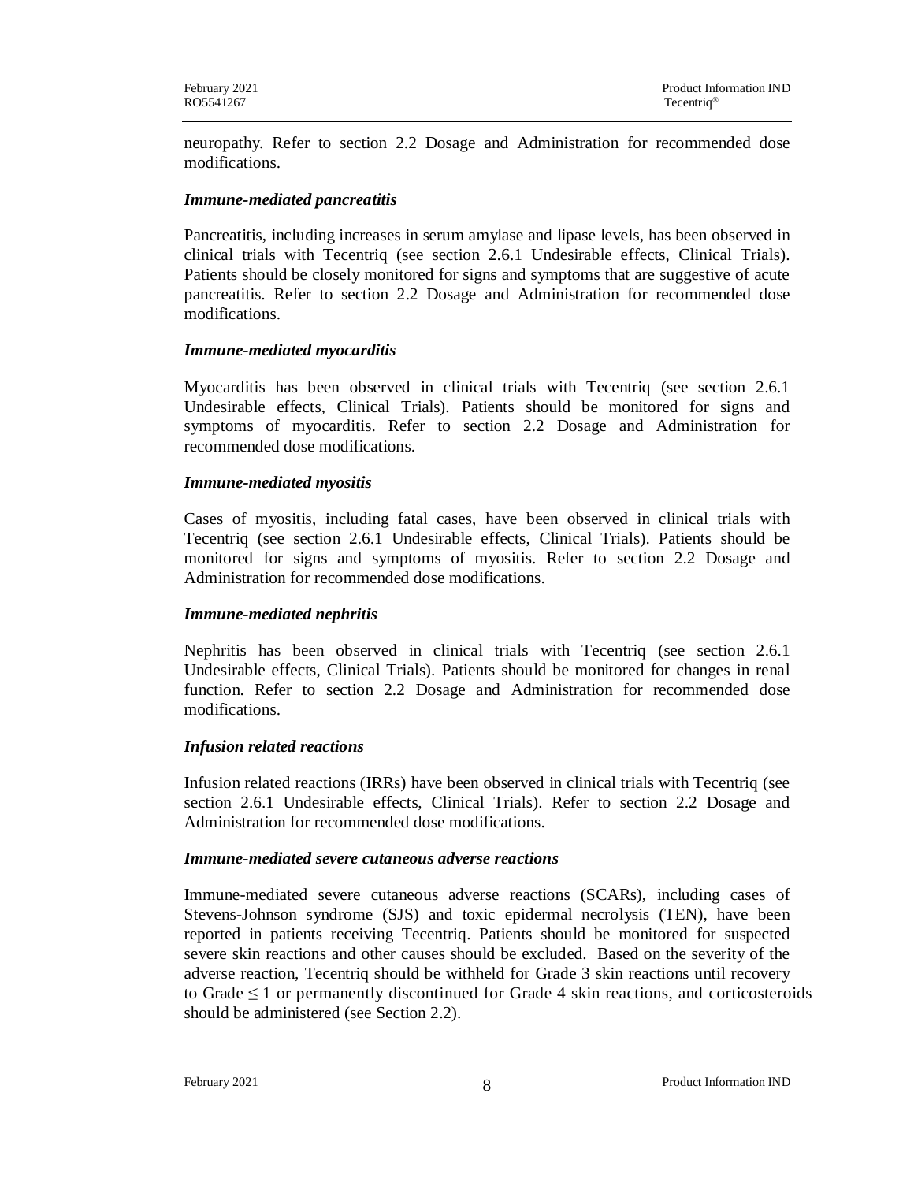neuropathy. Refer to section 2.2 Dosage and Administration for recommended dose modifications.

***Immune-mediated pancreatitis***

Pancreatitis, including increases in serum amylase and lipase levels, has been observed in clinical trials with Tecentriq (see section 2.6.1 Undesirable effects, Clinical Trials). Patients should be closely monitored for signs and symptoms that are suggestive of acute pancreatitis. Refer to section 2.2 Dosage and Administration for recommended dose modifications.

***Immune-mediated myocarditis***

Myocarditis has been observed in clinical trials with Tecentriq (see section 2.6.1 Undesirable effects, Clinical Trials). Patients should be monitored for signs and symptoms of myocarditis. Refer to section 2.2 Dosage and Administration for recommended dose modifications.

***Immune-mediated myositis***

Cases of myositis, including fatal cases, have been observed in clinical trials with Tecentriq (see section 2.6.1 Undesirable effects, Clinical Trials). Patients should be monitored for signs and symptoms of myositis. Refer to section 2.2 Dosage and Administration for recommended dose modifications.

***Immune-mediated nephritis***

Nephritis has been observed in clinical trials with Tecentriq (see section 2.6.1 Undesirable effects, Clinical Trials). Patients should be monitored for changes in renal function. Refer to section 2.2 Dosage and Administration for recommended dose modifications.

***Infusion related reactions***

Infusion related reactions (IRRs) have been observed in clinical trials with Tecentriq (see section 2.6.1 Undesirable effects, Clinical Trials). Refer to section 2.2 Dosage and Administration for recommended dose modifications.

***Immune-mediated severe cutaneous adverse reactions***

Immune-mediated severe cutaneous adverse reactions (SCARs), including cases of Stevens-Johnson syndrome (SJS) and toxic epidermal necrolysis (TEN), have been reported in patients receiving Tecentriq. Patients should be monitored for suspected severe skin reactions and other causes should be excluded. Based on the severity of the adverse reaction, Tecentriq should be withheld for Grade 3 skin reactions until recovery to Grade $\leq 1$ or permanently discontinued for Grade 4 skin reactions, and corticosteroids should be administered (see Section 2.2).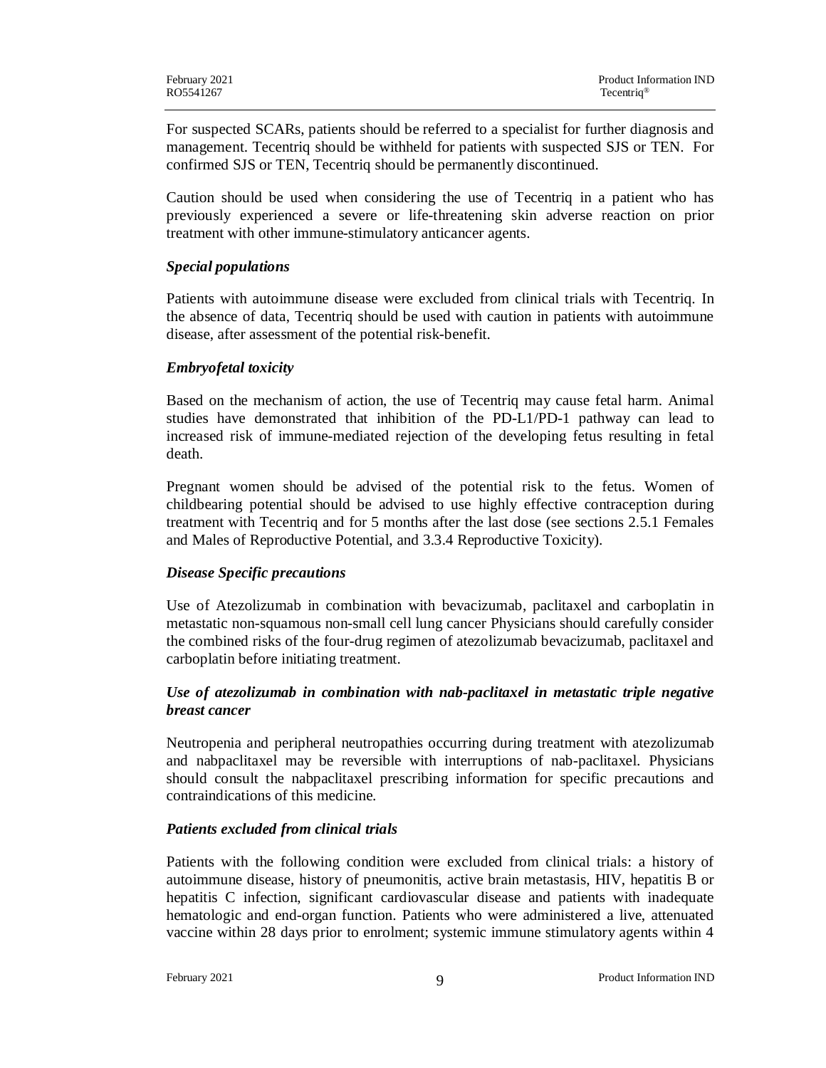For suspected SCARs, patients should be referred to a specialist for further diagnosis and management. Tecentriq should be withheld for patients with suspected SJS or TEN. For confirmed SJS or TEN, Tecentriq should be permanently discontinued.

Caution should be used when considering the use of Tecentriq in a patient who has previously experienced a severe or life-threatening skin adverse reaction on prior treatment with other immune-stimulatory anticancer agents.

***Special populations***

Patients with autoimmune disease were excluded from clinical trials with Tecentriq. In the absence of data, Tecentriq should be used with caution in patients with autoimmune disease, after assessment of the potential risk-benefit.

***Embryofetal toxicity***

Based on the mechanism of action, the use of Tecentriq may cause fetal harm. Animal studies have demonstrated that inhibition of the PD-L1/PD-1 pathway can lead to increased risk of immune-mediated rejection of the developing fetus resulting in fetal death.

Pregnant women should be advised of the potential risk to the fetus. Women of childbearing potential should be advised to use highly effective contraception during treatment with Tecentriq and for 5 months after the last dose (see sections 2.5.1 Females and Males of Reproductive Potential, and 3.3.4 Reproductive Toxicity).

***Disease Specific precautions***

Use of Atezolizumab in combination with bevacizumab, paclitaxel and carboplatin in metastatic non-squamous non-small cell lung cancer Physicians should carefully consider the combined risks of the four-drug regimen of atezolizumab bevacizumab, paclitaxel and carboplatin before initiating treatment.

***Use of atezolizumab in combination with nab-paclitaxel in metastatic triple negative breast cancer***

Neutropenia and peripheral neutropathies occurring during treatment with atezolizumab and nabpaclitaxel may be reversible with interruptions of nab-paclitaxel. Physicians should consult the nabpaclitaxel prescribing information for specific precautions and contraindications of this medicine.

***Patients excluded from clinical trials***

Patients with the following condition were excluded from clinical trials: a history of autoimmune disease, history of pneumonitis, active brain metastasis, HIV, hepatitis B or hepatitis C infection, significant cardiovascular disease and patients with inadequate hematologic and end-organ function. Patients who were administered a live, attenuated vaccine within 28 days prior to enrolment; systemic immune stimulatory agents within 4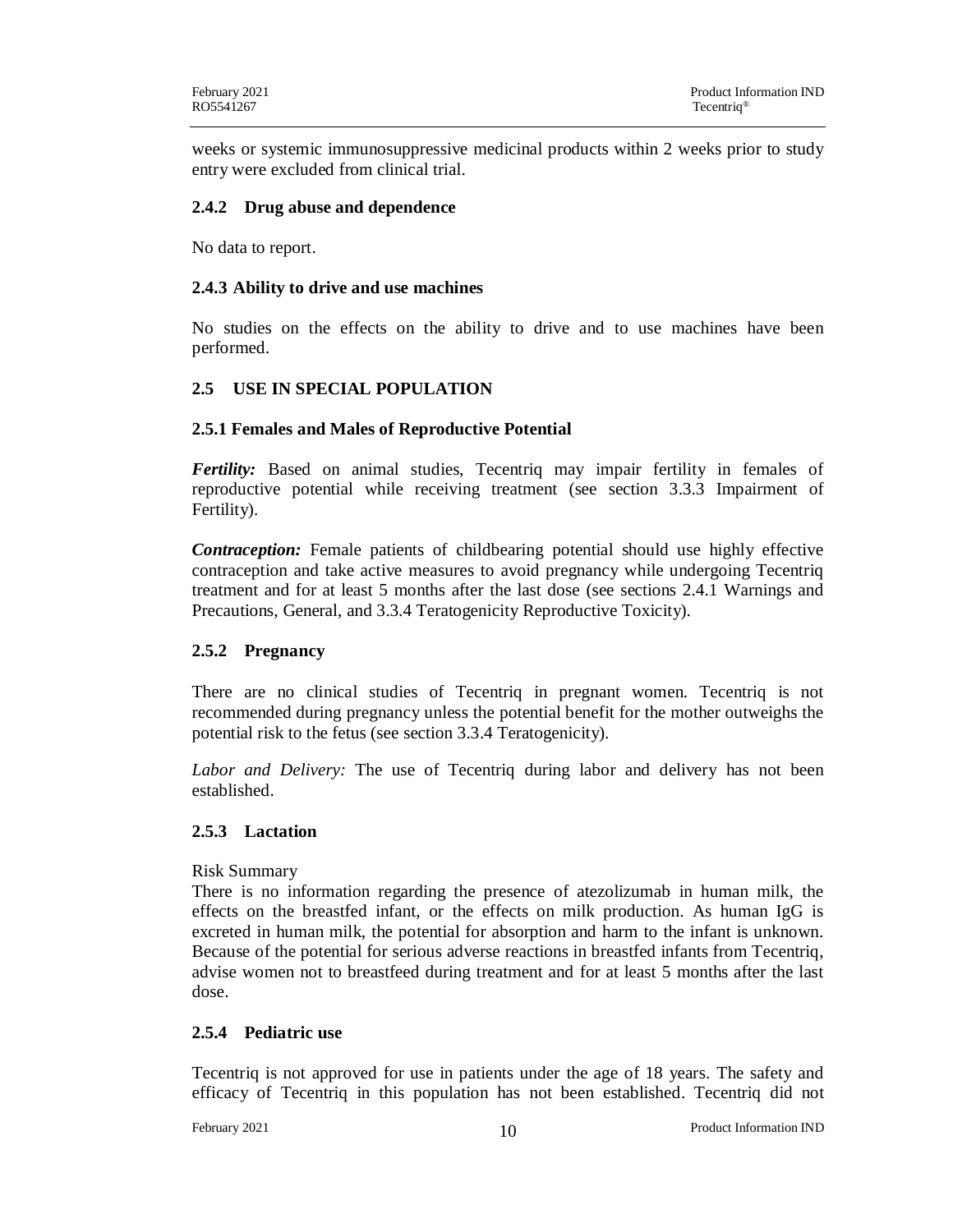weeks or systemic immunosuppressive medicinal products within 2 weeks prior to study entry were excluded from clinical trial.

### 2.4.2 Drug abuse and dependence

No data to report.

### 2.4.3 Ability to drive and use machines

No studies on the effects on the ability to drive and to use machines have been performed.

## 2.5 USE IN SPECIAL POPULATION

### 2.5.1 Females and Males of Reproductive Potential

***Fertility:*** Based on animal studies, Tecentriq may impair fertility in females of reproductive potential while receiving treatment (see section 3.3.3 Impairment of Fertility).

***Contraception:*** Female patients of childbearing potential should use highly effective contraception and take active measures to avoid pregnancy while undergoing Tecentriq treatment and for at least 5 months after the last dose (see sections 2.4.1 Warnings and Precautions, General, and 3.3.4 Teratogenicity Reproductive Toxicity).

### 2.5.2 Pregnancy

There are no clinical studies of Tecentriq in pregnant women. Tecentriq is not recommended during pregnancy unless the potential benefit for the mother outweighs the potential risk to the fetus (see section 3.3.4 Teratogenicity).

*Labor and Delivery:* The use of Tecentriq during labor and delivery has not been established.

### 2.5.3 Lactation

Risk Summary

There is no information regarding the presence of atezolizumab in human milk, the effects on the breastfed infant, or the effects on milk production. As human IgG is excreted in human milk, the potential for absorption and harm to the infant is unknown. Because of the potential for serious adverse reactions in breastfed infants from Tecentriq, advise women not to breastfeed during treatment and for at least 5 months after the last dose.

### 2.5.4 Pediatric use

Tecentriq is not approved for use in patients under the age of 18 years. The safety and efficacy of Tecentriq in this population has not been established. Tecentriq did not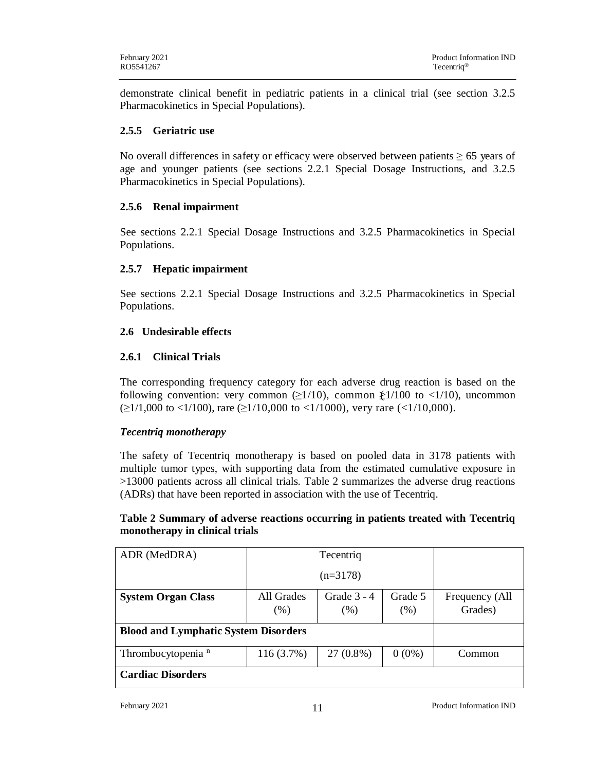demonstrate clinical benefit in pediatric patients in a clinical trial (see section 3.2.5 Pharmacokinetics in Special Populations).

### 2.5.5 Geriatric use

No overall differences in safety or efficacy were observed between patients ≥ 65 years of age and younger patients (see sections 2.2.1 Special Dosage Instructions, and 3.2.5 Pharmacokinetics in Special Populations).

### 2.5.6 Renal impairment

See sections 2.2.1 Special Dosage Instructions and 3.2.5 Pharmacokinetics in Special Populations.

### 2.5.7 Hepatic impairment

See sections 2.2.1 Special Dosage Instructions and 3.2.5 Pharmacokinetics in Special Populations.

## 2.6 Undesirable effects

### 2.6.1 Clinical Trials

The corresponding frequency category for each adverse drug reaction is based on the following convention: very common (≥1/10), common (≥1/100 to <1/10), uncommon (≥1/1,000 to <1/100), rare (≥1/10,000 to <1/1000), very rare (<1/10,000).

*Tecentriq monotherapy*

The safety of Tecentriq monotherapy is based on pooled data in 3178 patients with multiple tumor types, with supporting data from the estimated cumulative exposure in >13000 patients across all clinical trials. Table 2 summarizes the adverse drug reactions (ADRs) that have been reported in association with the use of Tecentriq.

**Table 2 Summary of adverse reactions occurring in patients treated with Tecentriq monotherapy in clinical trials**

| ADR (MedDRA) | Tecentriq (n=3178) | | | |
|---|---|---|---|---|
| **System Organ Class** | All Grades (%) | Grade 3 - 4 (%) | Grade 5 (%) | Frequency (All Grades) |
| **Blood and Lymphatic System Disorders** | | | | |
| Thrombocytopenia [n] | 116 (3.7%) | 27 (0.8%) | 0 (0%) | Common |
| **Cardiac Disorders** | | | | |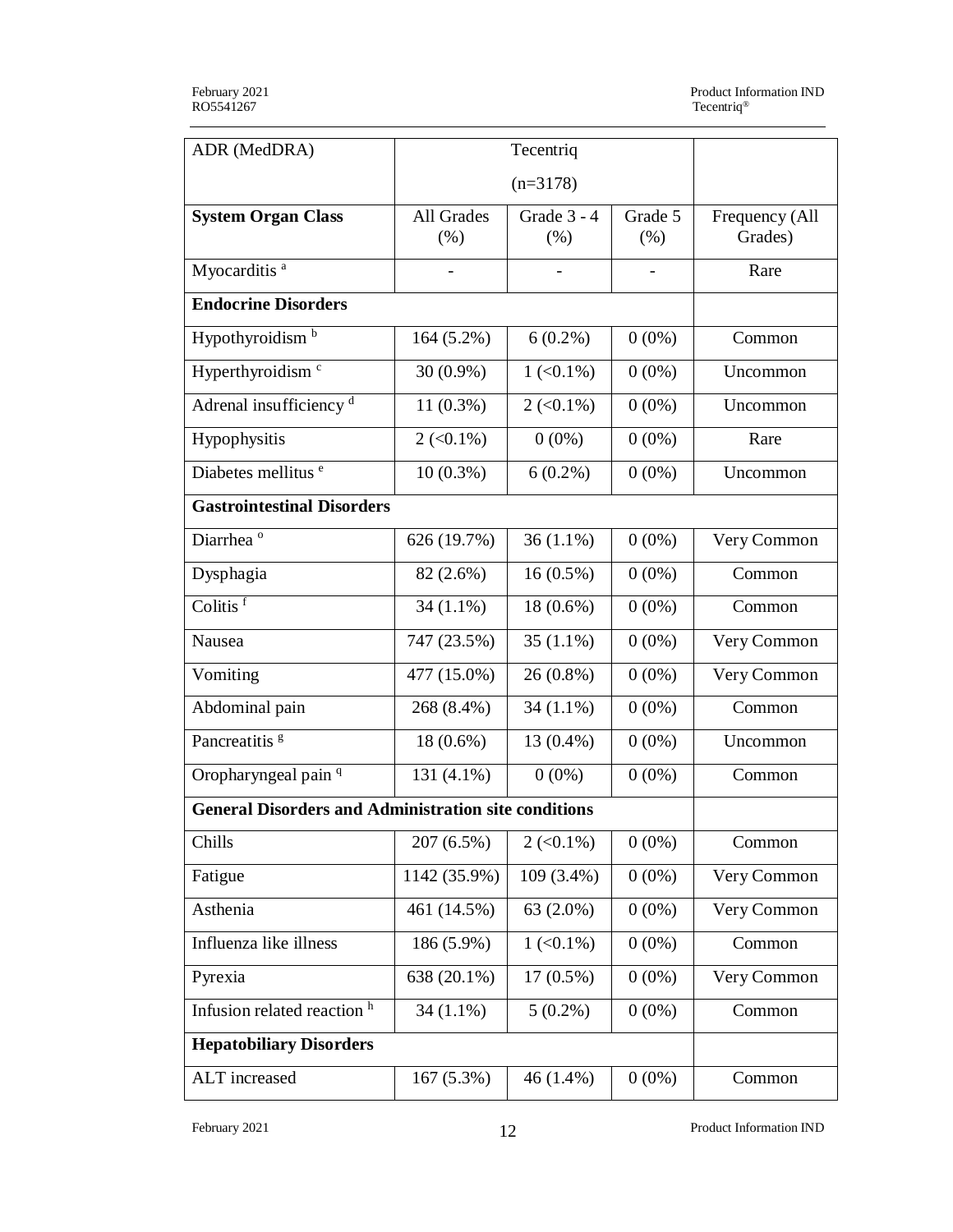| ADR (MedDRA) | Tecentriq (n=3178) | | | |
|---|---|---|---|---|
| **System Organ Class** | All Grades (%) | Grade 3 - 4 (%) | Grade 5 (%) | Frequency (All Grades) |
| Myocarditis [a] | - | - | - | Rare |
| **Endocrine Disorders** | | | | |
| Hypothyroidism [b] | 164 (5.2%) | 6 (0.2%) | 0 (0%) | Common |
| Hyperthyroidism [c] | 30 (0.9%) | 1 (<0.1%) | 0 (0%) | Uncommon |
| Adrenal insufficiency [d] | 11 (0.3%) | 2 (<0.1%) | 0 (0%) | Uncommon |
| Hypophysitis | 2 (<0.1%) | 0 (0%) | 0 (0%) | Rare |
| Diabetes mellitus [e] | 10 (0.3%) | 6 (0.2%) | 0 (0%) | Uncommon |
| **Gastrointestinal Disorders** | | | | |
| Diarrhea [o] | 626 (19.7%) | 36 (1.1%) | 0 (0%) | Very Common |
| Dysphagia | 82 (2.6%) | 16 (0.5%) | 0 (0%) | Common |
| Colitis [f] | 34 (1.1%) | 18 (0.6%) | 0 (0%) | Common |
| Nausea | 747 (23.5%) | 35 (1.1%) | 0 (0%) | Very Common |
| Vomiting | 477 (15.0%) | 26 (0.8%) | 0 (0%) | Very Common |
| Abdominal pain | 268 (8.4%) | 34 (1.1%) | 0 (0%) | Common |
| Pancreatitis [g] | 18 (0.6%) | 13 (0.4%) | 0 (0%) | Uncommon |
| Oropharyngeal pain [q] | 131 (4.1%) | 0 (0%) | 0 (0%) | Common |
| **General Disorders and Administration site conditions** | | | | |
| Chills | 207 (6.5%) | 2 (<0.1%) | 0 (0%) | Common |
| Fatigue | 1142 (35.9%) | 109 (3.4%) | 0 (0%) | Very Common |
| Asthenia | 461 (14.5%) | 63 (2.0%) | 0 (0%) | Very Common |
| Influenza like illness | 186 (5.9%) | 1 (<0.1%) | 0 (0%) | Common |
| Pyrexia | 638 (20.1%) | 17 (0.5%) | 0 (0%) | Very Common |
| Infusion related reaction [h] | 34 (1.1%) | 5 (0.2%) | 0 (0%) | Common |
| **Hepatobiliary Disorders** | | | | |
| ALT increased | 167 (5.3%) | 46 (1.4%) | 0 (0%) | Common |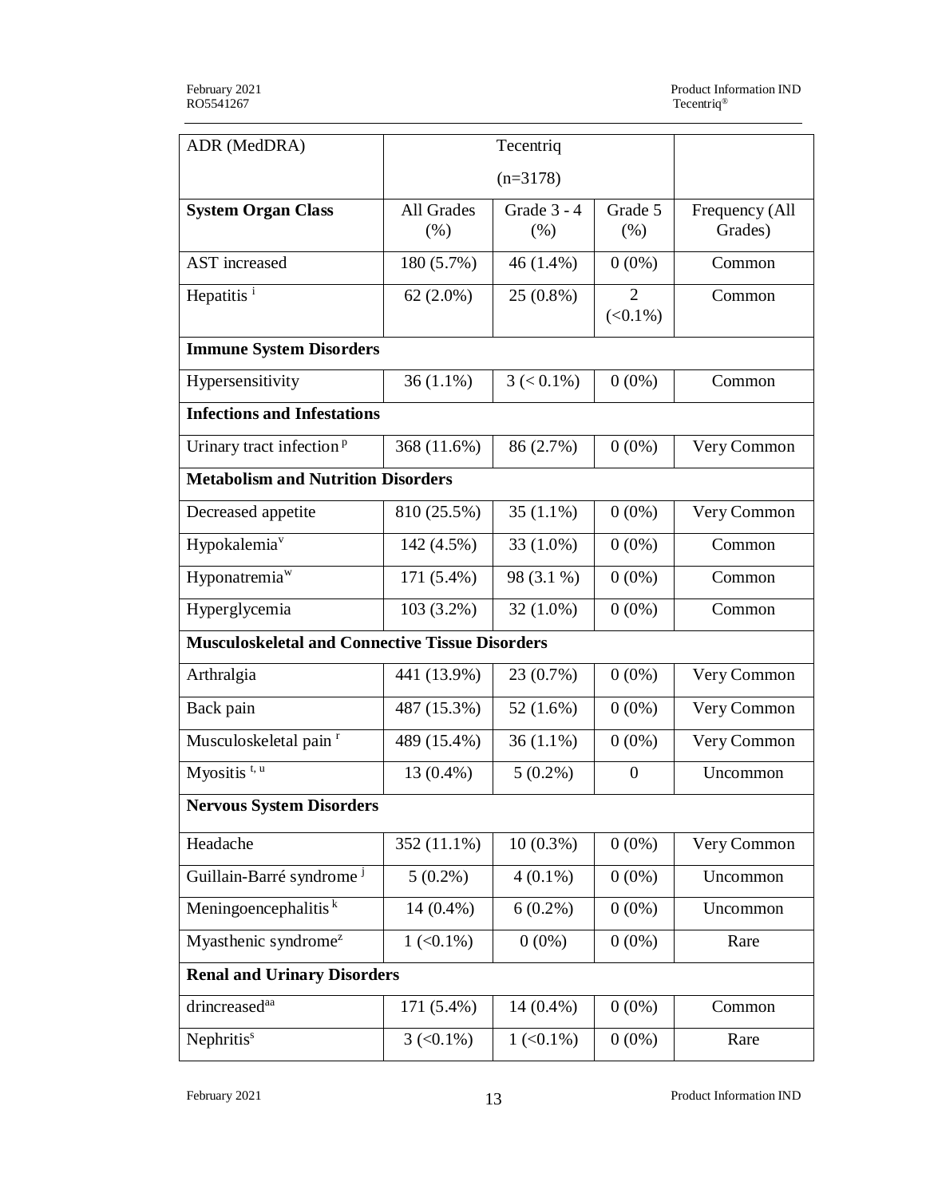| ADR (MedDRA) | Tecentriq (n=3178) | | | |
|---|---|---|---|---|
| **System Organ Class** | All Grades (%) | Grade 3 - 4 (%) | Grade 5 (%) | Frequency (All Grades) |
| AST increased | 180 (5.7%) | 46 (1.4%) | 0 (0%) | Common |
| Hepatitis [i] | 62 (2.0%) | 25 (0.8%) | 2 (<0.1%) | Common |
| **Immune System Disorders** | | | | |
| Hypersensitivity | 36 (1.1%) | 3 (< 0.1%) | 0 (0%) | Common |
| **Infections and Infestations** | | | | |
| Urinary tract infection [p] | 368 (11.6%) | 86 (2.7%) | 0 (0%) | Very Common |
| **Metabolism and Nutrition Disorders** | | | | |
| Decreased appetite | 810 (25.5%) | 35 (1.1%) | 0 (0%) | Very Common |
| Hypokalemia[v] | 142 (4.5%) | 33 (1.0%) | 0 (0%) | Common |
| Hyponatremia[w] | 171 (5.4%) | 98 (3.1 %) | 0 (0%) | Common |
| Hyperglycemia | 103 (3.2%) | 32 (1.0%) | 0 (0%) | Common |
| **Musculoskeletal and Connective Tissue Disorders** | | | | |
| Arthralgia | 441 (13.9%) | 23 (0.7%) | 0 (0%) | Very Common |
| Back pain | 487 (15.3%) | 52 (1.6%) | 0 (0%) | Very Common |
| Musculoskeletal pain [r] | 489 (15.4%) | 36 (1.1%) | 0 (0%) | Very Common |
| Myositis [t, u] | 13 (0.4%) | 5 (0.2%) | 0 | Uncommon |
| **Nervous System Disorders** | | | | |
| Headache | 352 (11.1%) | 10 (0.3%) | 0 (0%) | Very Common |
| Guillain-Barré syndrome [j] | 5 (0.2%) | 4 (0.1%) | 0 (0%) | Uncommon |
| Meningoencephalitis [k] | 14 (0.4%) | 6 (0.2%) | 0 (0%) | Uncommon |
| Myasthenic syndrome[z] | 1 (<0.1%) | 0 (0%) | 0 (0%) | Rare |
| **Renal and Urinary Disorders** | | | | |
| drincreased[aa] | 171 (5.4%) | 14 (0.4%) | 0 (0%) | Common |
| Nephritis[s] | 3 (<0.1%) | 1 (<0.1%) | 0 (0%) | Rare |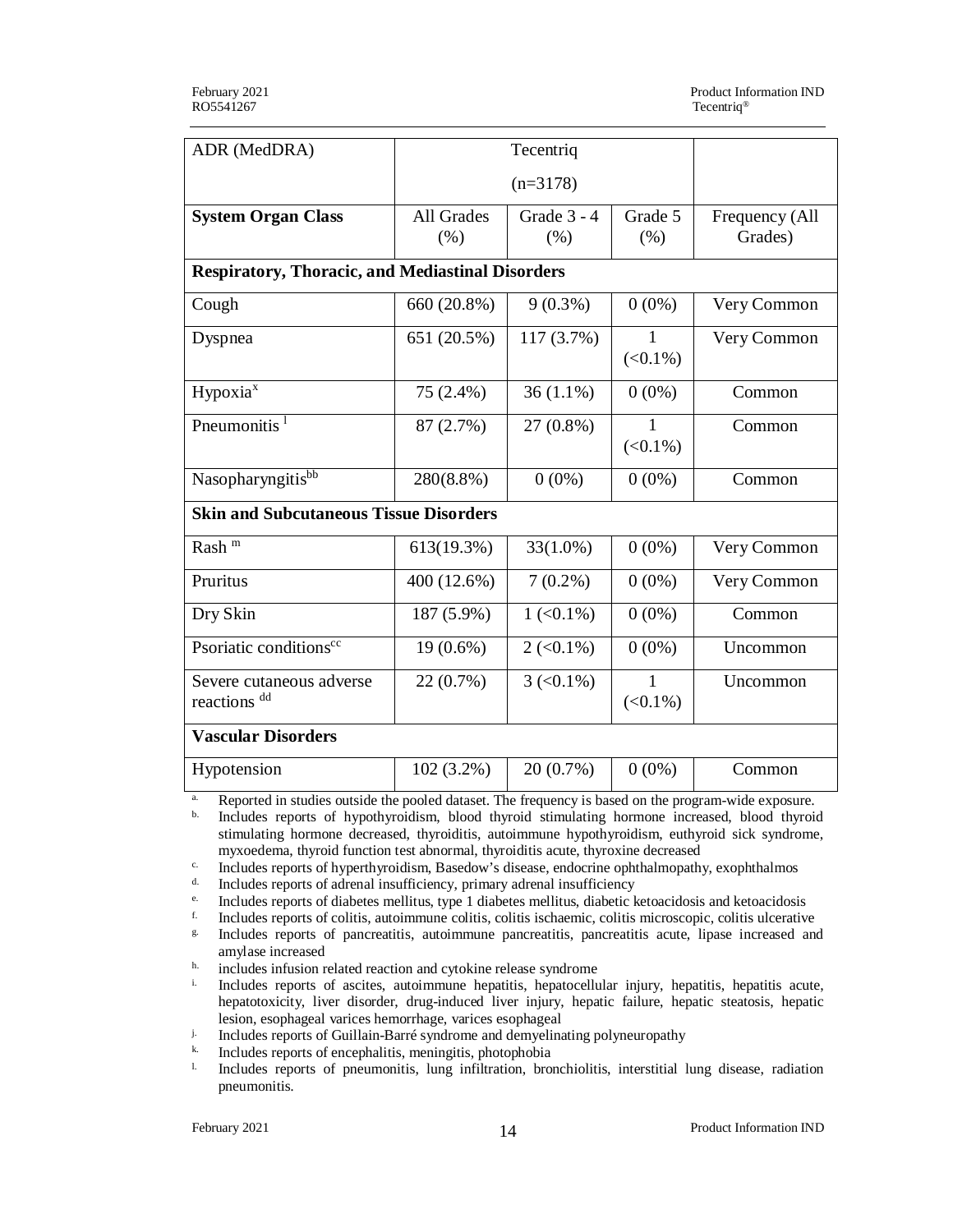| ADR (MedDRA) | Tecentriq (n=3178) | | | |
|---|---|---|---|---|
| **System Organ Class** | All Grades (%) | Grade 3 - 4 (%) | Grade 5 (%) | Frequency (All Grades) |
| **Respiratory, Thoracic, and Mediastinal Disorders** | | | | |
| Cough | 660 (20.8%) | 9 (0.3%) | 0 (0%) | Very Common |
| Dyspnea | 651 (20.5%) | 117 (3.7%) | 1 (<0.1%) | Very Common |
| Hypoxia[x] | 75 (2.4%) | 36 (1.1%) | 0 (0%) | Common |
| Pneumonitis [l] | 87 (2.7%) | 27 (0.8%) | 1 (<0.1%) | Common |
| Nasopharyngitis[bb] | 280(8.8%) | 0 (0%) | 0 (0%) | Common |
| **Skin and Subcutaneous Tissue Disorders** | | | | |
| Rash [m] | 613(19.3%) | 33(1.0%) | 0 (0%) | Very Common |
| Pruritus | 400 (12.6%) | 7 (0.2%) | 0 (0%) | Very Common |
| Dry Skin | 187 (5.9%) | 1 (<0.1%) | 0 (0%) | Common |
| Psoriatic conditions[cc] | 19 (0.6%) | 2 (<0.1%) | 0 (0%) | Uncommon |
| Severe cutaneous adverse reactions [dd] | 22 (0.7%) | 3 (<0.1%) | 1 (<0.1%) | Uncommon |
| **Vascular Disorders** | | | | |
| Hypotension | 102 (3.2%) | 20 (0.7%) | 0 (0%) | Common |

a. Reported in studies outside the pooled dataset. The frequency is based on the program-wide exposure.
b. Includes reports of hypothyroidism, blood thyroid stimulating hormone increased, blood thyroid stimulating hormone decreased, thyroiditis, autoimmune hypothyroidism, euthyroid sick syndrome, myxoedema, thyroid function test abnormal, thyroiditis acute, thyroxine decreased
c. Includes reports of hyperthyroidism, Basedow's disease, endocrine ophthalmopathy, exophthalmos
d. Includes reports of adrenal insufficiency, primary adrenal insufficiency
e. Includes reports of diabetes mellitus, type 1 diabetes mellitus, diabetic ketoacidosis and ketoacidosis
f. Includes reports of colitis, autoimmune colitis, colitis ischaemic, colitis microscopic, colitis ulcerative
g. Includes reports of pancreatitis, autoimmune pancreatitis, pancreatitis acute, lipase increased and amylase increased
h. includes infusion related reaction and cytokine release syndrome
i. Includes reports of ascites, autoimmune hepatitis, hepatocellular injury, hepatitis, hepatitis acute, hepatotoxicity, liver disorder, drug-induced liver injury, hepatic failure, hepatic steatosis, hepatic lesion, esophageal varices hemorrhage, varices esophageal
j. Includes reports of Guillain-Barré syndrome and demyelinating polyneuropathy
k. Includes reports of encephalitis, meningitis, photophobia
l. Includes reports of pneumonitis, lung infiltration, bronchiolitis, interstitial lung disease, radiation pneumonitis.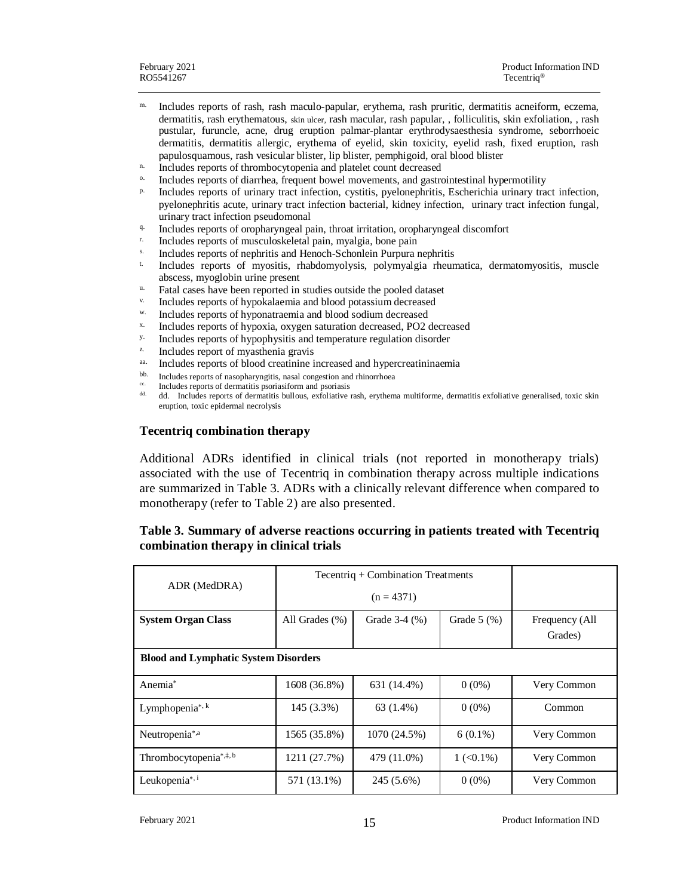m. Includes reports of rash, rash maculo-papular, erythema, rash pruritic, dermatitis acneiform, eczema, dermatitis, rash erythematous, skin ulcer, rash macular, rash papular, , folliculitis, skin exfoliation, , rash pustular, furuncle, acne, drug eruption palmar-plantar erythrodysaesthesia syndrome, seborrhoeic dermatitis, dermatitis allergic, erythema of eyelid, skin toxicity, eyelid rash, fixed eruption, rash papulosquamous, rash vesicular blister, lip blister, pemphigoid, oral blood blister

n. Includes reports of thrombocytopenia and platelet count decreased

o. Includes reports of diarrhea, frequent bowel movements, and gastrointestinal hypermotility

p. Includes reports of urinary tract infection, cystitis, pyelonephritis, Escherichia urinary tract infection, pyelonephritis acute, urinary tract infection bacterial, kidney infection, urinary tract infection fungal, urinary tract infection pseudomonal

q. Includes reports of oropharyngeal pain, throat irritation, oropharyngeal discomfort

r. Includes reports of musculoskeletal pain, myalgia, bone pain

s. Includes reports of nephritis and Henoch-Schonlein Purpura nephritis

t. Includes reports of myositis, rhabdomyolysis, polymyalgia rheumatica, dermatomyositis, muscle abscess, myoglobin urine present

u. Fatal cases have been reported in studies outside the pooled dataset

v. Includes reports of hypokalaemia and blood potassium decreased

w. Includes reports of hyponatraemia and blood sodium decreased

x. Includes reports of hypoxia, oxygen saturation decreased, PO2 decreased

y. Includes reports of hypophysitis and temperature regulation disorder

z. Includes report of myasthenia gravis

aa. Includes reports of blood creatinine increased and hypercreatininaemia

bb. Includes reports of nasopharyngitis, nasal congestion and rhinorrhoea

cc. Includes reports of dermatitis psoriasiform and psoriasis

dd. dd. Includes reports of dermatitis bullous, exfoliative rash, erythema multiforme, dermatitis exfoliative generalised, toxic skin eruption, toxic epidermal necrolysis

## Tecentriq combination therapy

Additional ADRs identified in clinical trials (not reported in monotherapy trials) associated with the use of Tecentriq in combination therapy across multiple indications are summarized in Table 3. ADRs with a clinically relevant difference when compared to monotherapy (refer to Table 2) are also presented.

**Table 3. Summary of adverse reactions occurring in patients treated with Tecentriq combination therapy in clinical trials**

| ADR (MedDRA) | Tecentriq + Combination Treatments (n = 4371) | | | |
|---|---|---|---|---|
| **System Organ Class** | All Grades (%) | Grade 3-4 (%) | Grade 5 (%) | Frequency (All Grades) |
| **Blood and Lymphatic System Disorders** | | | | |
| Anemia* | 1608 (36.8%) | 631 (14.4%) | 0 (0%) | Very Common |
| Lymphopenia*, k | 145 (3.3%) | 63 (1.4%) | 0 (0%) | Common |
| Neutropenia*,a | 1565 (35.8%) | 1070 (24.5%) | 6 (0.1%) | Very Common |
| Thrombocytopenia*,‡, b | 1211 (27.7%) | 479 (11.0%) | 1 (<0.1%) | Very Common |
| Leukopenia*, i | 571 (13.1%) | 245 (5.6%) | 0 (0%) | Very Common |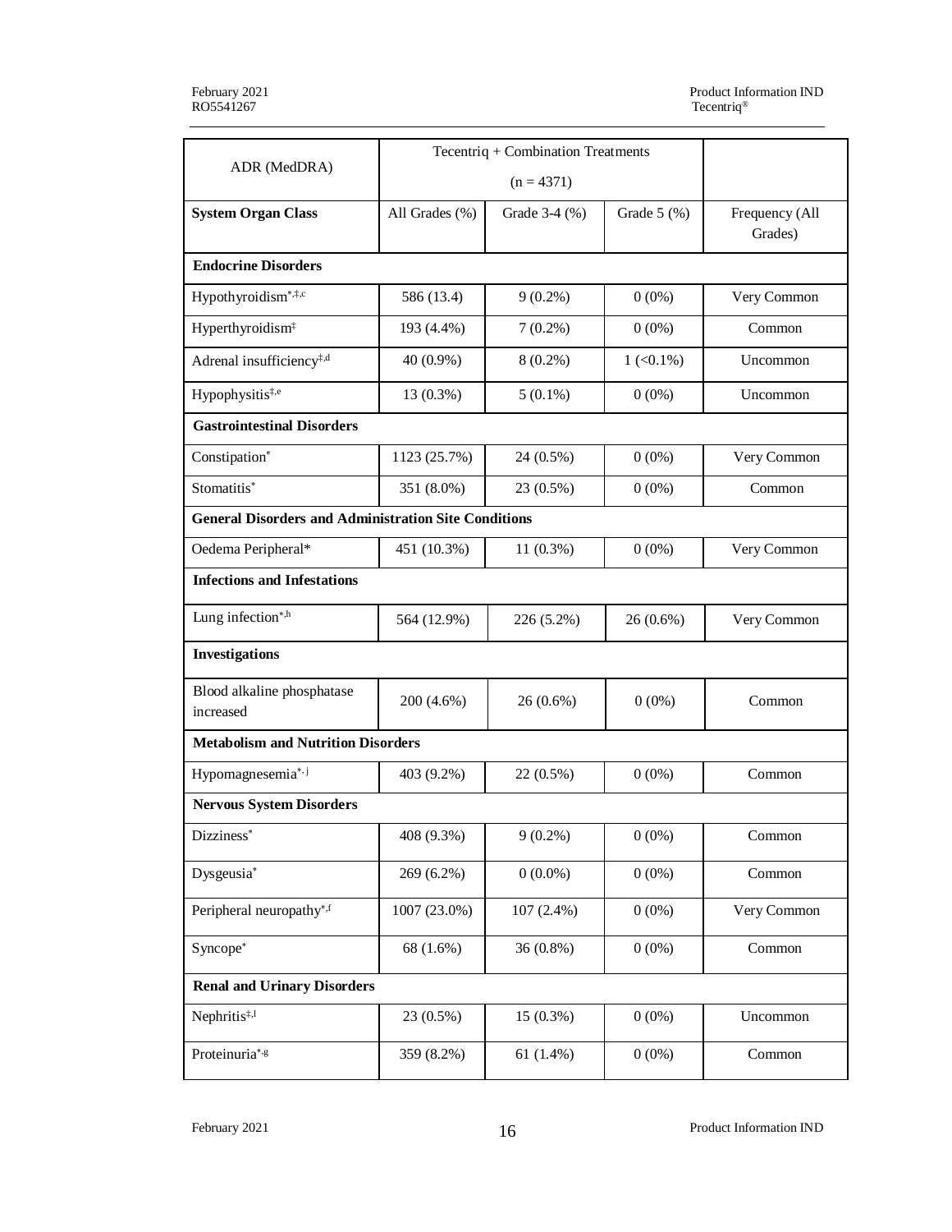| ADR (MedDRA) | Tecentriq + Combination Treatments (n = 4371) | | | |
|---|---|---|---|---|
| **System Organ Class** | All Grades (%) | Grade 3-4 (%) | Grade 5 (%) | Frequency (All Grades) |
| **Endocrine Disorders** | | | | |
| Hypothyroidism*,‡,c | 586 (13.4) | 9 (0.2%) | 0 (0%) | Very Common |
| Hyperthyroidism‡ | 193 (4.4%) | 7 (0.2%) | 0 (0%) | Common |
| Adrenal insufficiency‡,d | 40 (0.9%) | 8 (0.2%) | 1 (<0.1%) | Uncommon |
| Hypophysitis‡,e | 13 (0.3%) | 5 (0.1%) | 0 (0%) | Uncommon |
| **Gastrointestinal Disorders** | | | | |
| Constipation* | 1123 (25.7%) | 24 (0.5%) | 0 (0%) | Very Common |
| Stomatitis* | 351 (8.0%) | 23 (0.5%) | 0 (0%) | Common |
| **General Disorders and Administration Site Conditions** | | | | |
| Oedema Peripheral* | 451 (10.3%) | 11 (0.3%) | 0 (0%) | Very Common |
| **Infections and Infestations** | | | | |
| Lung infection*,h | 564 (12.9%) | 226 (5.2%) | 26 (0.6%) | Very Common |
| **Investigations** | | | | |
| Blood alkaline phosphatase increased | 200 (4.6%) | 26 (0.6%) | 0 (0%) | Common |
| **Metabolism and Nutrition Disorders** | | | | |
| Hypomagnesemia*, j | 403 (9.2%) | 22 (0.5%) | 0 (0%) | Common |
| **Nervous System Disorders** | | | | |
| Dizziness* | 408 (9.3%) | 9 (0.2%) | 0 (0%) | Common |
| Dysgeusia* | 269 (6.2%) | 0 (0.0%) | 0 (0%) | Common |
| Peripheral neuropathy*,f | 1007 (23.0%) | 107 (2.4%) | 0 (0%) | Very Common |
| Syncope* | 68 (1.6%) | 36 (0.8%) | 0 (0%) | Common |
| **Renal and Urinary Disorders** | | | | |
| Nephritis‡,l | 23 (0.5%) | 15 (0.3%) | 0 (0%) | Uncommon |
| Proteinuria*,g | 359 (8.2%) | 61 (1.4%) | 0 (0%) | Common |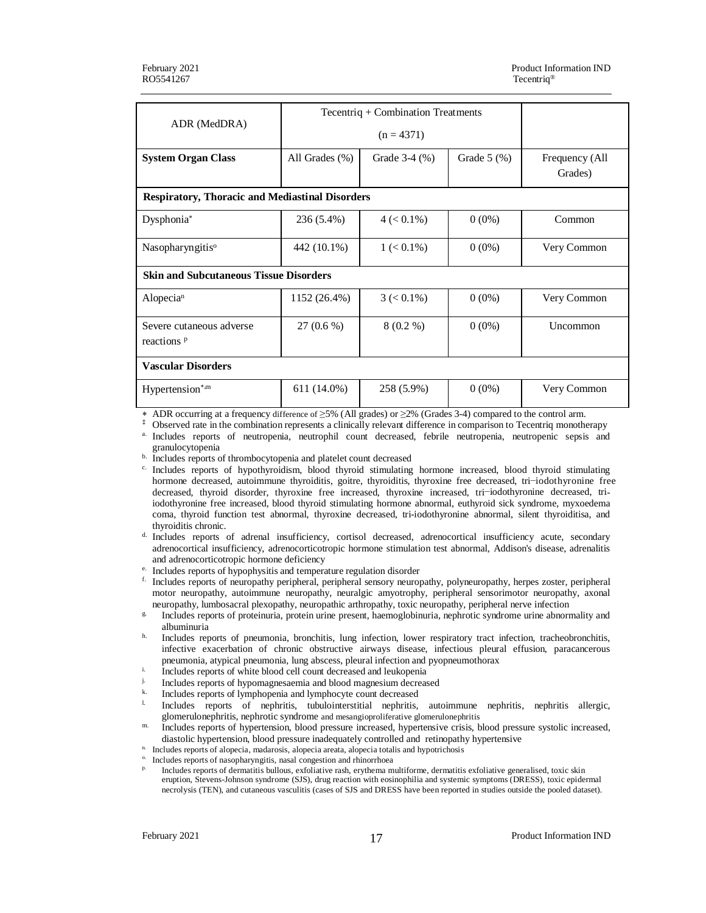| ADR (MedDRA) | Tecentriq + Combination Treatments (n = 4371) | | | |
|---|---|---|---|---|
| **System Organ Class** | All Grades (%) | Grade 3-4 (%) | Grade 5 (%) | Frequency (All Grades) |
| **Respiratory, Thoracic and Mediastinal Disorders** | | | | |
| Dysphonia* | 236 (5.4%) | 4 (< 0.1%) | 0 (0%) | Common |
| Nasopharyngitis[o] | 442 (10.1%) | 1 (< 0.1%) | 0 (0%) | Very Common |
| **Skin and Subcutaneous Tissue Disorders** | | | | |
| Alopecia[n] | 1152 (26.4%) | 3 (< 0.1%) | 0 (0%) | Very Common |
| Severe cutaneous adverse reactions [p] | 27 (0.6 %) | 8 (0.2 %) | 0 (0%) | Uncommon |
| **Vascular Disorders** | | | | |
| Hypertension*,[m] | 611 (14.0%) | 258 (5.9%) | 0 (0%) | Very Common |

\* ADR occurring at a frequency difference of ≥5% (All grades) or ≥2% (Grades 3-4) compared to the control arm.

‡ Observed rate in the combination represents a clinically relevant difference in comparison to Tecentriq monotherapy

a. Includes reports of neutropenia, neutrophil count decreased, febrile neutropenia, neutropenic sepsis and granulocytopenia

b. Includes reports of thrombocytopenia and platelet count decreased

c. Includes reports of hypothyroidism, blood thyroid stimulating hormone increased, blood thyroid stimulating hormone decreased, autoimmune thyroiditis, goitre, thyroiditis, thyroxine free decreased, tri-iodothyronine free decreased, thyroid disorder, thyroxine free increased, thyroxine increased, tri-iodothyronine decreased, tri-iodothyronine free increased, blood thyroid stimulating hormone abnormal, euthyroid sick syndrome, myxoedema coma, thyroid function test abnormal, thyroxine decreased, tri-iodothyronine abnormal, silent thyroiditisa, and thyroiditis chronic.

d. Includes reports of adrenal insufficiency, cortisol decreased, adrenocortical insufficiency acute, secondary adrenocortical insufficiency, adrenocorticotropic hormone stimulation test abnormal, Addison's disease, adrenalitis and adrenocorticotropic hormone deficiency

e. Includes reports of hypophysitis and temperature regulation disorder

f. Includes reports of neuropathy peripheral, peripheral sensory neuropathy, polyneuropathy, herpes zoster, peripheral motor neuropathy, autoimmune neuropathy, neuralgic amyotrophy, peripheral sensorimotor neuropathy, axonal neuropathy, lumbosacral plexopathy, neuropathic arthropathy, toxic neuropathy, peripheral nerve infection

g. Includes reports of proteinuria, protein urine present, haemoglobinuria, nephrotic syndrome urine abnormality and albuminuria

h. Includes reports of pneumonia, bronchitis, lung infection, lower respiratory tract infection, tracheobronchitis, infective exacerbation of chronic obstructive airways disease, infectious pleural effusion, paracancerous pneumonia, atypical pneumonia, lung abscess, pleural infection and pyopneumothorax

i. Includes reports of white blood cell count decreased and leukopenia

j. Includes reports of hypomagnesaemia and blood magnesium decreased

k. Includes reports of lymphopenia and lymphocyte count decreased

l. Includes reports of nephritis, tubulointerstitial nephritis, autoimmune nephritis, nephritis allergic, glomerulonephritis, nephrotic syndrome and mesangioproliferative glomerulonephritis

m. Includes reports of hypertension, blood pressure increased, hypertensive crisis, blood pressure systolic increased, diastolic hypertension, blood pressure inadequately controlled and retinopathy hypertensive

n. Includes reports of alopecia, madarosis, alopecia areata, alopecia totalis and hypotrichosis

o. Includes reports of nasopharyngitis, nasal congestion and rhinorrhoea

p. Includes reports of dermatitis bullous, exfoliative rash, erythema multiforme, dermatitis exfoliative generalised, toxic skin eruption, Stevens-Johnson syndrome (SJS), drug reaction with eosinophilia and systemic symptoms (DRESS), toxic epidermal necrolysis (TEN), and cutaneous vasculitis (cases of SJS and DRESS have been reported in studies outside the pooled dataset).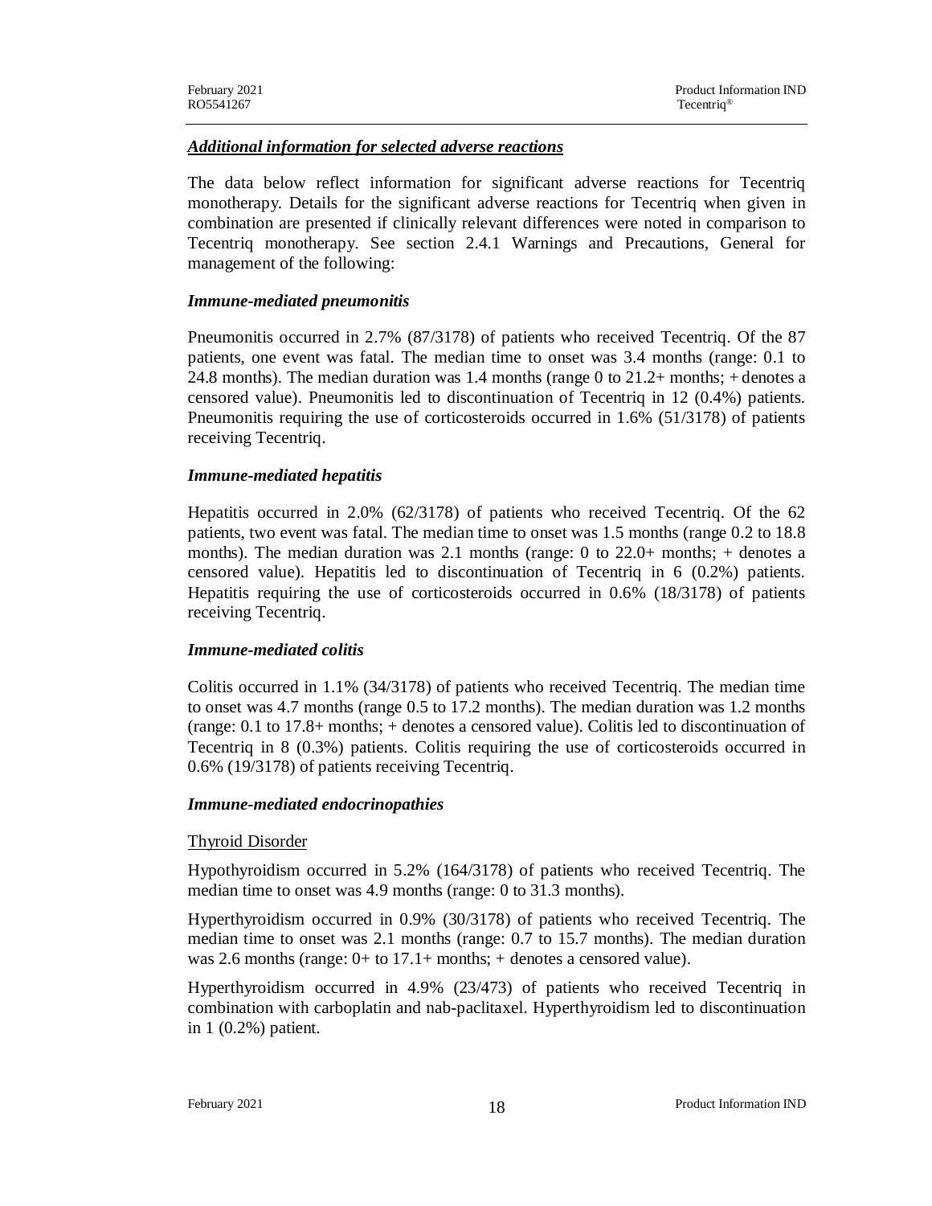***Additional information for selected adverse reactions***

The data below reflect information for significant adverse reactions for Tecentriq monotherapy. Details for the significant adverse reactions for Tecentriq when given in combination are presented if clinically relevant differences were noted in comparison to Tecentriq monotherapy. See section 2.4.1 Warnings and Precautions, General for management of the following:

***Immune-mediated pneumonitis***

Pneumonitis occurred in 2.7% (87/3178) of patients who received Tecentriq. Of the 87 patients, one event was fatal. The median time to onset was 3.4 months (range: 0.1 to 24.8 months). The median duration was 1.4 months (range 0 to 21.2+ months; + denotes a censored value). Pneumonitis led to discontinuation of Tecentriq in 12 (0.4%) patients. Pneumonitis requiring the use of corticosteroids occurred in 1.6% (51/3178) of patients receiving Tecentriq.

***Immune-mediated hepatitis***

Hepatitis occurred in 2.0% (62/3178) of patients who received Tecentriq. Of the 62 patients, two event was fatal. The median time to onset was 1.5 months (range 0.2 to 18.8 months). The median duration was 2.1 months (range: 0 to 22.0+ months; + denotes a censored value). Hepatitis led to discontinuation of Tecentriq in 6 (0.2%) patients. Hepatitis requiring the use of corticosteroids occurred in 0.6% (18/3178) of patients receiving Tecentriq.

***Immune-mediated colitis***

Colitis occurred in 1.1% (34/3178) of patients who received Tecentriq. The median time to onset was 4.7 months (range 0.5 to 17.2 months). The median duration was 1.2 months (range: 0.1 to 17.8+ months; + denotes a censored value). Colitis led to discontinuation of Tecentriq in 8 (0.3%) patients. Colitis requiring the use of corticosteroids occurred in 0.6% (19/3178) of patients receiving Tecentriq.

***Immune-mediated endocrinopathies***

Thyroid Disorder

Hypothyroidism occurred in 5.2% (164/3178) of patients who received Tecentriq. The median time to onset was 4.9 months (range: 0 to 31.3 months).

Hyperthyroidism occurred in 0.9% (30/3178) of patients who received Tecentriq. The median time to onset was 2.1 months (range: 0.7 to 15.7 months). The median duration was 2.6 months (range: 0+ to 17.1+ months; + denotes a censored value).

Hyperthyroidism occurred in 4.9% (23/473) of patients who received Tecentriq in combination with carboplatin and nab-paclitaxel. Hyperthyroidism led to discontinuation in 1 (0.2%) patient.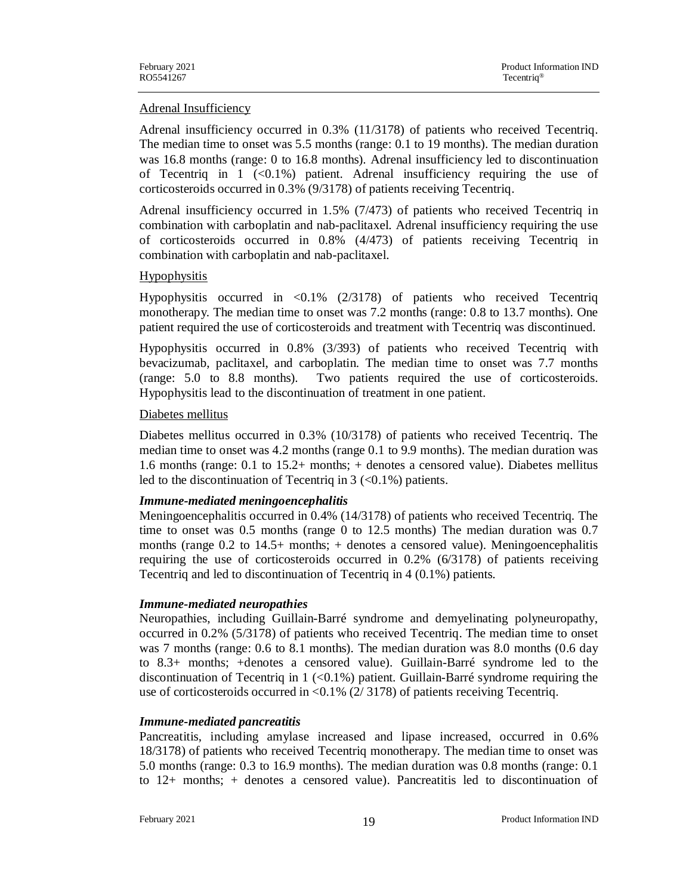Adrenal Insufficiency

Adrenal insufficiency occurred in 0.3% (11/3178) of patients who received Tecentriq. The median time to onset was 5.5 months (range: 0.1 to 19 months). The median duration was 16.8 months (range: 0 to 16.8 months). Adrenal insufficiency led to discontinuation of Tecentriq in 1 (<0.1%) patient. Adrenal insufficiency requiring the use of corticosteroids occurred in 0.3% (9/3178) of patients receiving Tecentriq.

Adrenal insufficiency occurred in 1.5% (7/473) of patients who received Tecentriq in combination with carboplatin and nab-paclitaxel. Adrenal insufficiency requiring the use of corticosteroids occurred in 0.8% (4/473) of patients receiving Tecentriq in combination with carboplatin and nab-paclitaxel.

Hypophysitis

Hypophysitis occurred in <0.1% (2/3178) of patients who received Tecentriq monotherapy. The median time to onset was 7.2 months (range: 0.8 to 13.7 months). One patient required the use of corticosteroids and treatment with Tecentriq was discontinued.

Hypophysitis occurred in 0.8% (3/393) of patients who received Tecentriq with bevacizumab, paclitaxel, and carboplatin. The median time to onset was 7.7 months (range: 5.0 to 8.8 months). Two patients required the use of corticosteroids. Hypophysitis lead to the discontinuation of treatment in one patient.

Diabetes mellitus

Diabetes mellitus occurred in 0.3% (10/3178) of patients who received Tecentriq. The median time to onset was 4.2 months (range 0.1 to 9.9 months). The median duration was 1.6 months (range: 0.1 to 15.2+ months; + denotes a censored value). Diabetes mellitus led to the discontinuation of Tecentriq in 3 (<0.1%) patients.

***Immune-mediated meningoencephalitis***

Meningoencephalitis occurred in 0.4% (14/3178) of patients who received Tecentriq. The time to onset was 0.5 months (range 0 to 12.5 months) The median duration was 0.7 months (range 0.2 to 14.5+ months; + denotes a censored value). Meningoencephalitis requiring the use of corticosteroids occurred in 0.2% (6/3178) of patients receiving Tecentriq and led to discontinuation of Tecentriq in 4 (0.1%) patients.

***Immune-mediated neuropathies***

Neuropathies, including Guillain-Barré syndrome and demyelinating polyneuropathy, occurred in 0.2% (5/3178) of patients who received Tecentriq. The median time to onset was 7 months (range: 0.6 to 8.1 months). The median duration was 8.0 months (0.6 day to 8.3+ months; +denotes a censored value). Guillain-Barré syndrome led to the discontinuation of Tecentriq in 1 (<0.1%) patient. Guillain-Barré syndrome requiring the use of corticosteroids occurred in <0.1% (2/ 3178) of patients receiving Tecentriq.

***Immune-mediated pancreatitis***

Pancreatitis, including amylase increased and lipase increased, occurred in 0.6% 18/3178) of patients who received Tecentriq monotherapy. The median time to onset was 5.0 months (range: 0.3 to 16.9 months). The median duration was 0.8 months (range: 0.1 to 12+ months; + denotes a censored value). Pancreatitis led to discontinuation of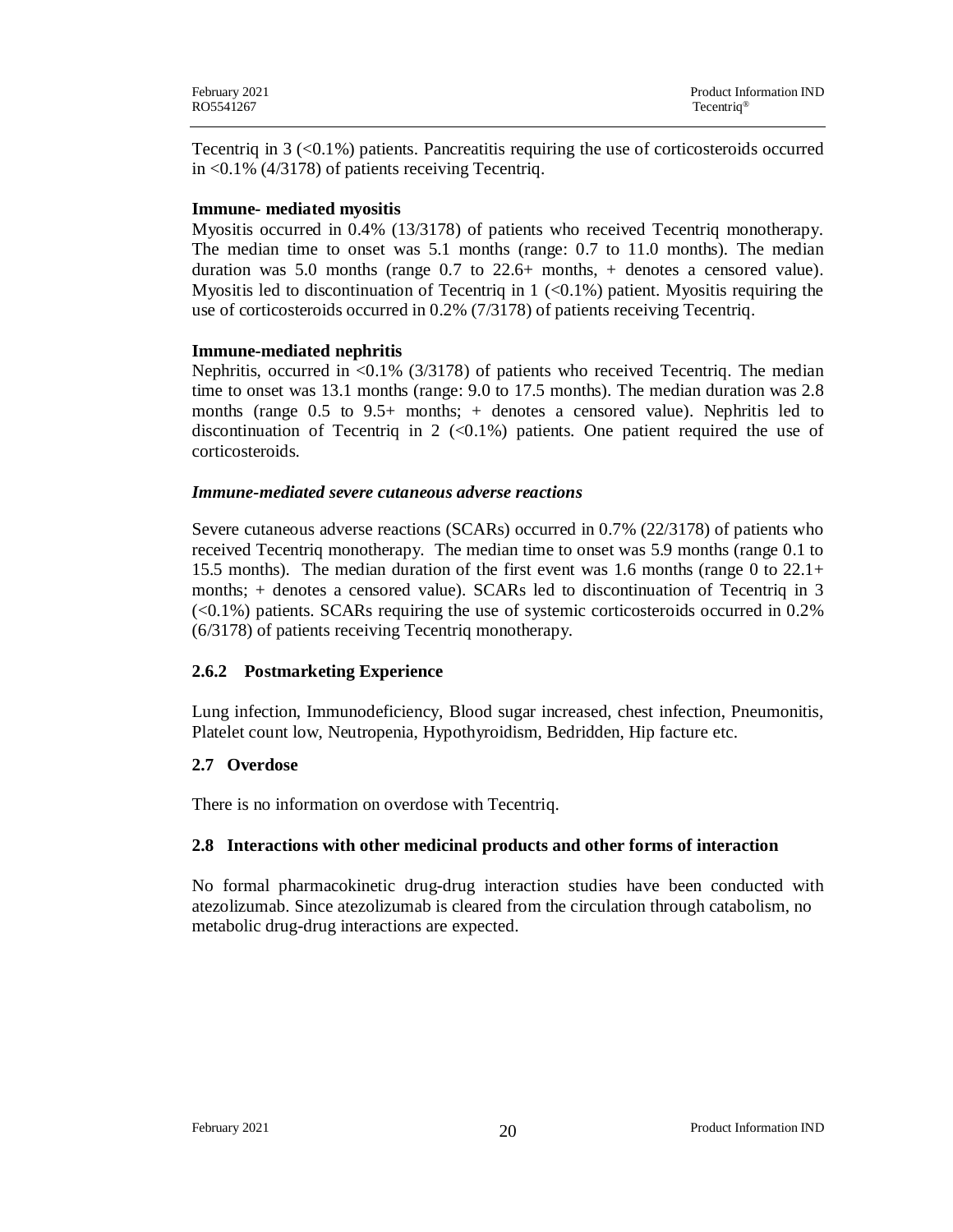Tecentriq in 3 (<0.1%) patients. Pancreatitis requiring the use of corticosteroids occurred in <0.1% (4/3178) of patients receiving Tecentriq.

**Immune- mediated myositis**

Myositis occurred in 0.4% (13/3178) of patients who received Tecentriq monotherapy. The median time to onset was 5.1 months (range: 0.7 to 11.0 months). The median duration was 5.0 months (range 0.7 to 22.6+ months, + denotes a censored value). Myositis led to discontinuation of Tecentriq in 1 (<0.1%) patient. Myositis requiring the use of corticosteroids occurred in 0.2% (7/3178) of patients receiving Tecentriq.

**Immune-mediated nephritis**

Nephritis, occurred in <0.1% (3/3178) of patients who received Tecentriq. The median time to onset was 13.1 months (range: 9.0 to 17.5 months). The median duration was 2.8 months (range 0.5 to 9.5+ months; + denotes a censored value). Nephritis led to discontinuation of Tecentriq in 2 (<0.1%) patients. One patient required the use of corticosteroids.

***Immune-mediated severe cutaneous adverse reactions***

Severe cutaneous adverse reactions (SCARs) occurred in 0.7% (22/3178) of patients who received Tecentriq monotherapy. The median time to onset was 5.9 months (range 0.1 to 15.5 months). The median duration of the first event was 1.6 months (range 0 to 22.1+ months; + denotes a censored value). SCARs led to discontinuation of Tecentriq in 3 (<0.1%) patients. SCARs requiring the use of systemic corticosteroids occurred in 0.2% (6/3178) of patients receiving Tecentriq monotherapy.

### 2.6.2 Postmarketing Experience

Lung infection, Immunodeficiency, Blood sugar increased, chest infection, Pneumonitis, Platelet count low, Neutropenia, Hypothyroidism, Bedridden, Hip facture etc.

## 2.7 Overdose

There is no information on overdose with Tecentriq.

## 2.8 Interactions with other medicinal products and other forms of interaction

No formal pharmacokinetic drug-drug interaction studies have been conducted with atezolizumab. Since atezolizumab is cleared from the circulation through catabolism, no metabolic drug-drug interactions are expected.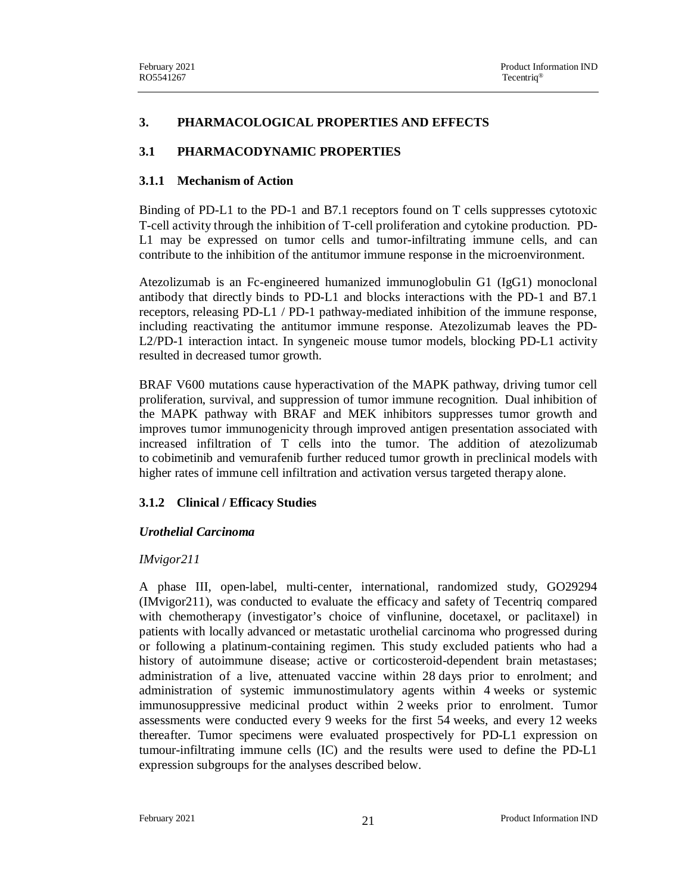## 3. PHARMACOLOGICAL PROPERTIES AND EFFECTS

### 3.1 PHARMACODYNAMIC PROPERTIES

#### 3.1.1 Mechanism of Action

Binding of PD-L1 to the PD-1 and B7.1 receptors found on T cells suppresses cytotoxic T-cell activity through the inhibition of T-cell proliferation and cytokine production. PD-L1 may be expressed on tumor cells and tumor-infiltrating immune cells, and can contribute to the inhibition of the antitumor immune response in the microenvironment.

Atezolizumab is an Fc-engineered humanized immunoglobulin G1 (IgG1) monoclonal antibody that directly binds to PD-L1 and blocks interactions with the PD-1 and B7.1 receptors, releasing PD-L1 / PD-1 pathway-mediated inhibition of the immune response, including reactivating the antitumor immune response. Atezolizumab leaves the PD-L2/PD-1 interaction intact. In syngeneic mouse tumor models, blocking PD-L1 activity resulted in decreased tumor growth.

BRAF V600 mutations cause hyperactivation of the MAPK pathway, driving tumor cell proliferation, survival, and suppression of tumor immune recognition. Dual inhibition of the MAPK pathway with BRAF and MEK inhibitors suppresses tumor growth and improves tumor immunogenicity through improved antigen presentation associated with increased infiltration of T cells into the tumor. The addition of atezolizumab to cobimetinib and vemurafenib further reduced tumor growth in preclinical models with higher rates of immune cell infiltration and activation versus targeted therapy alone.

#### 3.1.2 Clinical / Efficacy Studies

***Urothelial Carcinoma***

*IMvigor211*

A phase III, open-label, multi-center, international, randomized study, GO29294 (IMvigor211), was conducted to evaluate the efficacy and safety of Tecentriq compared with chemotherapy (investigator's choice of vinflunine, docetaxel, or paclitaxel) in patients with locally advanced or metastatic urothelial carcinoma who progressed during or following a platinum-containing regimen. This study excluded patients who had a history of autoimmune disease; active or corticosteroid-dependent brain metastases; administration of a live, attenuated vaccine within 28 days prior to enrolment; and administration of systemic immunostimulatory agents within 4 weeks or systemic immunosuppressive medicinal product within 2 weeks prior to enrolment. Tumor assessments were conducted every 9 weeks for the first 54 weeks, and every 12 weeks thereafter. Tumor specimens were evaluated prospectively for PD-L1 expression on tumour-infiltrating immune cells (IC) and the results were used to define the PD-L1 expression subgroups for the analyses described below.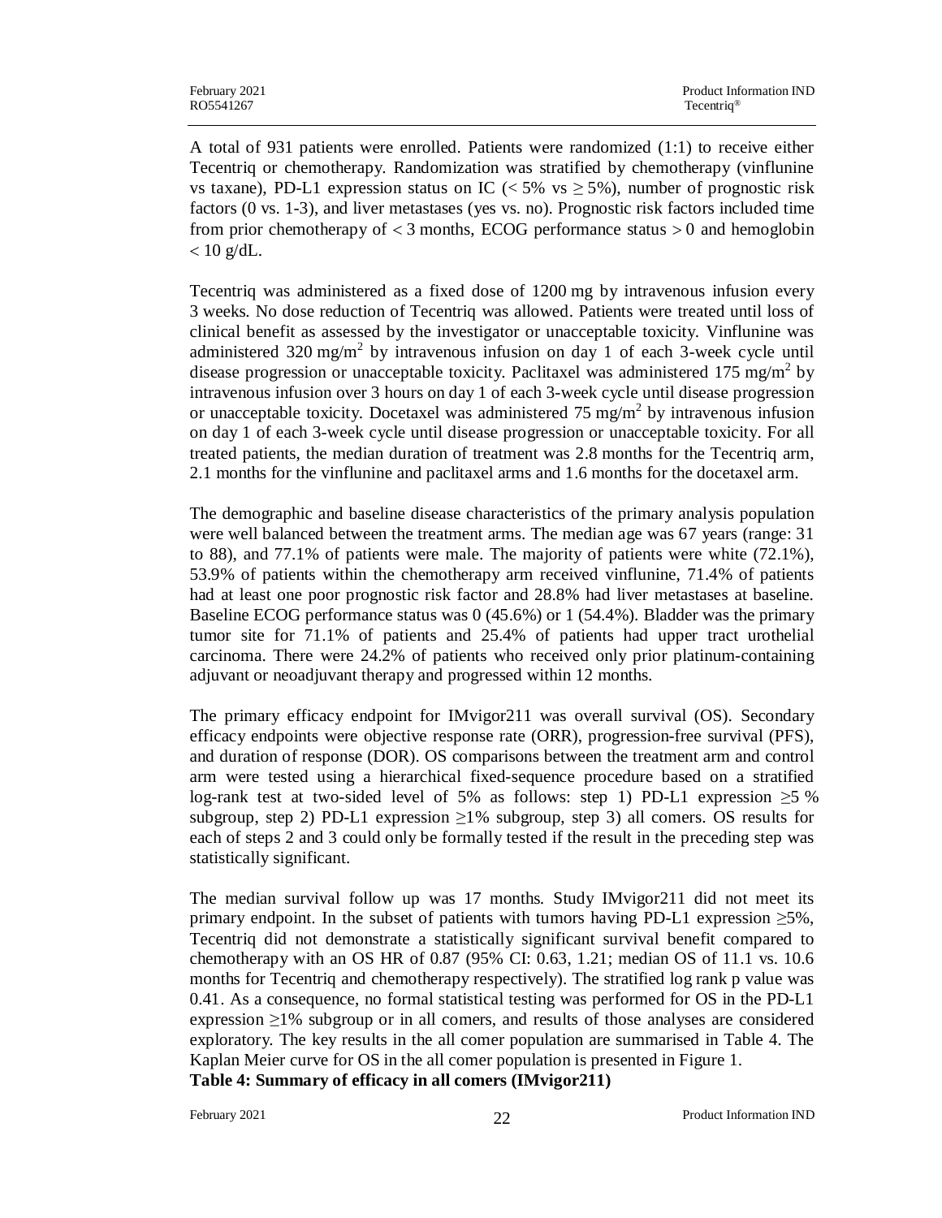A total of 931 patients were enrolled. Patients were randomized (1:1) to receive either Tecentriq or chemotherapy. Randomization was stratified by chemotherapy (vinflunine vs taxane), PD-L1 expression status on IC (< 5% vs ≥ 5%), number of prognostic risk factors (0 vs. 1-3), and liver metastases (yes vs. no). Prognostic risk factors included time from prior chemotherapy of < 3 months, ECOG performance status > 0 and hemoglobin < 10 g/dL.

Tecentriq was administered as a fixed dose of 1200 mg by intravenous infusion every 3 weeks. No dose reduction of Tecentriq was allowed. Patients were treated until loss of clinical benefit as assessed by the investigator or unacceptable toxicity. Vinflunine was administered 320 mg/m$^2$ by intravenous infusion on day 1 of each 3-week cycle until disease progression or unacceptable toxicity. Paclitaxel was administered 175 mg/m$^2$ by intravenous infusion over 3 hours on day 1 of each 3-week cycle until disease progression or unacceptable toxicity. Docetaxel was administered 75 mg/m$^2$ by intravenous infusion on day 1 of each 3-week cycle until disease progression or unacceptable toxicity. For all treated patients, the median duration of treatment was 2.8 months for the Tecentriq arm, 2.1 months for the vinflunine and paclitaxel arms and 1.6 months for the docetaxel arm.

The demographic and baseline disease characteristics of the primary analysis population were well balanced between the treatment arms. The median age was 67 years (range: 31 to 88), and 77.1% of patients were male. The majority of patients were white (72.1%), 53.9% of patients within the chemotherapy arm received vinflunine, 71.4% of patients had at least one poor prognostic risk factor and 28.8% had liver metastases at baseline. Baseline ECOG performance status was 0 (45.6%) or 1 (54.4%). Bladder was the primary tumor site for 71.1% of patients and 25.4% of patients had upper tract urothelial carcinoma. There were 24.2% of patients who received only prior platinum-containing adjuvant or neoadjuvant therapy and progressed within 12 months.

The primary efficacy endpoint for IMvigor211 was overall survival (OS). Secondary efficacy endpoints were objective response rate (ORR), progression-free survival (PFS), and duration of response (DOR). OS comparisons between the treatment arm and control arm were tested using a hierarchical fixed-sequence procedure based on a stratified log-rank test at two-sided level of 5% as follows: step 1) PD-L1 expression ≥5 % subgroup, step 2) PD-L1 expression ≥1% subgroup, step 3) all comers. OS results for each of steps 2 and 3 could only be formally tested if the result in the preceding step was statistically significant.

The median survival follow up was 17 months. Study IMvigor211 did not meet its primary endpoint. In the subset of patients with tumors having PD-L1 expression ≥5%, Tecentriq did not demonstrate a statistically significant survival benefit compared to chemotherapy with an OS HR of 0.87 (95% CI: 0.63, 1.21; median OS of 11.1 vs. 10.6 months for Tecentriq and chemotherapy respectively). The stratified log rank p value was 0.41. As a consequence, no formal statistical testing was performed for OS in the PD-L1 expression ≥1% subgroup or in all comers, and results of those analyses are considered exploratory. The key results in the all comer population are summarised in Table 4. The Kaplan Meier curve for OS in the all comer population is presented in Figure 1.

**Table 4: Summary of efficacy in all comers (IMvigor211)**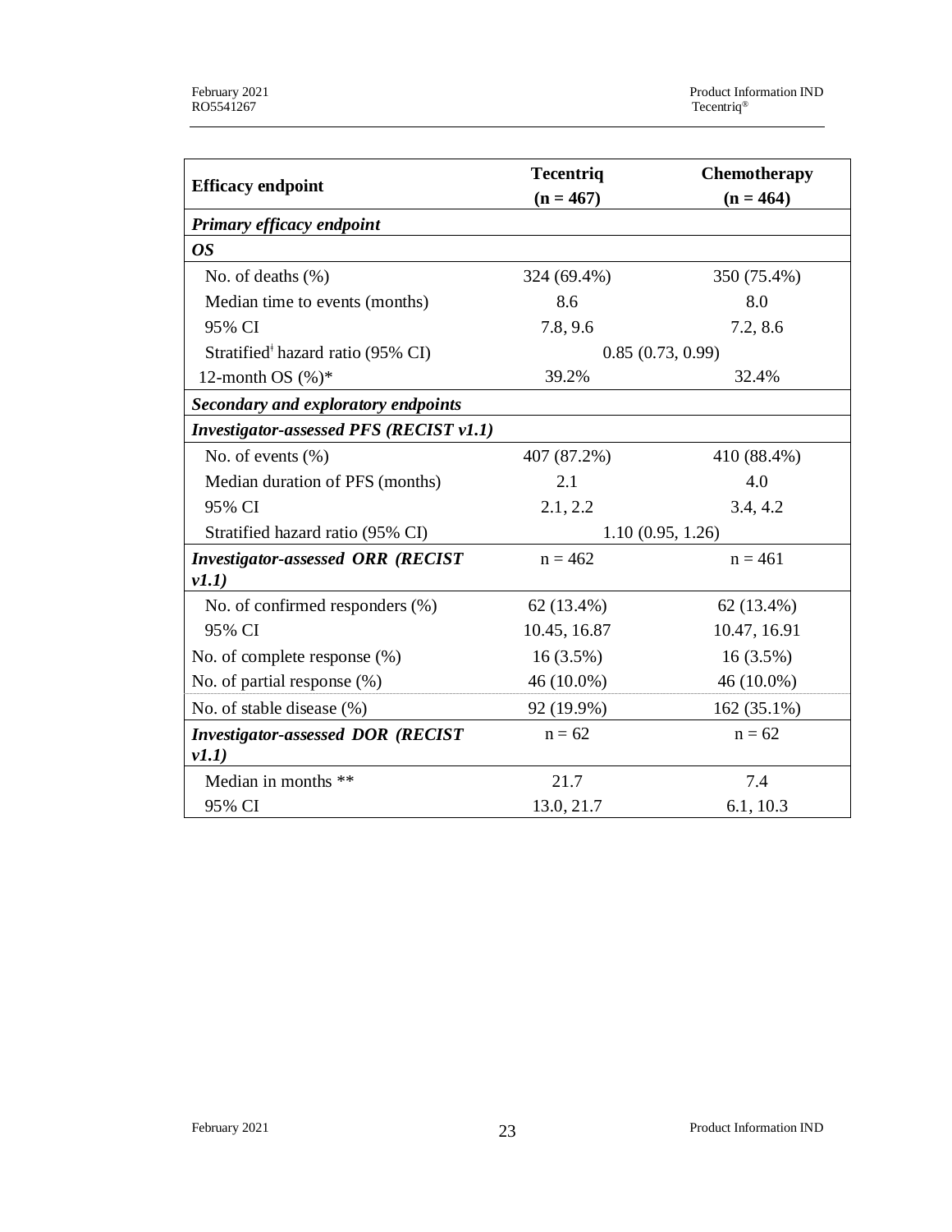| Efficacy endpoint | Tecentriq (n = 467) | Chemotherapy (n = 464) |
|---|---|---|
| ***Primary efficacy endpoint*** | | |
| ***OS*** | | |
| No. of deaths (%) | 324 (69.4%) | 350 (75.4%) |
| Median time to events (months) | 8.6 | 8.0 |
| 95% CI | 7.8, 9.6 | 7.2, 8.6 |
| Stratified[ǂ] hazard ratio (95% CI) | 0.85 (0.73, 0.99) | |
| 12-month OS (%)* | 39.2% | 32.4% |
| ***Secondary and exploratory endpoints*** | | |
| ***Investigator-assessed PFS (RECIST v1.1)*** | | |
| No. of events (%) | 407 (87.2%) | 410 (88.4%) |
| Median duration of PFS (months) | 2.1 | 4.0 |
| 95% CI | 2.1, 2.2 | 3.4, 4.2 |
| Stratified hazard ratio (95% CI) | 1.10 (0.95, 1.26) | |
| ***Investigator-assessed ORR (RECIST v1.1)*** | n = 462 | n = 461 |
| No. of confirmed responders (%) | 62 (13.4%) | 62 (13.4%) |
| 95% CI | 10.45, 16.87 | 10.47, 16.91 |
| No. of complete response (%) | 16 (3.5%) | 16 (3.5%) |
| No. of partial response (%) | 46 (10.0%) | 46 (10.0%) |
| No. of stable disease (%) | 92 (19.9%) | 162 (35.1%) |
| ***Investigator-assessed DOR (RECIST v1.1)*** | n = 62 | n = 62 |
| Median in months ** | 21.7 | 7.4 |
| 95% CI | 13.0, 21.7 | 6.1, 10.3 |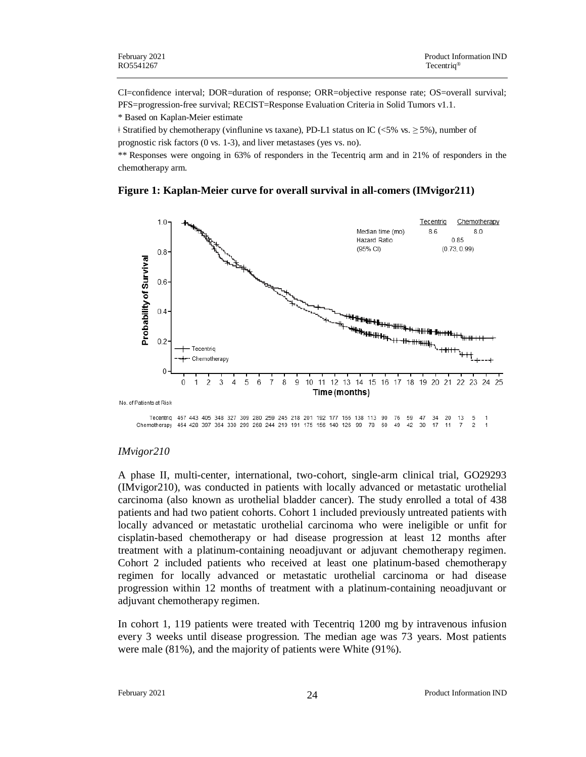CI=confidence interval; DOR=duration of response; ORR=objective response rate; OS=overall survival; PFS=progression-free survival; RECIST=Response Evaluation Criteria in Solid Tumors v1.1.

* Based on Kaplan-Meier estimate

ǂ Stratified by chemotherapy (vinflunine vs taxane), PD-L1 status on IC (<5% vs. ≥ 5%), number of prognostic risk factors (0 vs. 1-3), and liver metastases (yes vs. no).

** Responses were ongoing in 63% of responders in the Tecentriq arm and in 21% of responders in the chemotherapy arm.

**Figure 1: Kaplan-Meier curve for overall survival in all-comers (IMvigor211)**

| | Tecentriq | Chemotherapy |
|---|---|---|
| Median time (mo) | 8.6 | 8.0 |
| Hazard Ratio (95% CI) | 0.85 (0.73, 0.99) | |

No. of Patients at Risk

| Time (months) | 0 | 1 | 2 | 3 | 4 | 5 | 6 | 7 | 8 | 9 | 10 | 11 | 12 | 13 | 14 | 15 | 16 | 17 | 18 | 19 | 20 | 21 | 22 | 23 | 24 | 25 |
|---|---|---|---|---|---|---|---|---|---|---|---|---|---|---|---|---|---|---|---|---|---|---|---|---|---|---|
| Tecentriq | 467 | 443 | 405 | 348 | 327 | 309 | 280 | 259 | 245 | 218 | 201 | 192 | 177 | 155 | 138 | 113 | 90 | 76 | 59 | 47 | 34 | 20 | 13 | 5 | 1 | |
| Chemotherapy | 464 | 428 | 397 | 364 | 330 | 299 | 268 | 244 | 219 | 191 | 175 | 156 | 140 | 126 | 99 | 78 | 60 | 49 | 42 | 30 | 17 | 11 | 7 | 2 | 1 | |

*IMvigor210*

A phase II, multi-center, international, two-cohort, single-arm clinical trial, GO29293 (IMvigor210), was conducted in patients with locally advanced or metastatic urothelial carcinoma (also known as urothelial bladder cancer). The study enrolled a total of 438 patients and had two patient cohorts. Cohort 1 included previously untreated patients with locally advanced or metastatic urothelial carcinoma who were ineligible or unfit for cisplatin-based chemotherapy or had disease progression at least 12 months after treatment with a platinum-containing neoadjuvant or adjuvant chemotherapy regimen. Cohort 2 included patients who received at least one platinum-based chemotherapy regimen for locally advanced or metastatic urothelial carcinoma or had disease progression within 12 months of treatment with a platinum-containing neoadjuvant or adjuvant chemotherapy regimen.

In cohort 1, 119 patients were treated with Tecentriq 1200 mg by intravenous infusion every 3 weeks until disease progression. The median age was 73 years. Most patients were male (81%), and the majority of patients were White (91%).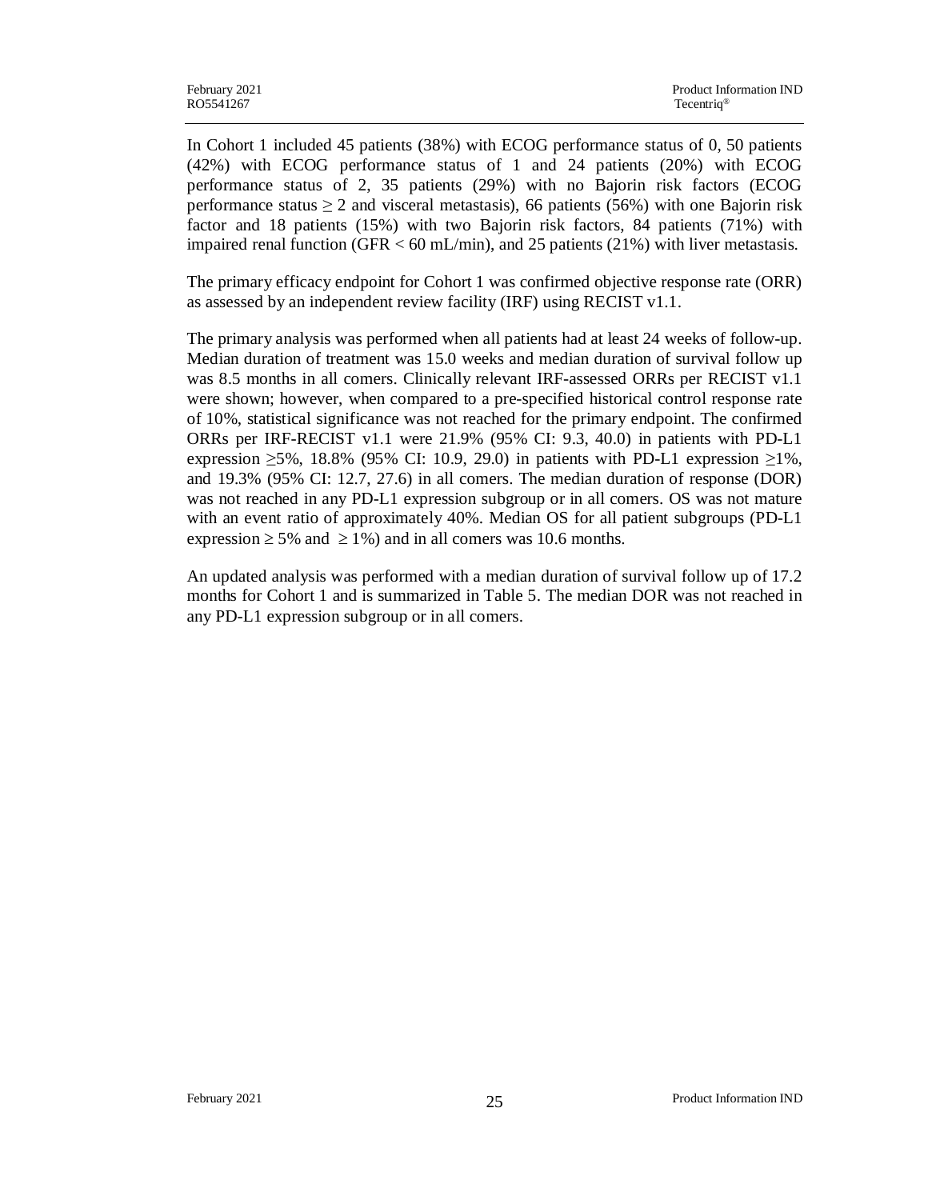In Cohort 1 included 45 patients (38%) with ECOG performance status of 0, 50 patients (42%) with ECOG performance status of 1 and 24 patients (20%) with ECOG performance status of 2, 35 patients (29%) with no Bajorin risk factors (ECOG performance status $\geq 2$ and visceral metastasis), 66 patients (56%) with one Bajorin risk factor and 18 patients (15%) with two Bajorin risk factors, 84 patients (71%) with impaired renal function (GFR < 60 mL/min), and 25 patients (21%) with liver metastasis.

The primary efficacy endpoint for Cohort 1 was confirmed objective response rate (ORR) as assessed by an independent review facility (IRF) using RECIST v1.1.

The primary analysis was performed when all patients had at least 24 weeks of follow-up. Median duration of treatment was 15.0 weeks and median duration of survival follow up was 8.5 months in all comers. Clinically relevant IRF-assessed ORRs per RECIST v1.1 were shown; however, when compared to a pre-specified historical control response rate of 10%, statistical significance was not reached for the primary endpoint. The confirmed ORRs per IRF-RECIST v1.1 were 21.9% (95% CI: 9.3, 40.0) in patients with PD-L1 expression $\geq$5%, 18.8% (95% CI: 10.9, 29.0) in patients with PD-L1 expression $\geq$1%, and 19.3% (95% CI: 12.7, 27.6) in all comers. The median duration of response (DOR) was not reached in any PD-L1 expression subgroup or in all comers. OS was not mature with an event ratio of approximately 40%. Median OS for all patient subgroups (PD-L1 expression $\geq$ 5% and $\geq$ 1%) and in all comers was 10.6 months.

An updated analysis was performed with a median duration of survival follow up of 17.2 months for Cohort 1 and is summarized in Table 5. The median DOR was not reached in any PD-L1 expression subgroup or in all comers.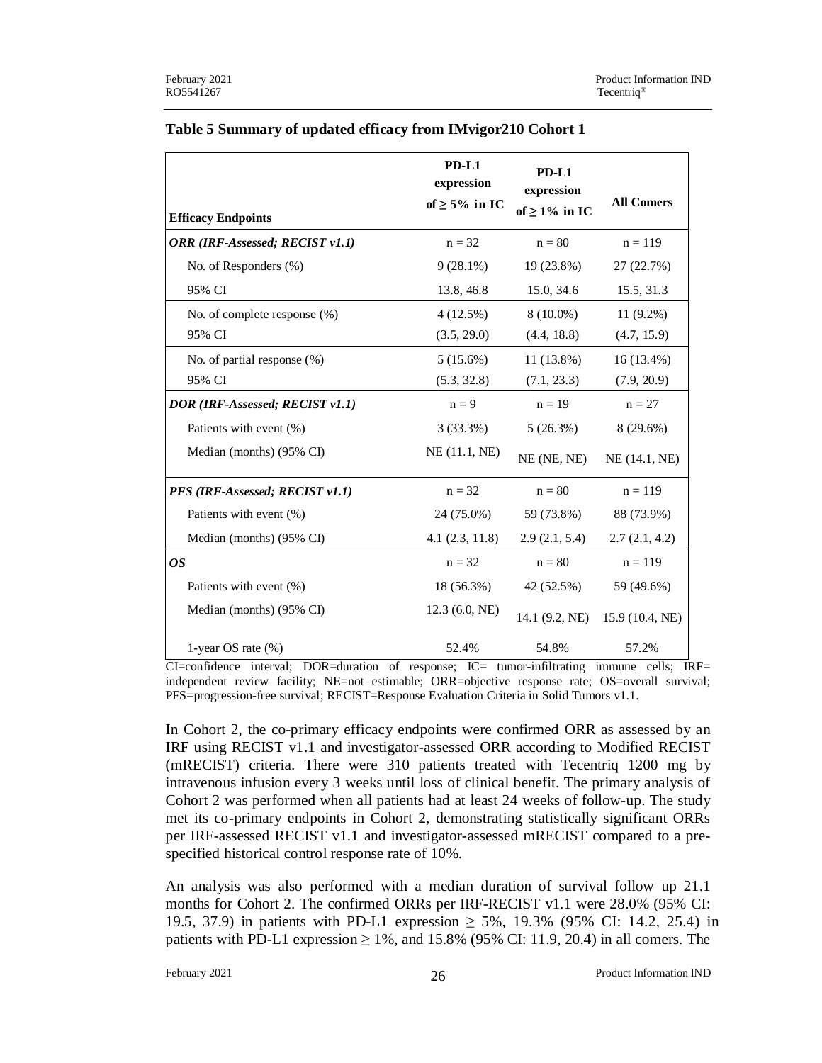**Table 5 Summary of updated efficacy from IMvigor210 Cohort 1**

| Efficacy Endpoints | PD-L1 expression of ≥ 5% in IC | PD-L1 expression of ≥ 1% in IC | All Comers |
|---|---|---|---|
| ***ORR (IRF-Assessed; RECIST v1.1)*** | n = 32 | n = 80 | n = 119 |
| No. of Responders (%) | 9 (28.1%) | 19 (23.8%) | 27 (22.7%) |
| 95% CI | 13.8, 46.8 | 15.0, 34.6 | 15.5, 31.3 |
| No. of complete response (%) | 4 (12.5%) | 8 (10.0%) | 11 (9.2%) |
| 95% CI | (3.5, 29.0) | (4.4, 18.8) | (4.7, 15.9) |
| No. of partial response (%) | 5 (15.6%) | 11 (13.8%) | 16 (13.4%) |
| 95% CI | (5.3, 32.8) | (7.1, 23.3) | (7.9, 20.9) |
| ***DOR (IRF-Assessed; RECIST v1.1)*** | n = 9 | n = 19 | n = 27 |
| Patients with event (%) | 3 (33.3%) | 5 (26.3%) | 8 (29.6%) |
| Median (months) (95% CI) | NE (11.1, NE) | NE (NE, NE) | NE (14.1, NE) |
| ***PFS (IRF-Assessed; RECIST v1.1)*** | n = 32 | n = 80 | n = 119 |
| Patients with event (%) | 24 (75.0%) | 59 (73.8%) | 88 (73.9%) |
| Median (months) (95% CI) | 4.1 (2.3, 11.8) | 2.9 (2.1, 5.4) | 2.7 (2.1, 4.2) |
| ***OS*** | n = 32 | n = 80 | n = 119 |
| Patients with event (%) | 18 (56.3%) | 42 (52.5%) | 59 (49.6%) |
| Median (months) (95% CI) | 12.3 (6.0, NE) | 14.1 (9.2, NE) | 15.9 (10.4, NE) |
| 1-year OS rate (%) | 52.4% | 54.8% | 57.2% |

CI=confidence interval; DOR=duration of response; IC= tumor-infiltrating immune cells; IRF= independent review facility; NE=not estimable; ORR=objective response rate; OS=overall survival; PFS=progression-free survival; RECIST=Response Evaluation Criteria in Solid Tumors v1.1.

In Cohort 2, the co-primary efficacy endpoints were confirmed ORR as assessed by an IRF using RECIST v1.1 and investigator-assessed ORR according to Modified RECIST (mRECIST) criteria. There were 310 patients treated with Tecentriq 1200 mg by intravenous infusion every 3 weeks until loss of clinical benefit. The primary analysis of Cohort 2 was performed when all patients had at least 24 weeks of follow-up. The study met its co-primary endpoints in Cohort 2, demonstrating statistically significant ORRs per IRF-assessed RECIST v1.1 and investigator-assessed mRECIST compared to a pre-specified historical control response rate of 10%.

An analysis was also performed with a median duration of survival follow up 21.1 months for Cohort 2. The confirmed ORRs per IRF-RECIST v1.1 were 28.0% (95% CI: 19.5, 37.9) in patients with PD-L1 expression ≥ 5%, 19.3% (95% CI: 14.2, 25.4) in patients with PD-L1 expression ≥ 1%, and 15.8% (95% CI: 11.9, 20.4) in all comers. The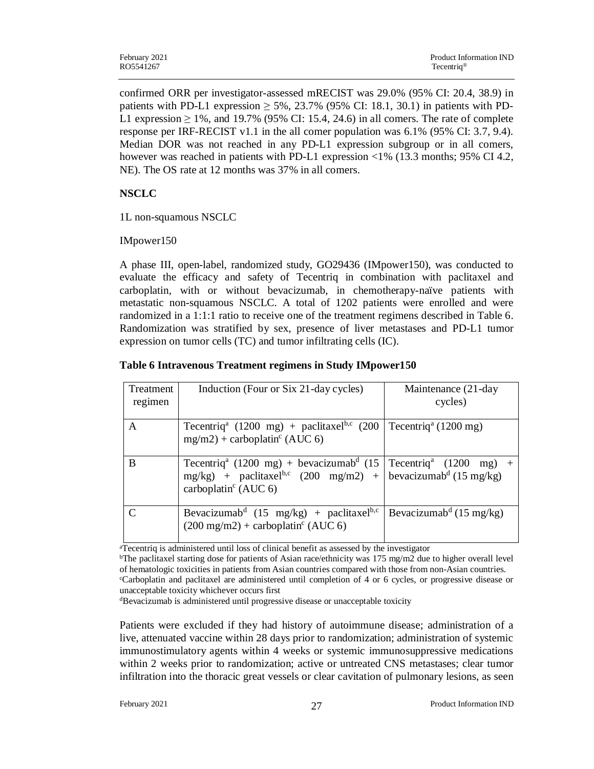confirmed ORR per investigator-assessed mRECIST was 29.0% (95% CI: 20.4, 38.9) in patients with PD-L1 expression ≥ 5%, 23.7% (95% CI: 18.1, 30.1) in patients with PD-L1 expression ≥ 1%, and 19.7% (95% CI: 15.4, 24.6) in all comers. The rate of complete response per IRF-RECIST v1.1 in the all comer population was 6.1% (95% CI: 3.7, 9.4). Median DOR was not reached in any PD-L1 expression subgroup or in all comers, however was reached in patients with PD-L1 expression <1% (13.3 months; 95% CI 4.2, NE). The OS rate at 12 months was 37% in all comers.

**NSCLC**

1L non-squamous NSCLC

IMpower150

A phase III, open-label, randomized study, GO29436 (IMpower150), was conducted to evaluate the efficacy and safety of Tecentriq in combination with paclitaxel and carboplatin, with or without bevacizumab, in chemotherapy-naïve patients with metastatic non-squamous NSCLC. A total of 1202 patients were enrolled and were randomized in a 1:1:1 ratio to receive one of the treatment regimens described in Table 6. Randomization was stratified by sex, presence of liver metastases and PD-L1 tumor expression on tumor cells (TC) and tumor infiltrating cells (IC).

**Table 6 Intravenous Treatment regimens in Study IMpower150**

| Treatment regimen | Induction (Four or Six 21-day cycles) | Maintenance (21-day cycles) |
| --- | --- | --- |
| A | Tecentriq[a] (1200 mg) + paclitaxel[b,c] (200 mg/m2) + carboplatin[c] (AUC 6) | Tecentriq[a] (1200 mg) |
| B | Tecentriq[a] (1200 mg) + bevacizumab[d] (15 mg/kg) + paclitaxel[b,c] (200 mg/m2) + carboplatin[c] (AUC 6) | Tecentriq[a] (1200 mg) + bevacizumab[d] (15 mg/kg) |
| C | Bevacizumab[d] (15 mg/kg) + paclitaxel[b,c] (200 mg/m2) + carboplatin[c] (AUC 6) | Bevacizumab[d] (15 mg/kg) |

[a]Tecentriq is administered until loss of clinical benefit as assessed by the investigator
[b]The paclitaxel starting dose for patients of Asian race/ethnicity was 175 mg/m2 due to higher overall level of hematologic toxicities in patients from Asian countries compared with those from non-Asian countries.
[c]Carboplatin and paclitaxel are administered until completion of 4 or 6 cycles, or progressive disease or unacceptable toxicity whichever occurs first
[d]Bevacizumab is administered until progressive disease or unacceptable toxicity

Patients were excluded if they had history of autoimmune disease; administration of a live, attenuated vaccine within 28 days prior to randomization; administration of systemic immunostimulatory agents within 4 weeks or systemic immunosuppressive medications within 2 weeks prior to randomization; active or untreated CNS metastases; clear tumor infiltration into the thoracic great vessels or clear cavitation of pulmonary lesions, as seen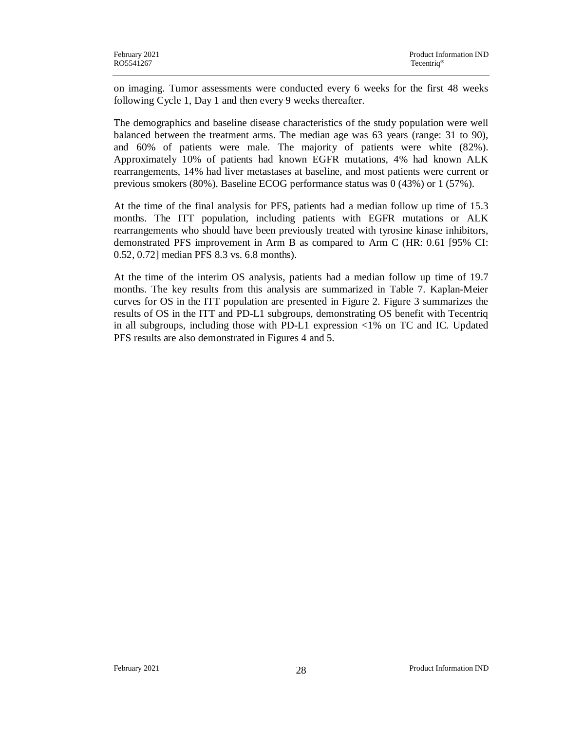on imaging. Tumor assessments were conducted every 6 weeks for the first 48 weeks following Cycle 1, Day 1 and then every 9 weeks thereafter.

The demographics and baseline disease characteristics of the study population were well balanced between the treatment arms. The median age was 63 years (range: 31 to 90), and 60% of patients were male. The majority of patients were white (82%). Approximately 10% of patients had known EGFR mutations, 4% had known ALK rearrangements, 14% had liver metastases at baseline, and most patients were current or previous smokers (80%). Baseline ECOG performance status was 0 (43%) or 1 (57%).

At the time of the final analysis for PFS, patients had a median follow up time of 15.3 months. The ITT population, including patients with EGFR mutations or ALK rearrangements who should have been previously treated with tyrosine kinase inhibitors, demonstrated PFS improvement in Arm B as compared to Arm C (HR: 0.61 [95% CI: 0.52, 0.72] median PFS 8.3 vs. 6.8 months).

At the time of the interim OS analysis, patients had a median follow up time of 19.7 months. The key results from this analysis are summarized in Table 7. Kaplan-Meier curves for OS in the ITT population are presented in Figure 2. Figure 3 summarizes the results of OS in the ITT and PD-L1 subgroups, demonstrating OS benefit with Tecentriq in all subgroups, including those with PD-L1 expression <1% on TC and IC. Updated PFS results are also demonstrated in Figures 4 and 5.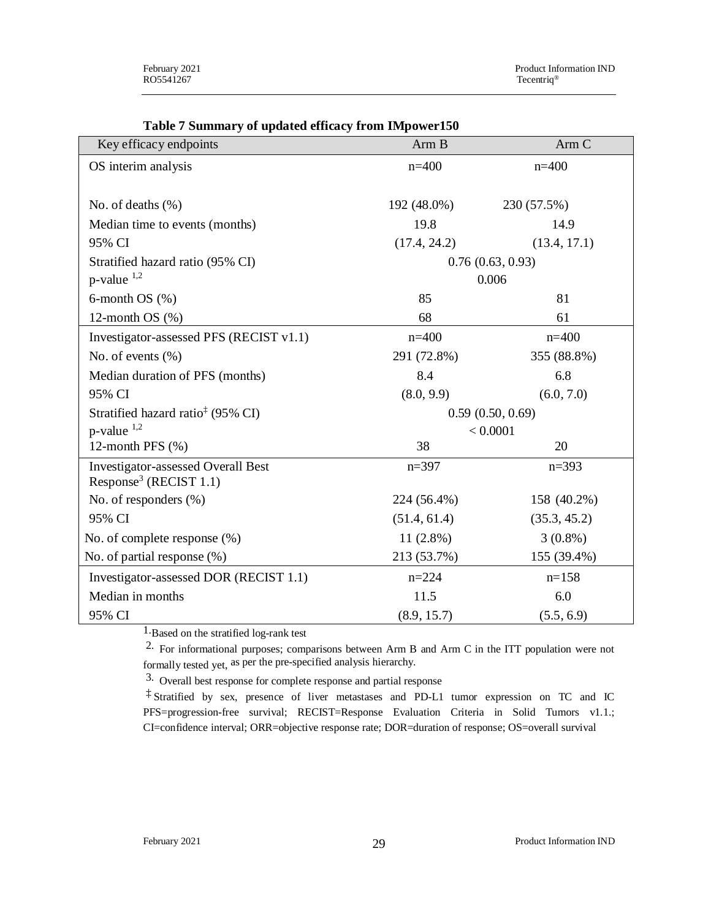**Table 7 Summary of updated efficacy from IMpower150**

| Key efficacy endpoints | Arm B | Arm C |
|---|---|---|
| OS interim analysis | n=400 | n=400 |
| No. of deaths (%) | 192 (48.0%) | 230 (57.5%) |
| Median time to events (months) | 19.8 | 14.9 |
| 95% CI | (17.4, 24.2) | (13.4, 17.1) |
| Stratified hazard ratio (95% CI) | 0.76 (0.63, 0.93) | |
| p-value [1,2] | 0.006 | |
| 6-month OS (%) | 85 | 81 |
| 12-month OS (%) | 68 | 61 |
| Investigator-assessed PFS (RECIST v1.1) | n=400 | n=400 |
| No. of events (%) | 291 (72.8%) | 355 (88.8%) |
| Median duration of PFS (months) | 8.4 | 6.8 |
| 95% CI | (8.0, 9.9) | (6.0, 7.0) |
| Stratified hazard ratio[‡] (95% CI) | 0.59 (0.50, 0.69) | |
| p-value [1,2] | < 0.0001 | |
| 12-month PFS (%) | 38 | 20 |
| Investigator-assessed Overall Best Response[3] (RECIST 1.1) | n=397 | n=393 |
| No. of responders (%) | 224 (56.4%) | 158 (40.2%) |
| 95% CI | (51.4, 61.4) | (35.3, 45.2) |
| No. of complete response (%) | 11 (2.8%) | 3 (0.8%) |
| No. of partial response (%) | 213 (53.7%) | 155 (39.4%) |
| Investigator-assessed DOR (RECIST 1.1) | n=224 | n=158 |
| Median in months | 11.5 | 6.0 |
| 95% CI | (8.9, 15.7) | (5.5, 6.9) |

1. Based on the stratified log-rank test

2. For informational purposes; comparisons between Arm B and Arm C in the ITT population were not formally tested yet, as per the pre-specified analysis hierarchy.

3. Overall best response for complete response and partial response

‡ Stratified by sex, presence of liver metastases and PD-L1 tumor expression on TC and IC

PFS=progression-free survival; RECIST=Response Evaluation Criteria in Solid Tumors v1.1.; CI=confidence interval; ORR=objective response rate; DOR=duration of response; OS=overall survival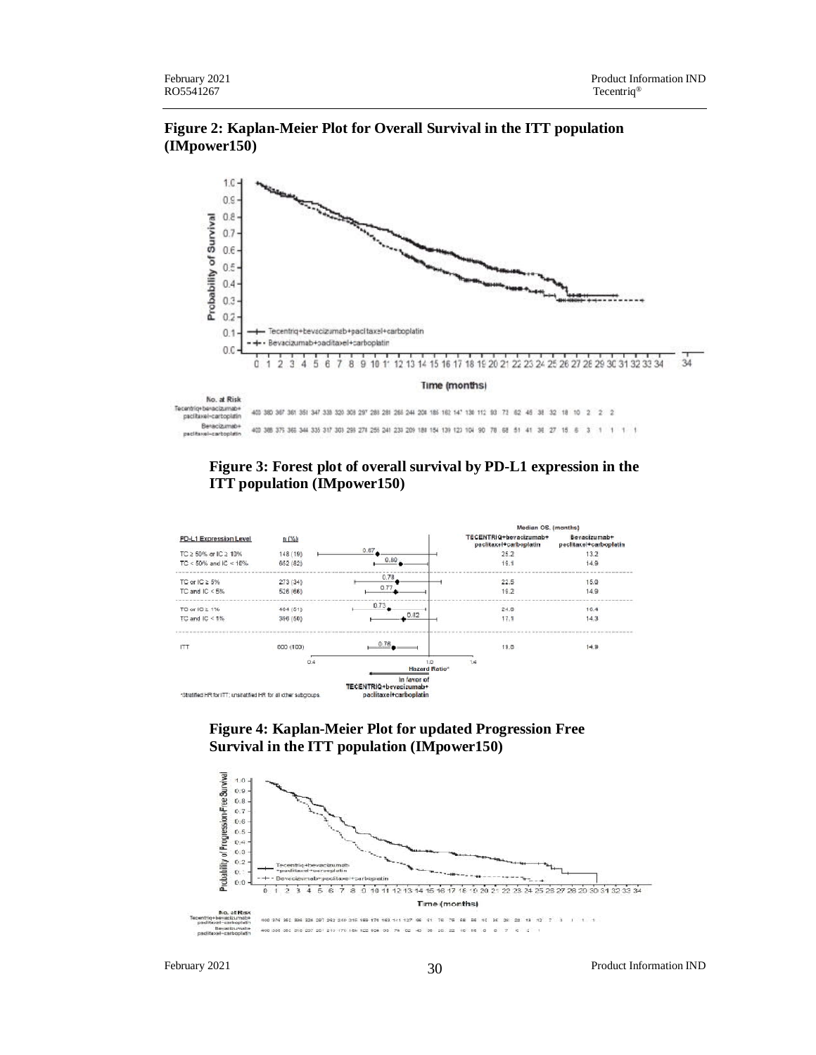**Figure 2: Kaplan-Meier Plot for Overall Survival in the ITT population (IMpower150)**

**Figure 3: Forest plot of overall survival by PD-L1 expression in the ITT population (IMpower150)**

**Figure 4: Kaplan-Meier Plot for updated Progression Free Survival in the ITT population (IMpower150)**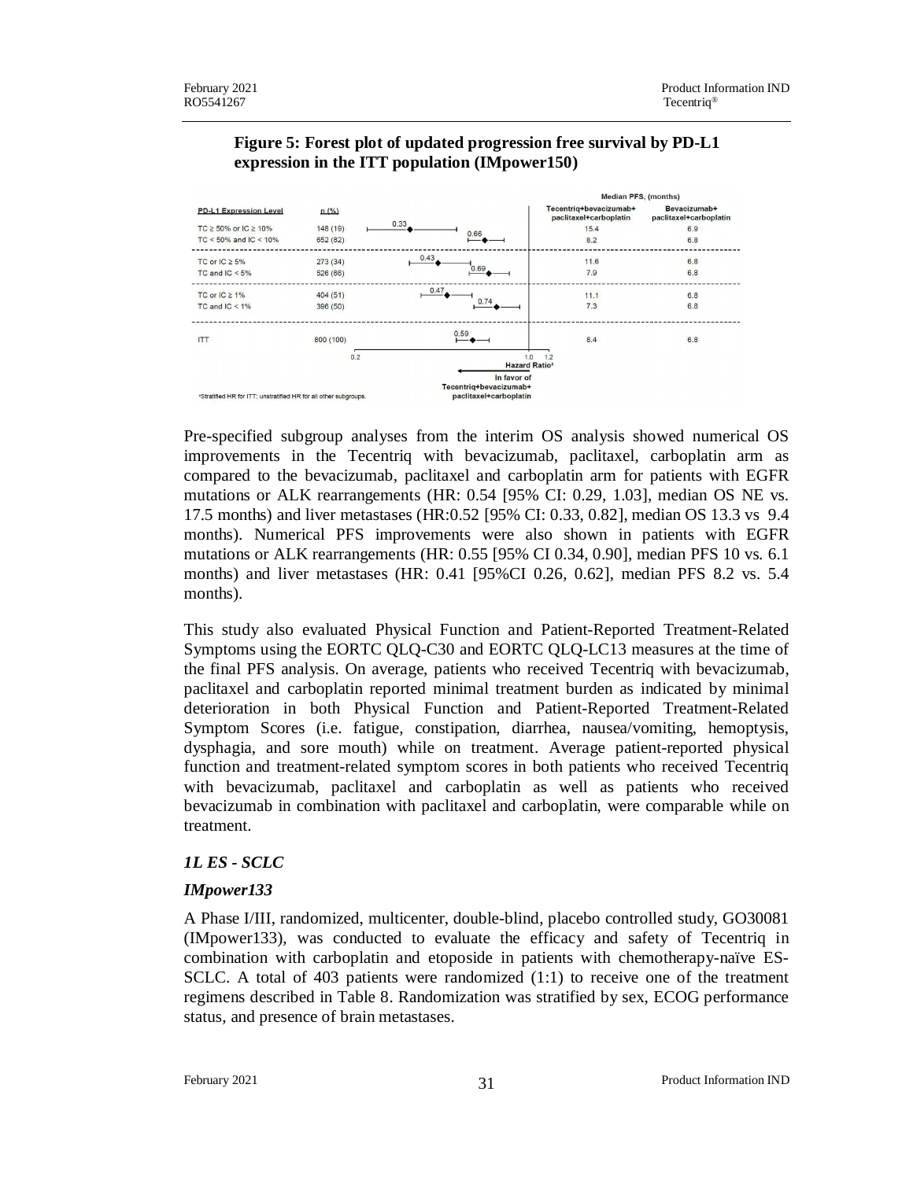**Figure 5: Forest plot of updated progression free survival by PD-L1 expression in the ITT population (IMpower150)**

| PD-L1 Expression Level | n (%) | Hazard Ratio[a] | Median PFS (months) Tecentriq+bevacizumab+paclitaxel+carboplatin | Median PFS (months) Bevacizumab+paclitaxel+carboplatin |
|---|---|---|---|---|
| TC ≥ 50% or IC ≥ 10% | 148 (19) | 0.33 | 15.4 | 6.9 |
| TC < 50% and IC < 10% | 652 (82) | 0.66 | 8.2 | 6.8 |
| TC or IC ≥ 5% | 273 (34) | 0.43 | 11.6 | 6.8 |
| TC and IC < 5% | 526 (66) | 0.69 | 7.9 | 6.8 |
| TC or IC ≥ 1% | 404 (51) | 0.47 | 11.1 | 6.8 |
| TC and IC < 1% | 396 (50) | 0.74 | 7.3 | 6.8 |
| ITT | 800 (100) | 0.59 | 8.4 | 6.8 |

In favor of Tecentriq+bevacizumab+paclitaxel+carboplatin

[a]Stratified HR for ITT; unstratified HR for all other subgroups.

Pre-specified subgroup analyses from the interim OS analysis showed numerical OS improvements in the Tecentriq with bevacizumab, paclitaxel, carboplatin arm as compared to the bevacizumab, paclitaxel and carboplatin arm for patients with EGFR mutations or ALK rearrangements (HR: 0.54 [95% CI: 0.29, 1.03], median OS NE vs. 17.5 months) and liver metastases (HR:0.52 [95% CI: 0.33, 0.82], median OS 13.3 vs 9.4 months). Numerical PFS improvements were also shown in patients with EGFR mutations or ALK rearrangements (HR: 0.55 [95% CI 0.34, 0.90], median PFS 10 vs. 6.1 months) and liver metastases (HR: 0.41 [95%CI 0.26, 0.62], median PFS 8.2 vs. 5.4 months).

This study also evaluated Physical Function and Patient-Reported Treatment-Related Symptoms using the EORTC QLQ-C30 and EORTC QLQ-LC13 measures at the time of the final PFS analysis. On average, patients who received Tecentriq with bevacizumab, paclitaxel and carboplatin reported minimal treatment burden as indicated by minimal deterioration in both Physical Function and Patient-Reported Treatment-Related Symptom Scores (i.e. fatigue, constipation, diarrhea, nausea/vomiting, hemoptysis, dysphagia, and sore mouth) while on treatment. Average patient-reported physical function and treatment-related symptom scores in both patients who received Tecentriq with bevacizumab, paclitaxel and carboplatin as well as patients who received bevacizumab in combination with paclitaxel and carboplatin, were comparable while on treatment.

### *1L ES - SCLC*

### *IMpower133*

A Phase I/III, randomized, multicenter, double-blind, placebo controlled study, GO30081 (IMpower133), was conducted to evaluate the efficacy and safety of Tecentriq in combination with carboplatin and etoposide in patients with chemotherapy-naïve ES-SCLC. A total of 403 patients were randomized (1:1) to receive one of the treatment regimens described in Table 8. Randomization was stratified by sex, ECOG performance status, and presence of brain metastases.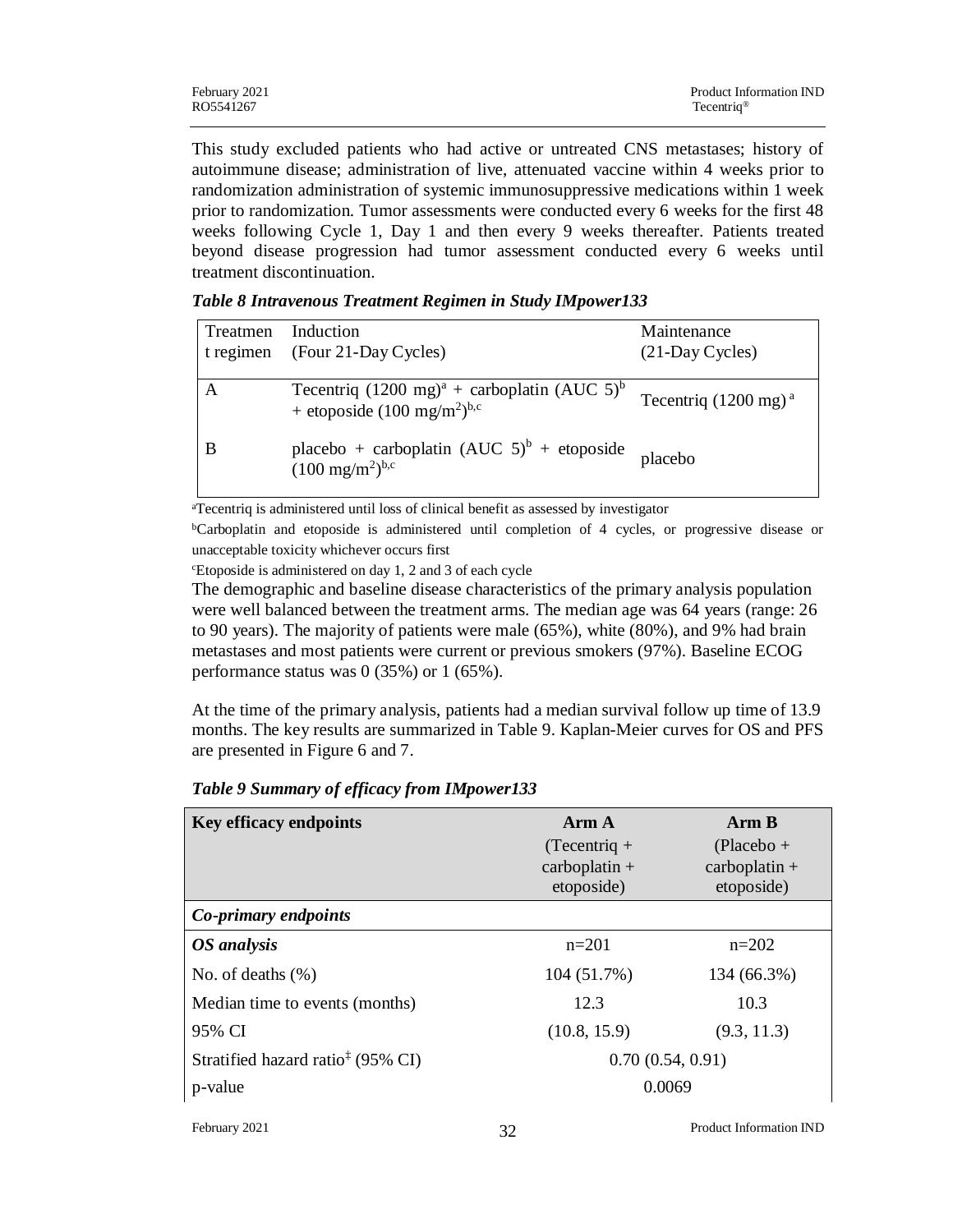This study excluded patients who had active or untreated CNS metastases; history of autoimmune disease; administration of live, attenuated vaccine within 4 weeks prior to randomization administration of systemic immunosuppressive medications within 1 week prior to randomization. Tumor assessments were conducted every 6 weeks for the first 48 weeks following Cycle 1, Day 1 and then every 9 weeks thereafter. Patients treated beyond disease progression had tumor assessment conducted every 6 weeks until treatment discontinuation.

***Table 8 Intravenous Treatment Regimen in Study IMpower133***

| Treatment regimen | Induction (Four 21-Day Cycles) | Maintenance (21-Day Cycles) |
|---|---|---|
| A | Tecentriq (1200 mg)[a] + carboplatin (AUC 5)[b] + etoposide (100 mg/m$^2$)[b,c] | Tecentriq (1200 mg)[a] |
| B | placebo + carboplatin (AUC 5)[b] + etoposide (100 mg/m$^2$)[b,c] | placebo |

[a]Tecentriq is administered until loss of clinical benefit as assessed by investigator

[b]Carboplatin and etoposide is administered until completion of 4 cycles, or progressive disease or unacceptable toxicity whichever occurs first

[c]Etoposide is administered on day 1, 2 and 3 of each cycle

The demographic and baseline disease characteristics of the primary analysis population were well balanced between the treatment arms. The median age was 64 years (range: 26 to 90 years). The majority of patients were male (65%), white (80%), and 9% had brain metastases and most patients were current or previous smokers (97%). Baseline ECOG performance status was 0 (35%) or 1 (65%).

At the time of the primary analysis, patients had a median survival follow up time of 13.9 months. The key results are summarized in Table 9. Kaplan-Meier curves for OS and PFS are presented in Figure 6 and 7.

***Table 9 Summary of efficacy from IMpower133***

| **Key efficacy endpoints** | **Arm A** (Tecentriq + carboplatin + etoposide) | **Arm B** (Placebo + carboplatin + etoposide) |
|---|---|---|
| ***Co-primary endpoints*** | | |
| ***OS analysis*** | n=201 | n=202 |
| No. of deaths (%) | 104 (51.7%) | 134 (66.3%) |
| Median time to events (months) | 12.3 | 10.3 |
| 95% CI | (10.8, 15.9) | (9.3, 11.3) |
| Stratified hazard ratio[‡] (95% CI) | 0.70 (0.54, 0.91) | |
| p-value | 0.0069 | |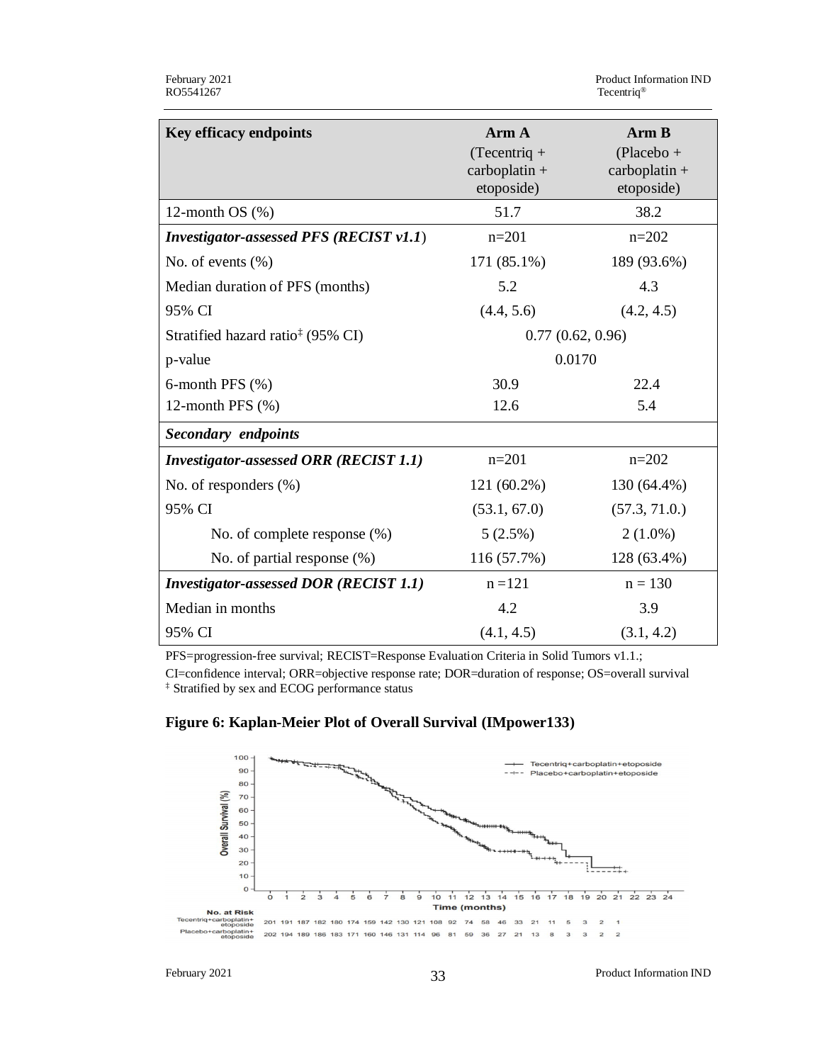| Key efficacy endpoints | Arm A (Tecentriq + carboplatin + etoposide) | Arm B (Placebo + carboplatin + etoposide) |
|---|---|---|
| 12-month OS (%) | 51.7 | 38.2 |
| ***Investigator-assessed PFS (RECIST v1.1)*** | n=201 | n=202 |
| No. of events (%) | 171 (85.1%) | 189 (93.6%) |
| Median duration of PFS (months) | 5.2 | 4.3 |
| 95% CI | (4.4, 5.6) | (4.2, 4.5) |
| Stratified hazard ratio‡ (95% CI) | 0.77 (0.62, 0.96) | |
| p-value | 0.0170 | |
| 6-month PFS (%) | 30.9 | 22.4 |
| 12-month PFS (%) | 12.6 | 5.4 |
| ***Secondary endpoints*** | | |
| ***Investigator-assessed ORR (RECIST 1.1)*** | n=201 | n=202 |
| No. of responders (%) | 121 (60.2%) | 130 (64.4%) |
| 95% CI | (53.1, 67.0) | (57.3, 71.0.) |
| No. of complete response (%) | 5 (2.5%) | 2 (1.0%) |
| No. of partial response (%) | 116 (57.7%) | 128 (63.4%) |
| ***Investigator-assessed DOR (RECIST 1.1)*** | n =121 | n = 130 |
| Median in months | 4.2 | 3.9 |
| 95% CI | (4.1, 4.5) | (3.1, 4.2) |

PFS=progression-free survival; RECIST=Response Evaluation Criteria in Solid Tumors v1.1.; CI=confidence interval; ORR=objective response rate; DOR=duration of response; OS=overall survival
‡ Stratified by sex and ECOG performance status

**Figure 6: Kaplan-Meier Plot of Overall Survival (IMpower133)**

No. at Risk

| Time (months) | 0 | 1 | 2 | 3 | 4 | 5 | 6 | 7 | 8 | 9 | 10 | 11 | 12 | 13 | 14 | 15 | 16 | 17 | 18 | 19 | 20 | 21 | 22 | 23 | 24 |
|---|---|---|---|---|---|---|---|---|---|---|---|---|---|---|---|---|---|---|---|---|---|---|---|---|---|
| Tecentriq+carboplatin+etoposide | 201 | 191 | 187 | 182 | 180 | 174 | 159 | 142 | 130 | 121 | 108 | 92 | 74 | 58 | 46 | 33 | 21 | 11 | 5 | 3 | 2 | 1 | | | |
| Placebo+carboplatin+etoposide | 202 | 194 | 189 | 186 | 183 | 171 | 160 | 146 | 131 | 114 | 96 | 81 | 59 | 36 | 27 | 21 | 13 | 8 | 3 | 3 | 2 | 2 | | | |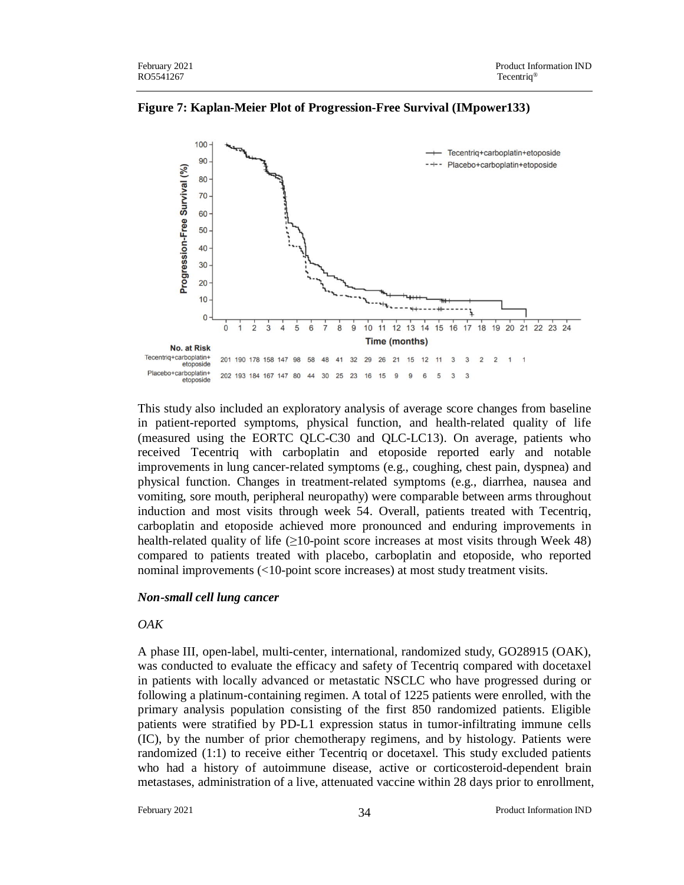**Figure 7: Kaplan-Meier Plot of Progression-Free Survival (IMpower133)**

This study also included an exploratory analysis of average score changes from baseline in patient-reported symptoms, physical function, and health-related quality of life (measured using the EORTC QLC-C30 and QLC-LC13). On average, patients who received Tecentriq with carboplatin and etoposide reported early and notable improvements in lung cancer-related symptoms (e.g., coughing, chest pain, dyspnea) and physical function. Changes in treatment-related symptoms (e.g., diarrhea, nausea and vomiting, sore mouth, peripheral neuropathy) were comparable between arms throughout induction and most visits through week 54. Overall, patients treated with Tecentriq, carboplatin and etoposide achieved more pronounced and enduring improvements in health-related quality of life (≥10-point score increases at most visits through Week 48) compared to patients treated with placebo, carboplatin and etoposide, who reported nominal improvements (<10-point score increases) at most study treatment visits.

***Non-small cell lung cancer***

*OAK*

A phase III, open-label, multi-center, international, randomized study, GO28915 (OAK), was conducted to evaluate the efficacy and safety of Tecentriq compared with docetaxel in patients with locally advanced or metastatic NSCLC who have progressed during or following a platinum-containing regimen. A total of 1225 patients were enrolled, with the primary analysis population consisting of the first 850 randomized patients. Eligible patients were stratified by PD-L1 expression status in tumor-infiltrating immune cells (IC), by the number of prior chemotherapy regimens, and by histology. Patients were randomized (1:1) to receive either Tecentriq or docetaxel. This study excluded patients who had a history of autoimmune disease, active or corticosteroid-dependent brain metastases, administration of a live, attenuated vaccine within 28 days prior to enrollment,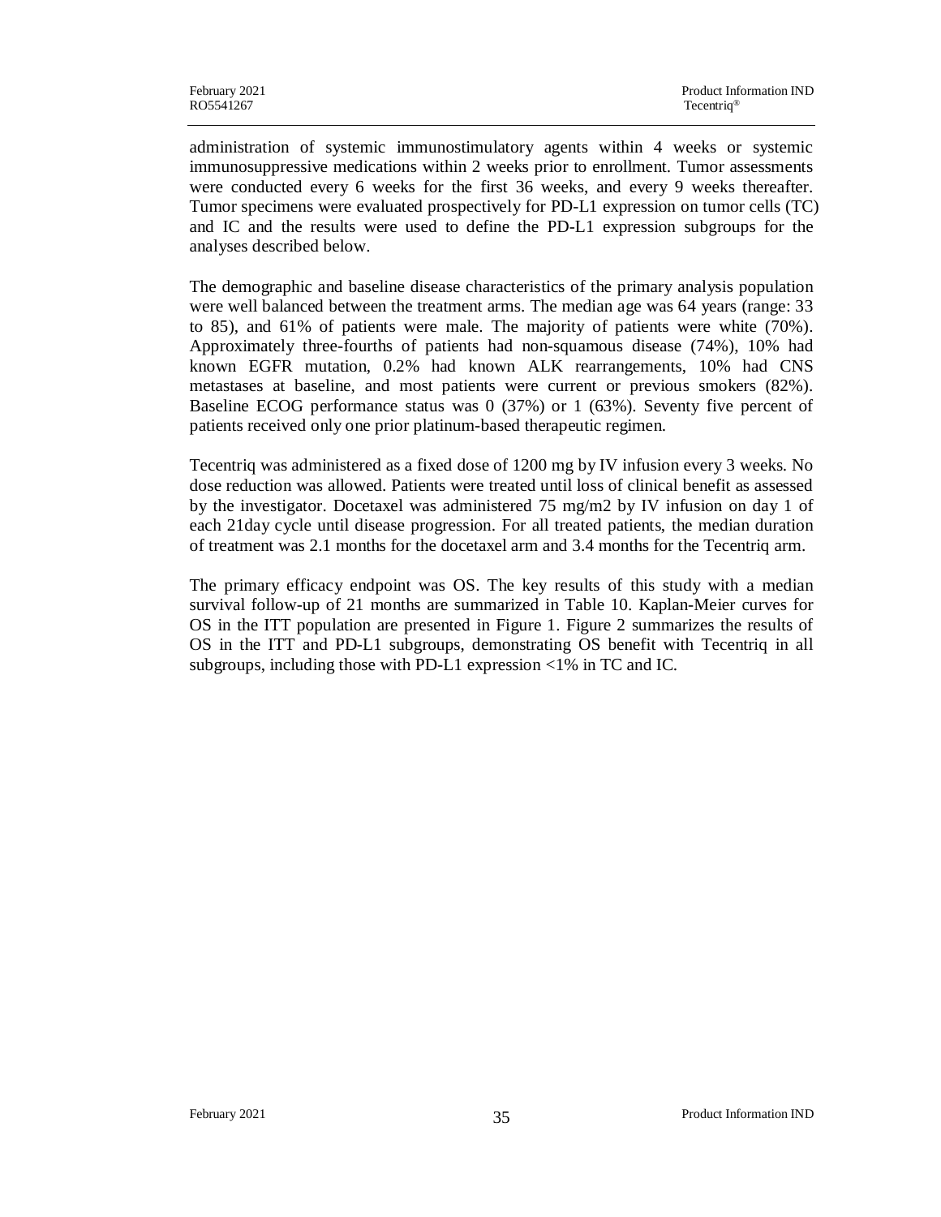administration of systemic immunostimulatory agents within 4 weeks or systemic immunosuppressive medications within 2 weeks prior to enrollment. Tumor assessments were conducted every 6 weeks for the first 36 weeks, and every 9 weeks thereafter. Tumor specimens were evaluated prospectively for PD-L1 expression on tumor cells (TC) and IC and the results were used to define the PD-L1 expression subgroups for the analyses described below.

The demographic and baseline disease characteristics of the primary analysis population were well balanced between the treatment arms. The median age was 64 years (range: 33 to 85), and 61% of patients were male. The majority of patients were white (70%). Approximately three-fourths of patients had non-squamous disease (74%), 10% had known EGFR mutation, 0.2% had known ALK rearrangements, 10% had CNS metastases at baseline, and most patients were current or previous smokers (82%). Baseline ECOG performance status was 0 (37%) or 1 (63%). Seventy five percent of patients received only one prior platinum-based therapeutic regimen.

Tecentriq was administered as a fixed dose of 1200 mg by IV infusion every 3 weeks. No dose reduction was allowed. Patients were treated until loss of clinical benefit as assessed by the investigator. Docetaxel was administered 75 mg/m2 by IV infusion on day 1 of each 21day cycle until disease progression. For all treated patients, the median duration of treatment was 2.1 months for the docetaxel arm and 3.4 months for the Tecentriq arm.

The primary efficacy endpoint was OS. The key results of this study with a median survival follow-up of 21 months are summarized in Table 10. Kaplan-Meier curves for OS in the ITT population are presented in Figure 1. Figure 2 summarizes the results of OS in the ITT and PD-L1 subgroups, demonstrating OS benefit with Tecentriq in all subgroups, including those with PD-L1 expression <1% in TC and IC.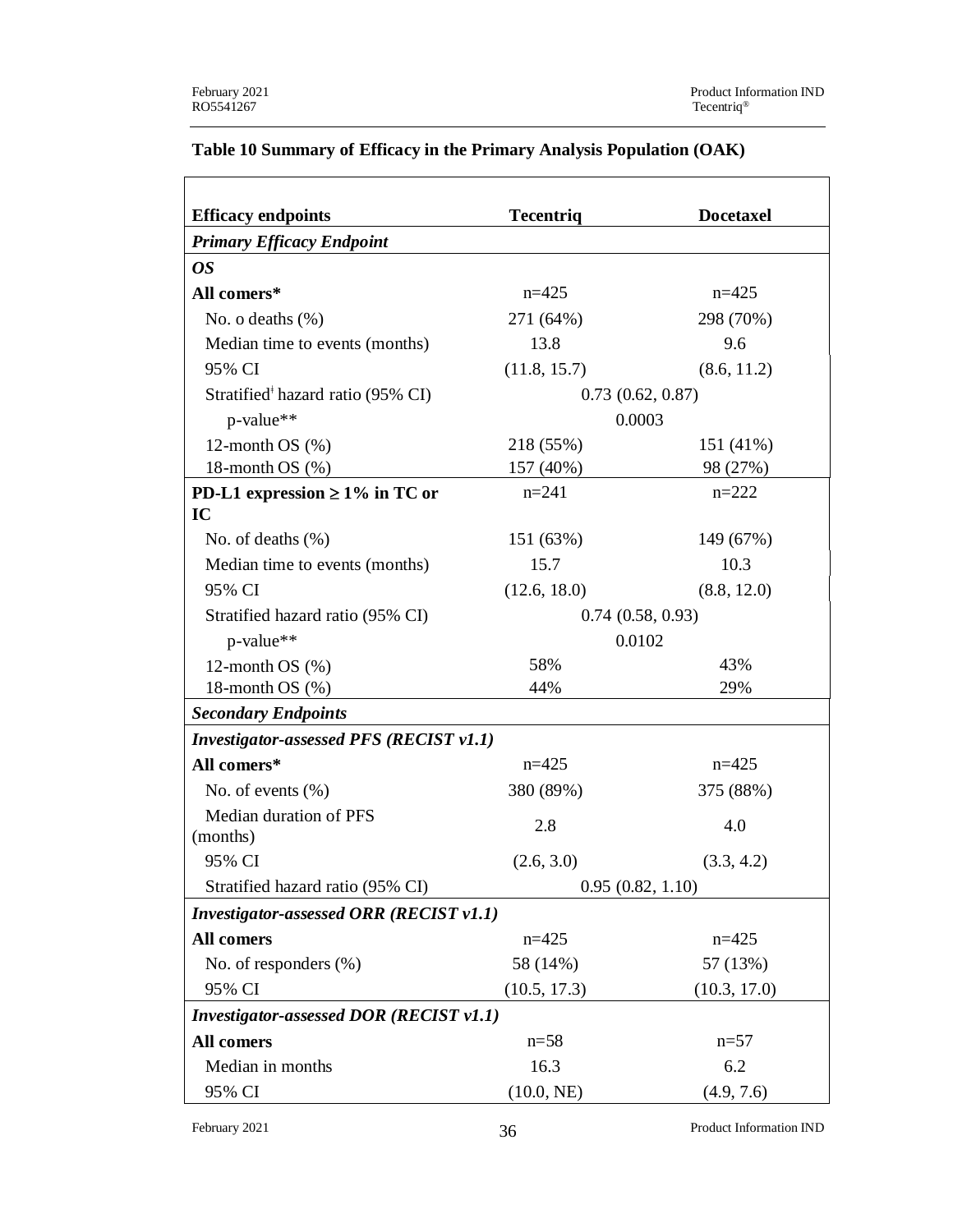**Table 10 Summary of Efficacy in the Primary Analysis Population (OAK)**

| Efficacy endpoints | Tecentriq | Docetaxel |
|---|---|---|
| ***Primary Efficacy Endpoint*** | | |
| ***OS*** | | |
| **All comers*** | n=425 | n=425 |
| No. o deaths (%) | 271 (64%) | 298 (70%) |
| Median time to events (months) | 13.8 | 9.6 |
| 95% CI | (11.8, 15.7) | (8.6, 11.2) |
| Stratified[ǂ] hazard ratio (95% CI) | 0.73 (0.62, 0.87) | |
| p-value** | 0.0003 | |
| 12-month OS (%) | 218 (55%) | 151 (41%) |
| 18-month OS (%) | 157 (40%) | 98 (27%) |
| **PD-L1 expression ≥ 1% in TC or IC** | n=241 | n=222 |
| No. of deaths (%) | 151 (63%) | 149 (67%) |
| Median time to events (months) | 15.7 | 10.3 |
| 95% CI | (12.6, 18.0) | (8.8, 12.0) |
| Stratified hazard ratio (95% CI) | 0.74 (0.58, 0.93) | |
| p-value** | 0.0102 | |
| 12-month OS (%) | 58% | 43% |
| 18-month OS (%) | 44% | 29% |
| ***Secondary Endpoints*** | | |
| ***Investigator-assessed PFS (RECIST v1.1)*** | | |
| **All comers*** | n=425 | n=425 |
| No. of events (%) | 380 (89%) | 375 (88%) |
| Median duration of PFS (months) | 2.8 | 4.0 |
| 95% CI | (2.6, 3.0) | (3.3, 4.2) |
| Stratified hazard ratio (95% CI) | 0.95 (0.82, 1.10) | |
| ***Investigator-assessed ORR (RECIST v1.1)*** | | |
| **All comers** | n=425 | n=425 |
| No. of responders (%) | 58 (14%) | 57 (13%) |
| 95% CI | (10.5, 17.3) | (10.3, 17.0) |
| ***Investigator-assessed DOR (RECIST v1.1)*** | | |
| **All comers** | n=58 | n=57 |
| Median in months | 16.3 | 6.2 |
| 95% CI | (10.0, NE) | (4.9, 7.6) |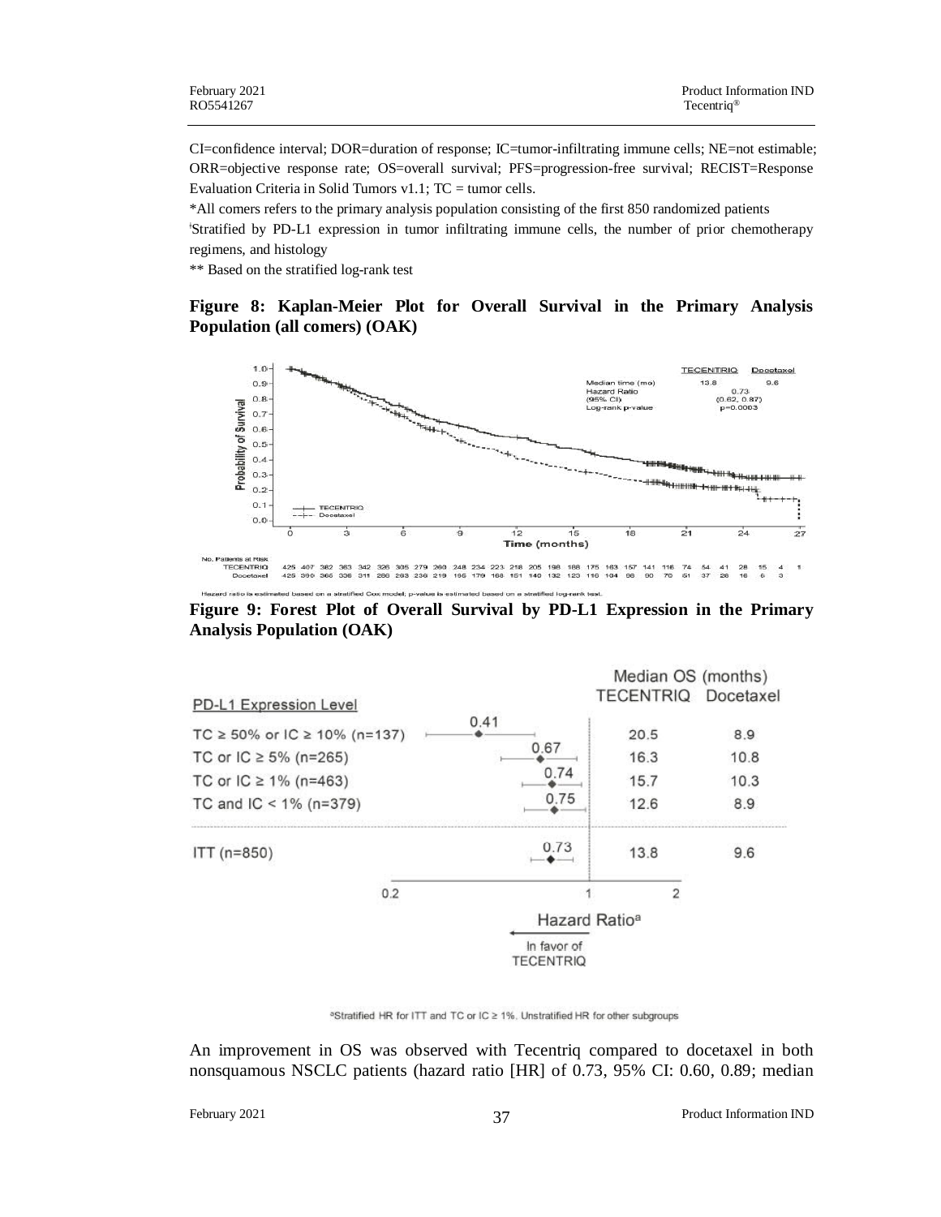CI=confidence interval; DOR=duration of response; IC=tumor-infiltrating immune cells; NE=not estimable; ORR=objective response rate; OS=overall survival; PFS=progression-free survival; RECIST=Response Evaluation Criteria in Solid Tumors v1.1; TC = tumor cells.

*All comers refers to the primary analysis population consisting of the first 850 randomized patients

ǂStratified by PD-L1 expression in tumor infiltrating immune cells, the number of prior chemotherapy regimens, and histology

** Based on the stratified log-rank test

**Figure 8: Kaplan-Meier Plot for Overall Survival in the Primary Analysis Population (all comers) (OAK)**

| | TECENTRIQ | Docetaxel |
|---|---|---|
| Median time (mo) | 13.8 | 9.6 |
| Hazard Ratio (95% CI) | 0.73 (0.62, 0.87) | |
| Log-rank p-value | p=0.0003 | |

No. Patients at Risk

| Time (months) | 0 | | | 3 | | | 6 | | | 9 | | | 12 | | | 15 | | | 18 | | | 21 | | | 24 | | | 27 |
|---|---|---|---|---|---|---|---|---|---|---|---|---|---|---|---|---|---|---|---|---|---|---|---|---|---|---|---|---|
| TECENTRIQ | 425 | 407 | 382 | 363 | 342 | 326 | 305 | 279 | 260 | 248 | 234 | 223 | 218 | 205 | 198 | 188 | 175 | 163 | 157 | 141 | 116 | 74 | 54 | 41 | 28 | 15 | 4 | 1 |
| Docetaxel | 425 | 390 | 365 | 336 | 311 | 286 | 263 | 236 | 219 | 195 | 179 | 168 | 151 | 140 | 132 | 123 | 116 | 104 | 98 | 90 | 70 | 51 | 37 | 26 | 16 | 6 | 3 | |

Hazard ratio is estimated based on a stratified Cox model; p-value is estimated based on a stratified log-rank test.

**Figure 9: Forest Plot of Overall Survival by PD-L1 Expression in the Primary Analysis Population (OAK)**

| PD-L1 Expression Level | Hazard Ratio[a] | Median OS (months) TECENTRIQ | Median OS (months) Docetaxel |
|---|---|---|---|
| TC ≥ 50% or IC ≥ 10% (n=137) | 0.41 | 20.5 | 8.9 |
| TC or IC ≥ 5% (n=265) | 0.67 | 16.3 | 10.8 |
| TC or IC ≥ 1% (n=463) | 0.74 | 15.7 | 10.3 |
| TC and IC < 1% (n=379) | 0.75 | 12.6 | 8.9 |
| ITT (n=850) | 0.73 | 13.8 | 9.6 |

Hazard Ratio[a] ← In favor of TECENTRIQ

[a]Stratified HR for ITT and TC or IC ≥ 1%. Unstratified HR for other subgroups

An improvement in OS was observed with Tecentriq compared to docetaxel in both nonsquamous NSCLC patients (hazard ratio [HR] of 0.73, 95% CI: 0.60, 0.89; median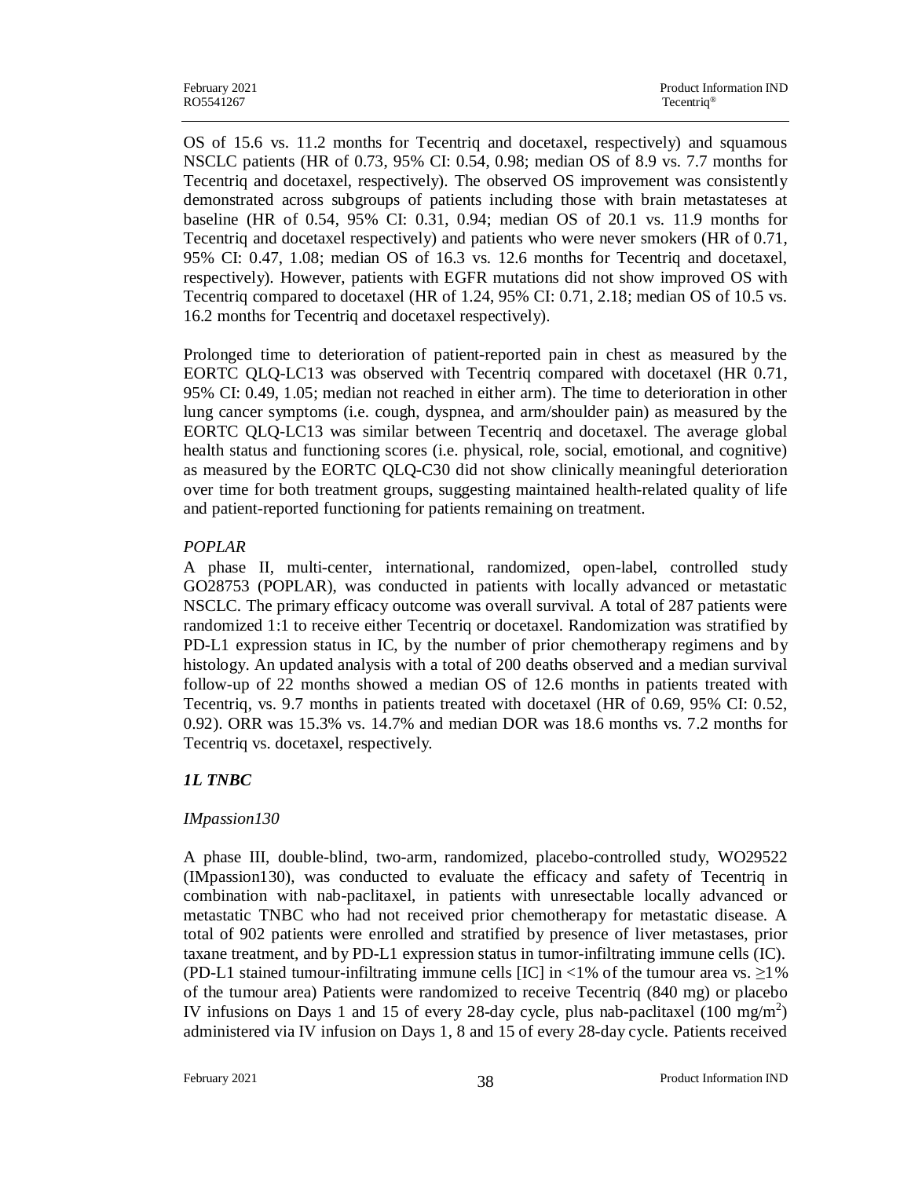OS of 15.6 vs. 11.2 months for Tecentriq and docetaxel, respectively) and squamous NSCLC patients (HR of 0.73, 95% CI: 0.54, 0.98; median OS of 8.9 vs. 7.7 months for Tecentriq and docetaxel, respectively). The observed OS improvement was consistently demonstrated across subgroups of patients including those with brain metastateses at baseline (HR of 0.54, 95% CI: 0.31, 0.94; median OS of 20.1 vs. 11.9 months for Tecentriq and docetaxel respectively) and patients who were never smokers (HR of 0.71, 95% CI: 0.47, 1.08; median OS of 16.3 vs. 12.6 months for Tecentriq and docetaxel, respectively). However, patients with EGFR mutations did not show improved OS with Tecentriq compared to docetaxel (HR of 1.24, 95% CI: 0.71, 2.18; median OS of 10.5 vs. 16.2 months for Tecentriq and docetaxel respectively).

Prolonged time to deterioration of patient-reported pain in chest as measured by the EORTC QLQ-LC13 was observed with Tecentriq compared with docetaxel (HR 0.71, 95% CI: 0.49, 1.05; median not reached in either arm). The time to deterioration in other lung cancer symptoms (i.e. cough, dyspnea, and arm/shoulder pain) as measured by the EORTC QLQ-LC13 was similar between Tecentriq and docetaxel. The average global health status and functioning scores (i.e. physical, role, social, emotional, and cognitive) as measured by the EORTC QLQ-C30 did not show clinically meaningful deterioration over time for both treatment groups, suggesting maintained health-related quality of life and patient-reported functioning for patients remaining on treatment.

*POPLAR*

A phase II, multi-center, international, randomized, open-label, controlled study GO28753 (POPLAR), was conducted in patients with locally advanced or metastatic NSCLC. The primary efficacy outcome was overall survival. A total of 287 patients were randomized 1:1 to receive either Tecentriq or docetaxel. Randomization was stratified by PD-L1 expression status in IC, by the number of prior chemotherapy regimens and by histology. An updated analysis with a total of 200 deaths observed and a median survival follow-up of 22 months showed a median OS of 12.6 months in patients treated with Tecentriq, vs. 9.7 months in patients treated with docetaxel (HR of 0.69, 95% CI: 0.52, 0.92). ORR was 15.3% vs. 14.7% and median DOR was 18.6 months vs. 7.2 months for Tecentriq vs. docetaxel, respectively.

### *1L TNBC*

*IMpassion130*

A phase III, double-blind, two-arm, randomized, placebo-controlled study, WO29522 (IMpassion130), was conducted to evaluate the efficacy and safety of Tecentriq in combination with nab-paclitaxel, in patients with unresectable locally advanced or metastatic TNBC who had not received prior chemotherapy for metastatic disease. A total of 902 patients were enrolled and stratified by presence of liver metastases, prior taxane treatment, and by PD-L1 expression status in tumor-infiltrating immune cells (IC). (PD-L1 stained tumour-infiltrating immune cells [IC] in <1% of the tumour area vs. ≥1% of the tumour area) Patients were randomized to receive Tecentriq (840 mg) or placebo IV infusions on Days 1 and 15 of every 28-day cycle, plus nab-paclitaxel (100 mg/m$^2$) administered via IV infusion on Days 1, 8 and 15 of every 28-day cycle. Patients received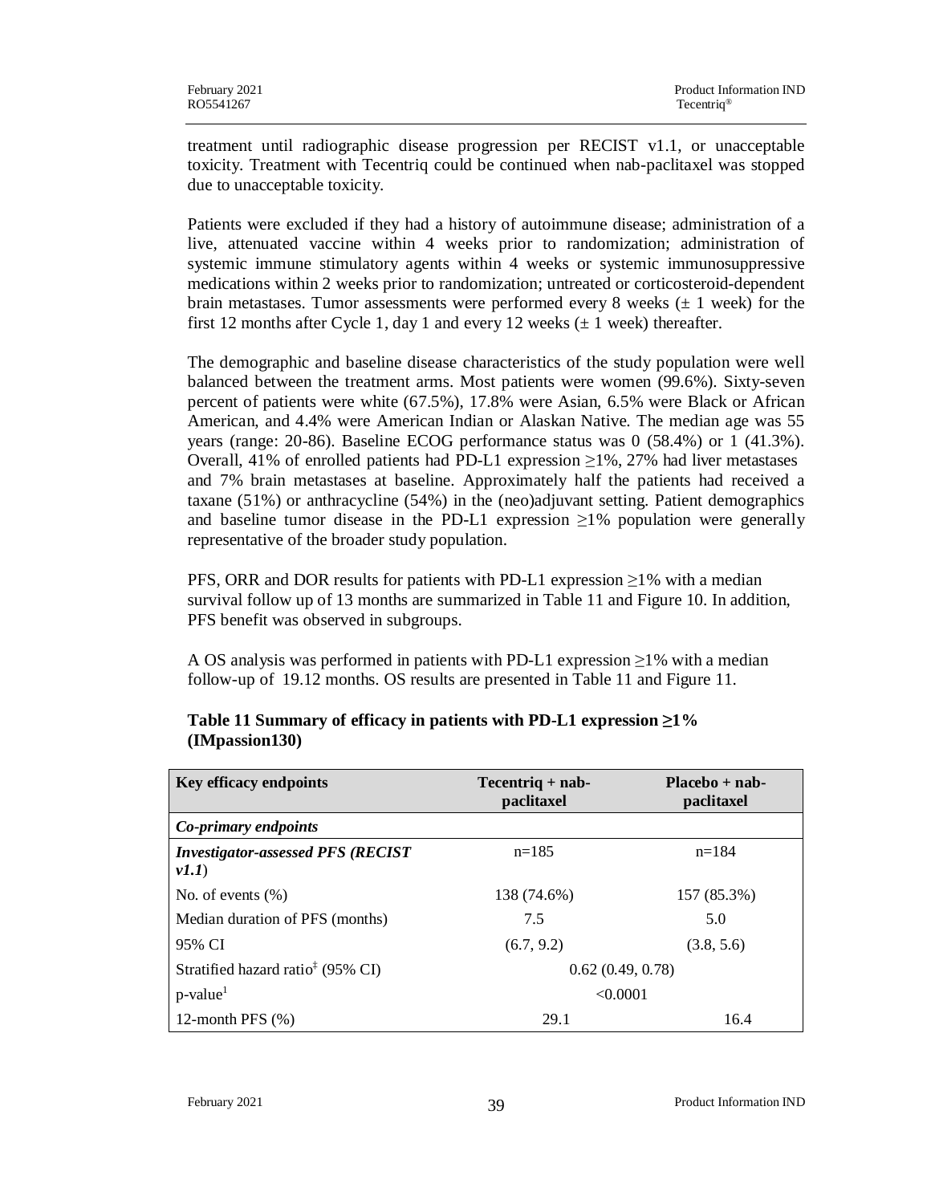treatment until radiographic disease progression per RECIST v1.1, or unacceptable toxicity. Treatment with Tecentriq could be continued when nab-paclitaxel was stopped due to unacceptable toxicity.

Patients were excluded if they had a history of autoimmune disease; administration of a live, attenuated vaccine within 4 weeks prior to randomization; administration of systemic immune stimulatory agents within 4 weeks or systemic immunosuppressive medications within 2 weeks prior to randomization; untreated or corticosteroid-dependent brain metastases. Tumor assessments were performed every 8 weeks (± 1 week) for the first 12 months after Cycle 1, day 1 and every 12 weeks (± 1 week) thereafter.

The demographic and baseline disease characteristics of the study population were well balanced between the treatment arms. Most patients were women (99.6%). Sixty-seven percent of patients were white (67.5%), 17.8% were Asian, 6.5% were Black or African American, and 4.4% were American Indian or Alaskan Native. The median age was 55 years (range: 20-86). Baseline ECOG performance status was 0 (58.4%) or 1 (41.3%). Overall, 41% of enrolled patients had PD-L1 expression ≥1%, 27% had liver metastases and 7% brain metastases at baseline. Approximately half the patients had received a taxane (51%) or anthracycline (54%) in the (neo)adjuvant setting. Patient demographics and baseline tumor disease in the PD-L1 expression ≥1% population were generally representative of the broader study population.

PFS, ORR and DOR results for patients with PD-L1 expression ≥1% with a median survival follow up of 13 months are summarized in Table 11 and Figure 10. In addition, PFS benefit was observed in subgroups.

A OS analysis was performed in patients with PD-L1 expression ≥1% with a median follow-up of 19.12 months. OS results are presented in Table 11 and Figure 11.

**Table 11 Summary of efficacy in patients with PD-L1 expression ≥1% (IMpassion130)**

| Key efficacy endpoints | Tecentriq + nab-paclitaxel | Placebo + nab-paclitaxel |
|---|---|---|
| ***Co-primary endpoints*** | | |
| ***Investigator-assessed PFS (RECIST v1.1)*** | n=185 | n=184 |
| No. of events (%) | 138 (74.6%) | 157 (85.3%) |
| Median duration of PFS (months) | 7.5 | 5.0 |
| 95% CI | (6.7, 9.2) | (3.8, 5.6) |
| Stratified hazard ratio[‡] (95% CI) | 0.62 (0.49, 0.78) | |
| p-value[1] | <0.0001 | |
| 12-month PFS (%) | 29.1 | 16.4 |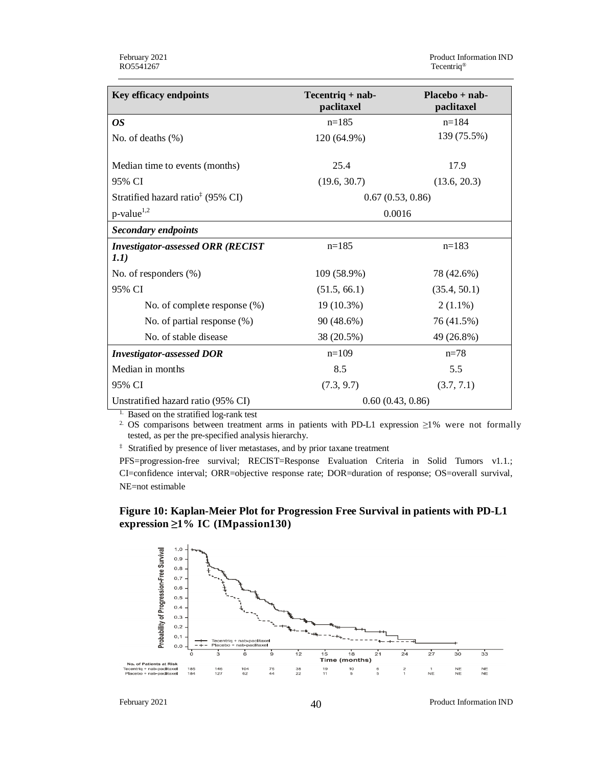| Key efficacy endpoints | Tecentriq + nab-paclitaxel | Placebo + nab-paclitaxel |
|---|---|---|
| ***OS*** | n=185 | n=184 |
| No. of deaths (%) | 120 (64.9%) | 139 (75.5%) |
| Median time to events (months) | 25.4 | 17.9 |
| 95% CI | (19.6, 30.7) | (13.6, 20.3) |
| Stratified hazard ratio‡ (95% CI) | 0.67 (0.53, 0.86) | |
| p-value[1,2] | 0.0016 | |
| ***Secondary endpoints*** | | |
| ***Investigator-assessed ORR (RECIST 1.1)*** | n=185 | n=183 |
| No. of responders (%) | 109 (58.9%) | 78 (42.6%) |
| 95% CI | (51.5, 66.1) | (35.4, 50.1) |
| No. of complete response (%) | 19 (10.3%) | 2 (1.1%) |
| No. of partial response (%) | 90 (48.6%) | 76 (41.5%) |
| No. of stable disease | 38 (20.5%) | 49 (26.8%) |
| ***Investigator-assessed DOR*** | n=109 | n=78 |
| Median in months | 8.5 | 5.5 |
| 95% CI | (7.3, 9.7) | (3.7, 7.1) |
| Unstratified hazard ratio (95% CI) | 0.60 (0.43, 0.86) | |

1. Based on the stratified log-rank test
2. OS comparisons between treatment arms in patients with PD-L1 expression ≥1% were not formally tested, as per the pre-specified analysis hierarchy.

‡ Stratified by presence of liver metastases, and by prior taxane treatment

PFS=progression-free survival; RECIST=Response Evaluation Criteria in Solid Tumors v1.1.; CI=confidence interval; ORR=objective response rate; DOR=duration of response; OS=overall survival, NE=not estimable

**Figure 10: Kaplan-Meier Plot for Progression Free Survival in patients with PD-L1 expression ≥1% IC (IMpassion130)**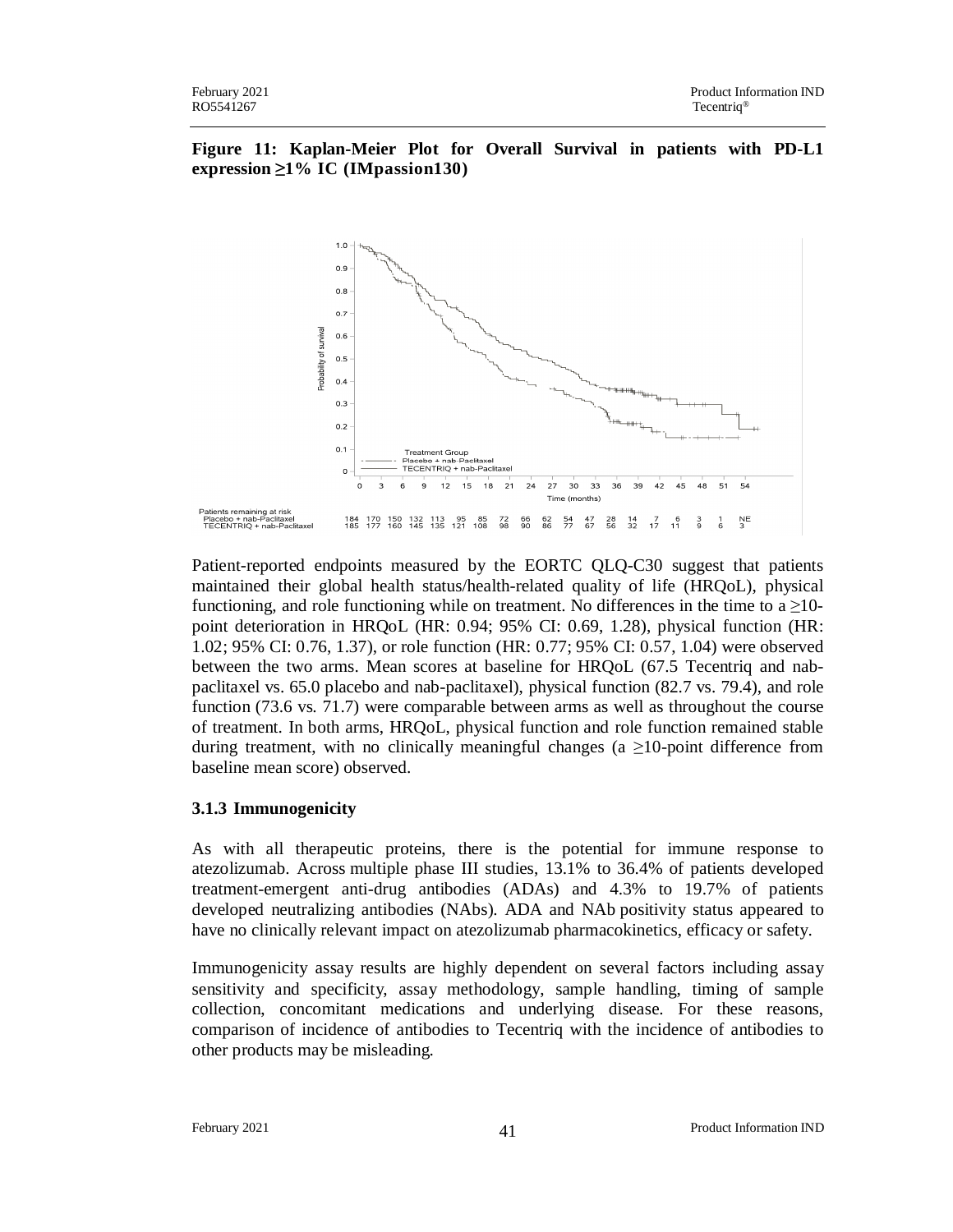**Figure 11: Kaplan-Meier Plot for Overall Survival in patients with PD-L1 expression ≥1% IC (IMpassion130)**

Patients remaining at risk

| Time (months) | 0 | 3 | 6 | 9 | 12 | 15 | 18 | 21 | 24 | 27 | 30 | 33 | 36 | 39 | 42 | 45 | 48 | 51 | 54 |
|---|---|---|---|---|---|---|---|---|---|---|---|---|---|---|---|---|---|---|---|
| Placebo + nab-Paclitaxel | 184 | 170 | 150 | 132 | 113 | 95 | 85 | 72 | 66 | 62 | 54 | 47 | 28 | 14 | 7 | 6 | 3 | 1 | NE |
| TECENTRIQ + nab-Paclitaxel | 185 | 177 | 160 | 145 | 135 | 121 | 108 | 98 | 90 | 86 | 77 | 67 | 56 | 32 | 17 | 11 | 9 | 6 | 3 |

Patient-reported endpoints measured by the EORTC QLQ-C30 suggest that patients maintained their global health status/health-related quality of life (HRQoL), physical functioning, and role functioning while on treatment. No differences in the time to a ≥10-point deterioration in HRQoL (HR: 0.94; 95% CI: 0.69, 1.28), physical function (HR: 1.02; 95% CI: 0.76, 1.37), or role function (HR: 0.77; 95% CI: 0.57, 1.04) were observed between the two arms. Mean scores at baseline for HRQoL (67.5 Tecentriq and nab-paclitaxel vs. 65.0 placebo and nab-paclitaxel), physical function (82.7 vs. 79.4), and role function (73.6 vs. 71.7) were comparable between arms as well as throughout the course of treatment. In both arms, HRQoL, physical function and role function remained stable during treatment, with no clinically meaningful changes (a ≥10-point difference from baseline mean score) observed.

### 3.1.3 Immunogenicity

As with all therapeutic proteins, there is the potential for immune response to atezolizumab. Across multiple phase III studies, 13.1% to 36.4% of patients developed treatment-emergent anti-drug antibodies (ADAs) and 4.3% to 19.7% of patients developed neutralizing antibodies (NAbs). ADA and NAb positivity status appeared to have no clinically relevant impact on atezolizumab pharmacokinetics, efficacy or safety.

Immunogenicity assay results are highly dependent on several factors including assay sensitivity and specificity, assay methodology, sample handling, timing of sample collection, concomitant medications and underlying disease. For these reasons, comparison of incidence of antibodies to Tecentriq with the incidence of antibodies to other products may be misleading.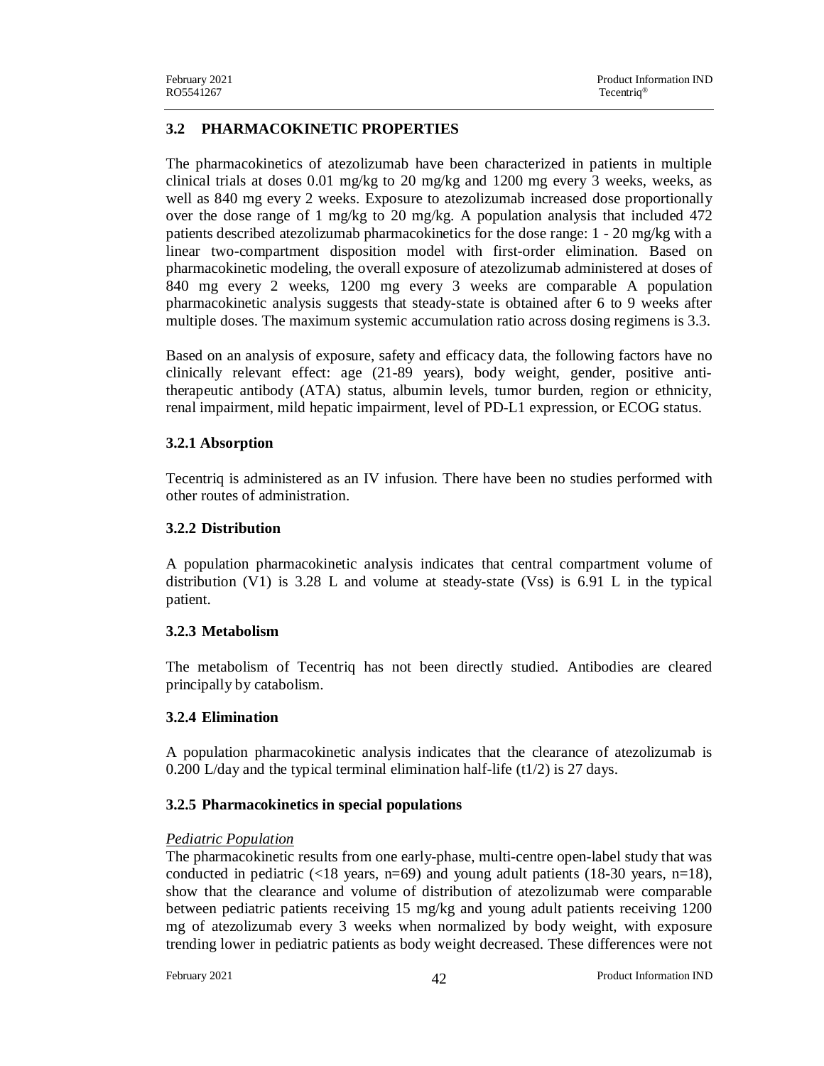## 3.2 PHARMACOKINETIC PROPERTIES

The pharmacokinetics of atezolizumab have been characterized in patients in multiple clinical trials at doses 0.01 mg/kg to 20 mg/kg and 1200 mg every 3 weeks, weeks, as well as 840 mg every 2 weeks. Exposure to atezolizumab increased dose proportionally over the dose range of 1 mg/kg to 20 mg/kg. A population analysis that included 472 patients described atezolizumab pharmacokinetics for the dose range: 1 - 20 mg/kg with a linear two-compartment disposition model with first-order elimination. Based on pharmacokinetic modeling, the overall exposure of atezolizumab administered at doses of 840 mg every 2 weeks, 1200 mg every 3 weeks are comparable A population pharmacokinetic analysis suggests that steady-state is obtained after 6 to 9 weeks after multiple doses. The maximum systemic accumulation ratio across dosing regimens is 3.3.

Based on an analysis of exposure, safety and efficacy data, the following factors have no clinically relevant effect: age (21-89 years), body weight, gender, positive anti-therapeutic antibody (ATA) status, albumin levels, tumor burden, region or ethnicity, renal impairment, mild hepatic impairment, level of PD-L1 expression, or ECOG status.

### 3.2.1 Absorption

Tecentriq is administered as an IV infusion. There have been no studies performed with other routes of administration.

### 3.2.2 Distribution

A population pharmacokinetic analysis indicates that central compartment volume of distribution (V1) is 3.28 L and volume at steady-state (Vss) is 6.91 L in the typical patient.

### 3.2.3 Metabolism

The metabolism of Tecentriq has not been directly studied. Antibodies are cleared principally by catabolism.

### 3.2.4 Elimination

A population pharmacokinetic analysis indicates that the clearance of atezolizumab is 0.200 L/day and the typical terminal elimination half-life (t1/2) is 27 days.

### 3.2.5 Pharmacokinetics in special populations

*Pediatric Population*

The pharmacokinetic results from one early-phase, multi-centre open-label study that was conducted in pediatric (<18 years, n=69) and young adult patients (18-30 years, n=18), show that the clearance and volume of distribution of atezolizumab were comparable between pediatric patients receiving 15 mg/kg and young adult patients receiving 1200 mg of atezolizumab every 3 weeks when normalized by body weight, with exposure trending lower in pediatric patients as body weight decreased. These differences were not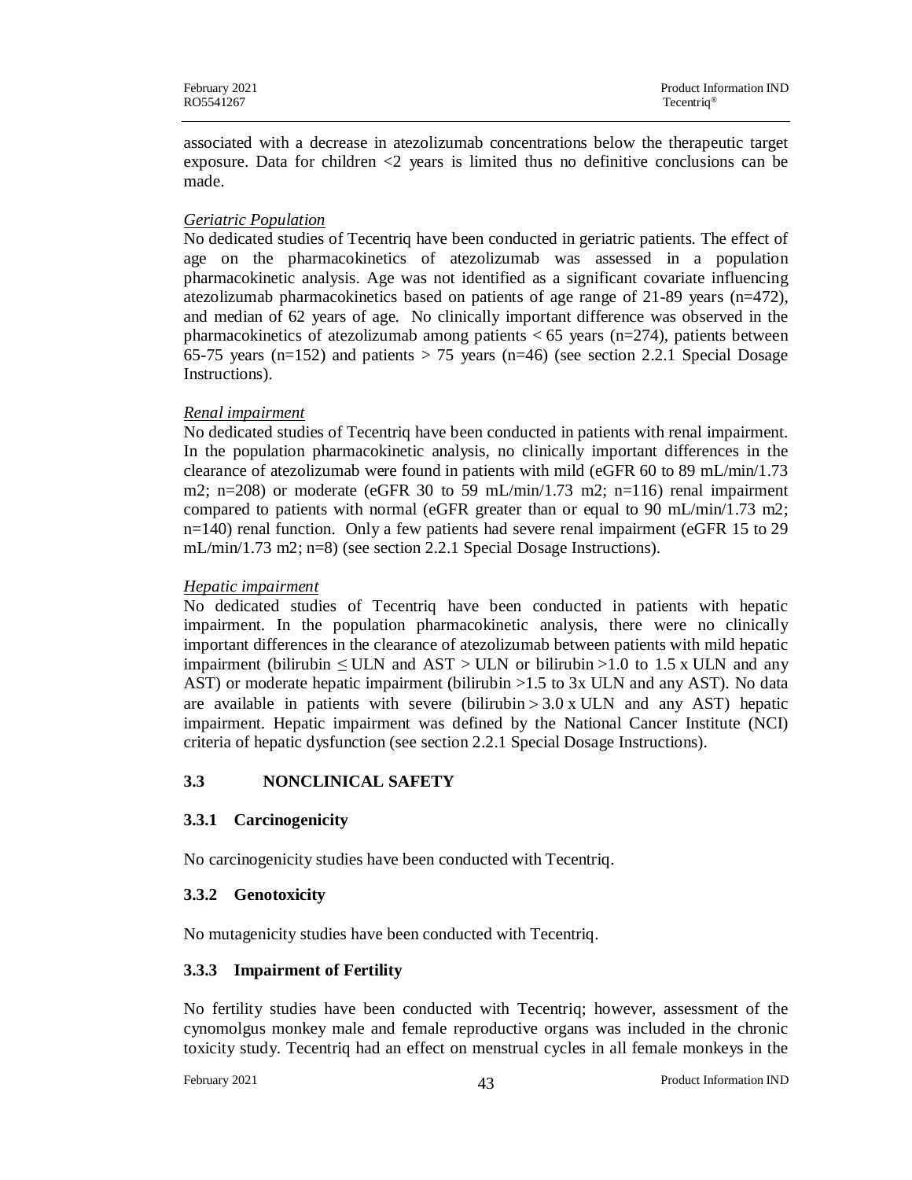associated with a decrease in atezolizumab concentrations below the therapeutic target exposure. Data for children <2 years is limited thus no definitive conclusions can be made.

*Geriatric Population*

No dedicated studies of Tecentriq have been conducted in geriatric patients. The effect of age on the pharmacokinetics of atezolizumab was assessed in a population pharmacokinetic analysis. Age was not identified as a significant covariate influencing atezolizumab pharmacokinetics based on patients of age range of 21-89 years (n=472), and median of 62 years of age. No clinically important difference was observed in the pharmacokinetics of atezolizumab among patients < 65 years (n=274), patients between 65-75 years (n=152) and patients > 75 years (n=46) (see section 2.2.1 Special Dosage Instructions).

*Renal impairment*

No dedicated studies of Tecentriq have been conducted in patients with renal impairment. In the population pharmacokinetic analysis, no clinically important differences in the clearance of atezolizumab were found in patients with mild (eGFR 60 to 89 mL/min/1.73 m2; n=208) or moderate (eGFR 30 to 59 mL/min/1.73 m2; n=116) renal impairment compared to patients with normal (eGFR greater than or equal to 90 mL/min/1.73 m2; n=140) renal function. Only a few patients had severe renal impairment (eGFR 15 to 29 mL/min/1.73 m2; n=8) (see section 2.2.1 Special Dosage Instructions).

*Hepatic impairment*

No dedicated studies of Tecentriq have been conducted in patients with hepatic impairment. In the population pharmacokinetic analysis, there were no clinically important differences in the clearance of atezolizumab between patients with mild hepatic impairment (bilirubin ≤ ULN and AST > ULN or bilirubin >1.0 to 1.5 x ULN and any AST) or moderate hepatic impairment (bilirubin >1.5 to 3x ULN and any AST). No data are available in patients with severe (bilirubin > 3.0 x ULN and any AST) hepatic impairment. Hepatic impairment was defined by the National Cancer Institute (NCI) criteria of hepatic dysfunction (see section 2.2.1 Special Dosage Instructions).

## 3.3 NONCLINICAL SAFETY

### 3.3.1 Carcinogenicity

No carcinogenicity studies have been conducted with Tecentriq.

### 3.3.2 Genotoxicity

No mutagenicity studies have been conducted with Tecentriq.

### 3.3.3 Impairment of Fertility

No fertility studies have been conducted with Tecentriq; however, assessment of the cynomolgus monkey male and female reproductive organs was included in the chronic toxicity study. Tecentriq had an effect on menstrual cycles in all female monkeys in the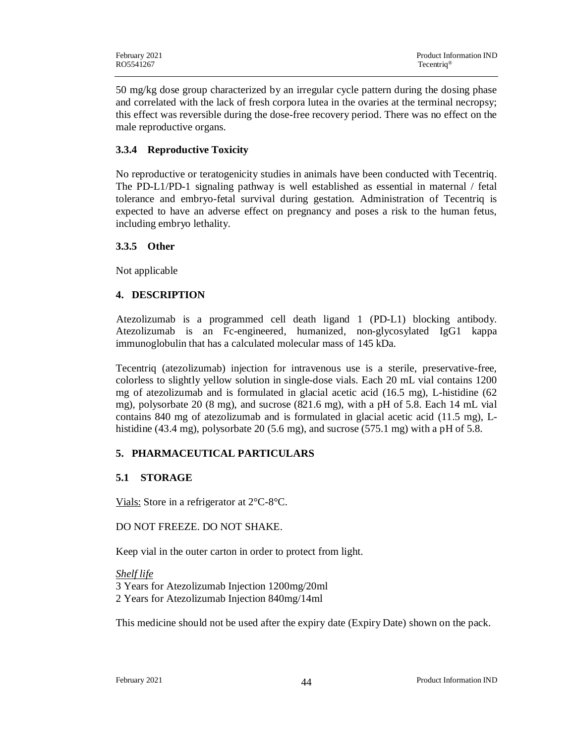50 mg/kg dose group characterized by an irregular cycle pattern during the dosing phase and correlated with the lack of fresh corpora lutea in the ovaries at the terminal necropsy; this effect was reversible during the dose-free recovery period. There was no effect on the male reproductive organs.

### 3.3.4 Reproductive Toxicity

No reproductive or teratogenicity studies in animals have been conducted with Tecentriq. The PD-L1/PD-1 signaling pathway is well established as essential in maternal / fetal tolerance and embryo-fetal survival during gestation. Administration of Tecentriq is expected to have an adverse effect on pregnancy and poses a risk to the human fetus, including embryo lethality.

### 3.3.5 Other

Not applicable

## 4. DESCRIPTION

Atezolizumab is a programmed cell death ligand 1 (PD-L1) blocking antibody. Atezolizumab is an Fc-engineered, humanized, non-glycosylated IgG1 kappa immunoglobulin that has a calculated molecular mass of 145 kDa.

Tecentriq (atezolizumab) injection for intravenous use is a sterile, preservative-free, colorless to slightly yellow solution in single-dose vials. Each 20 mL vial contains 1200 mg of atezolizumab and is formulated in glacial acetic acid (16.5 mg), L-histidine (62 mg), polysorbate 20 (8 mg), and sucrose (821.6 mg), with a pH of 5.8. Each 14 mL vial contains 840 mg of atezolizumab and is formulated in glacial acetic acid (11.5 mg), L-histidine (43.4 mg), polysorbate 20 (5.6 mg), and sucrose (575.1 mg) with a pH of 5.8.

## 5. PHARMACEUTICAL PARTICULARS

### 5.1 STORAGE

Vials: Store in a refrigerator at 2°C-8°C.

DO NOT FREEZE. DO NOT SHAKE.

Keep vial in the outer carton in order to protect from light.

*Shelf life*
3 Years for Atezolizumab Injection 1200mg/20ml
2 Years for Atezolizumab Injection 840mg/14ml

This medicine should not be used after the expiry date (Expiry Date) shown on the pack.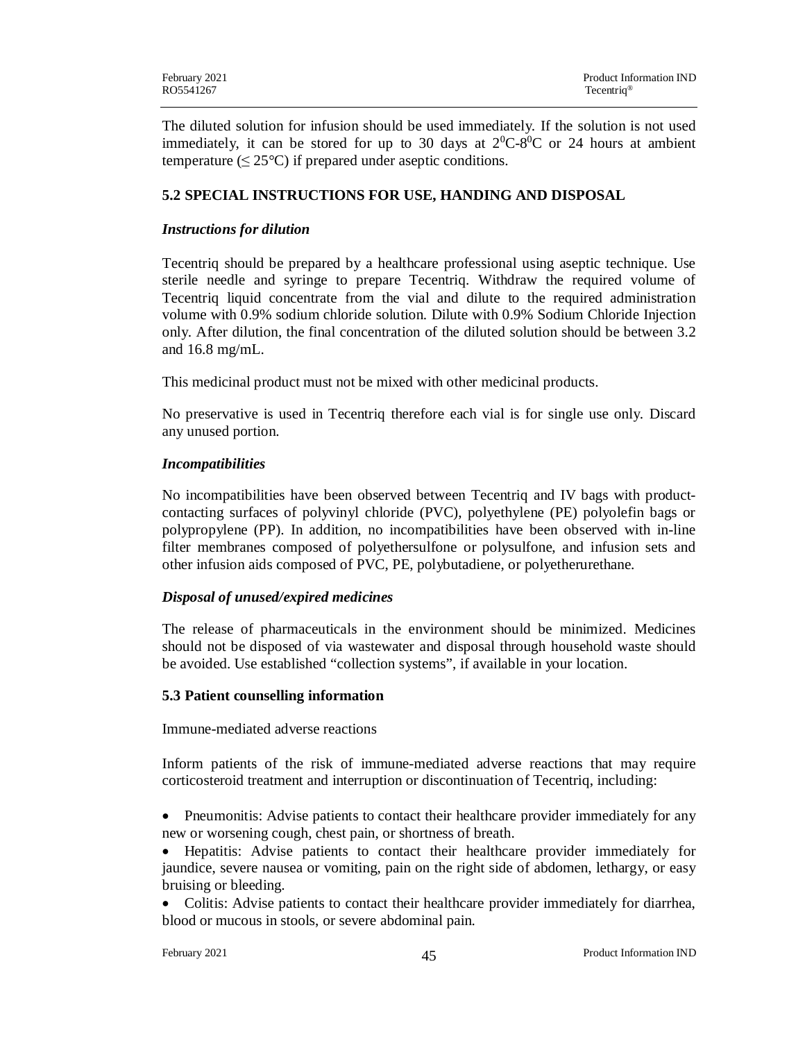The diluted solution for infusion should be used immediately. If the solution is not used immediately, it can be stored for up to 30 days at $2^0$C-$8^0$C or 24 hours at ambient temperature (≤ 25°C) if prepared under aseptic conditions.

## 5.2 SPECIAL INSTRUCTIONS FOR USE, HANDING AND DISPOSAL

***Instructions for dilution***

Tecentriq should be prepared by a healthcare professional using aseptic technique. Use sterile needle and syringe to prepare Tecentriq. Withdraw the required volume of Tecentriq liquid concentrate from the vial and dilute to the required administration volume with 0.9% sodium chloride solution. Dilute with 0.9% Sodium Chloride Injection only. After dilution, the final concentration of the diluted solution should be between 3.2 and 16.8 mg/mL.

This medicinal product must not be mixed with other medicinal products.

No preservative is used in Tecentriq therefore each vial is for single use only. Discard any unused portion.

***Incompatibilities***

No incompatibilities have been observed between Tecentriq and IV bags with product-contacting surfaces of polyvinyl chloride (PVC), polyethylene (PE) polyolefin bags or polypropylene (PP). In addition, no incompatibilities have been observed with in-line filter membranes composed of polyethersulfone or polysulfone, and infusion sets and other infusion aids composed of PVC, PE, polybutadiene, or polyetherurethane.

***Disposal of unused/expired medicines***

The release of pharmaceuticals in the environment should be minimized. Medicines should not be disposed of via wastewater and disposal through household waste should be avoided. Use established "collection systems", if available in your location.

## 5.3 Patient counselling information

Immune-mediated adverse reactions

Inform patients of the risk of immune-mediated adverse reactions that may require corticosteroid treatment and interruption or discontinuation of Tecentriq, including:

- Pneumonitis: Advise patients to contact their healthcare provider immediately for any new or worsening cough, chest pain, or shortness of breath.
- Hepatitis: Advise patients to contact their healthcare provider immediately for jaundice, severe nausea or vomiting, pain on the right side of abdomen, lethargy, or easy bruising or bleeding.
- Colitis: Advise patients to contact their healthcare provider immediately for diarrhea, blood or mucous in stools, or severe abdominal pain.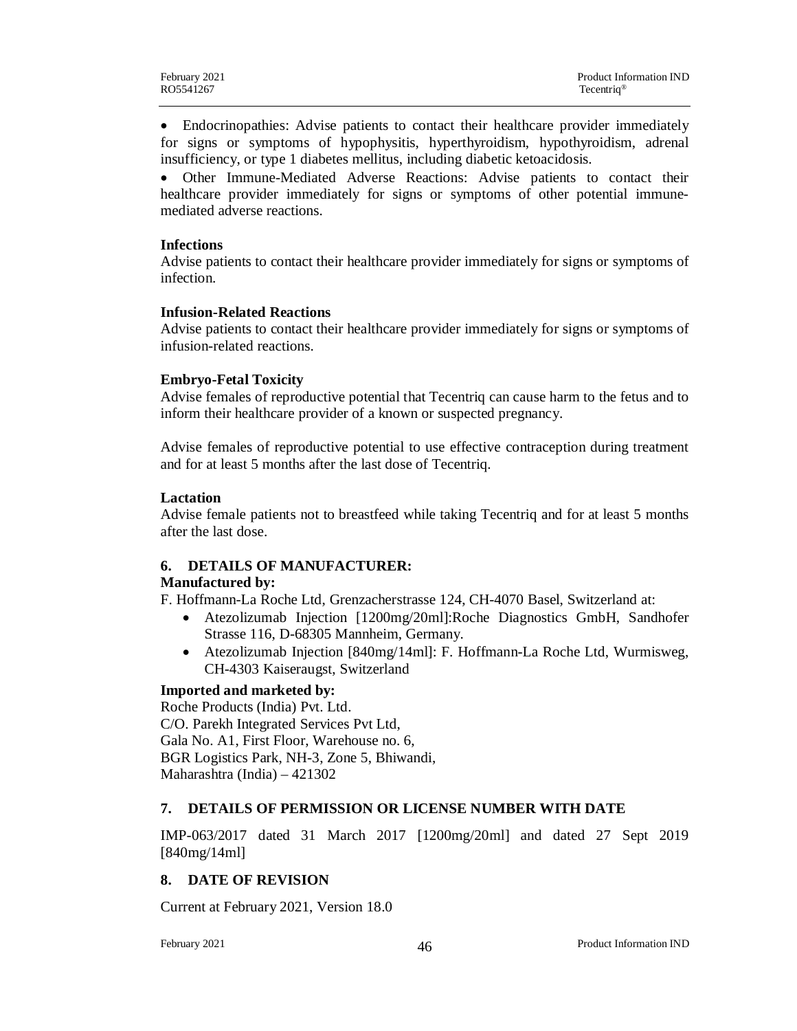- Endocrinopathies: Advise patients to contact their healthcare provider immediately for signs or symptoms of hypophysitis, hyperthyroidism, hypothyroidism, adrenal insufficiency, or type 1 diabetes mellitus, including diabetic ketoacidosis.
- Other Immune-Mediated Adverse Reactions: Advise patients to contact their healthcare provider immediately for signs or symptoms of other potential immune-mediated adverse reactions.

**Infections**

Advise patients to contact their healthcare provider immediately for signs or symptoms of infection.

**Infusion-Related Reactions**

Advise patients to contact their healthcare provider immediately for signs or symptoms of infusion-related reactions.

**Embryo-Fetal Toxicity**

Advise females of reproductive potential that Tecentriq can cause harm to the fetus and to inform their healthcare provider of a known or suspected pregnancy.

Advise females of reproductive potential to use effective contraception during treatment and for at least 5 months after the last dose of Tecentriq.

**Lactation**

Advise female patients not to breastfeed while taking Tecentriq and for at least 5 months after the last dose.

## 6. DETAILS OF MANUFACTURER:

**Manufactured by:**

F. Hoffmann-La Roche Ltd, Grenzacherstrasse 124, CH-4070 Basel, Switzerland at:

- Atezolizumab Injection [1200mg/20ml]:Roche Diagnostics GmbH, Sandhofer Strasse 116, D-68305 Mannheim, Germany.
- Atezolizumab Injection [840mg/14ml]: F. Hoffmann-La Roche Ltd, Wurmisweg, CH-4303 Kaiseraugst, Switzerland

**Imported and marketed by:**

Roche Products (India) Pvt. Ltd.
C/O. Parekh Integrated Services Pvt Ltd,
Gala No. A1, First Floor, Warehouse no. 6,
BGR Logistics Park, NH-3, Zone 5, Bhiwandi,
Maharashtra (India) – 421302

## 7. DETAILS OF PERMISSION OR LICENSE NUMBER WITH DATE

IMP-063/2017 dated 31 March 2017 [1200mg/20ml] and dated 27 Sept 2019 [840mg/14ml]

## 8. DATE OF REVISION

Current at February 2021, Version 18.0